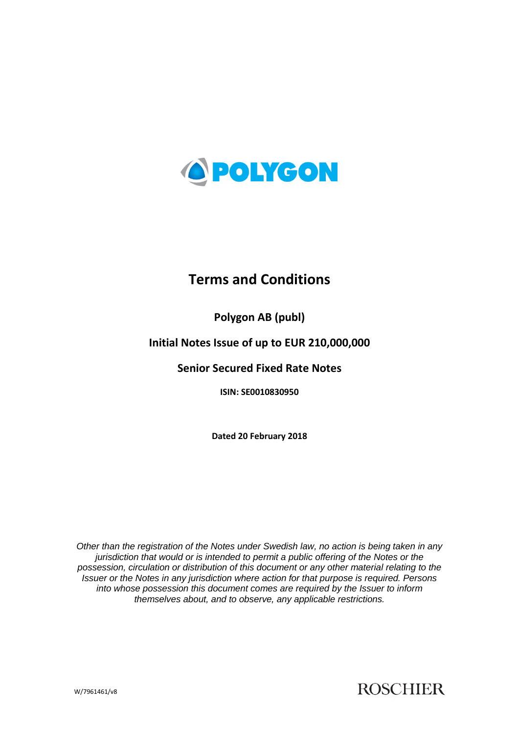POLYGON

# Terms and Conditions

## Polygon AB (publ)

## Initial Notes Issue of up to EUR 210,000,000

## Senior Secured Fixed Rate Notes

**ISIN: SE0010830950**

**Dated 20 February 2018**

*Other than the registration of the Notes under Swedish law, no action is being taken in any jurisdiction that would or is intended to permit a public offering of the Notes or the possession, circulation or distribution of this document or any other material relating to the Issuer or the Notes in any jurisdiction where action for that purpose is required. Persons into whose possession this document comes are required by the Issuer to inform themselves about, and to observe, any applicable restrictions.*

W/7961461/v8

ROSCHIER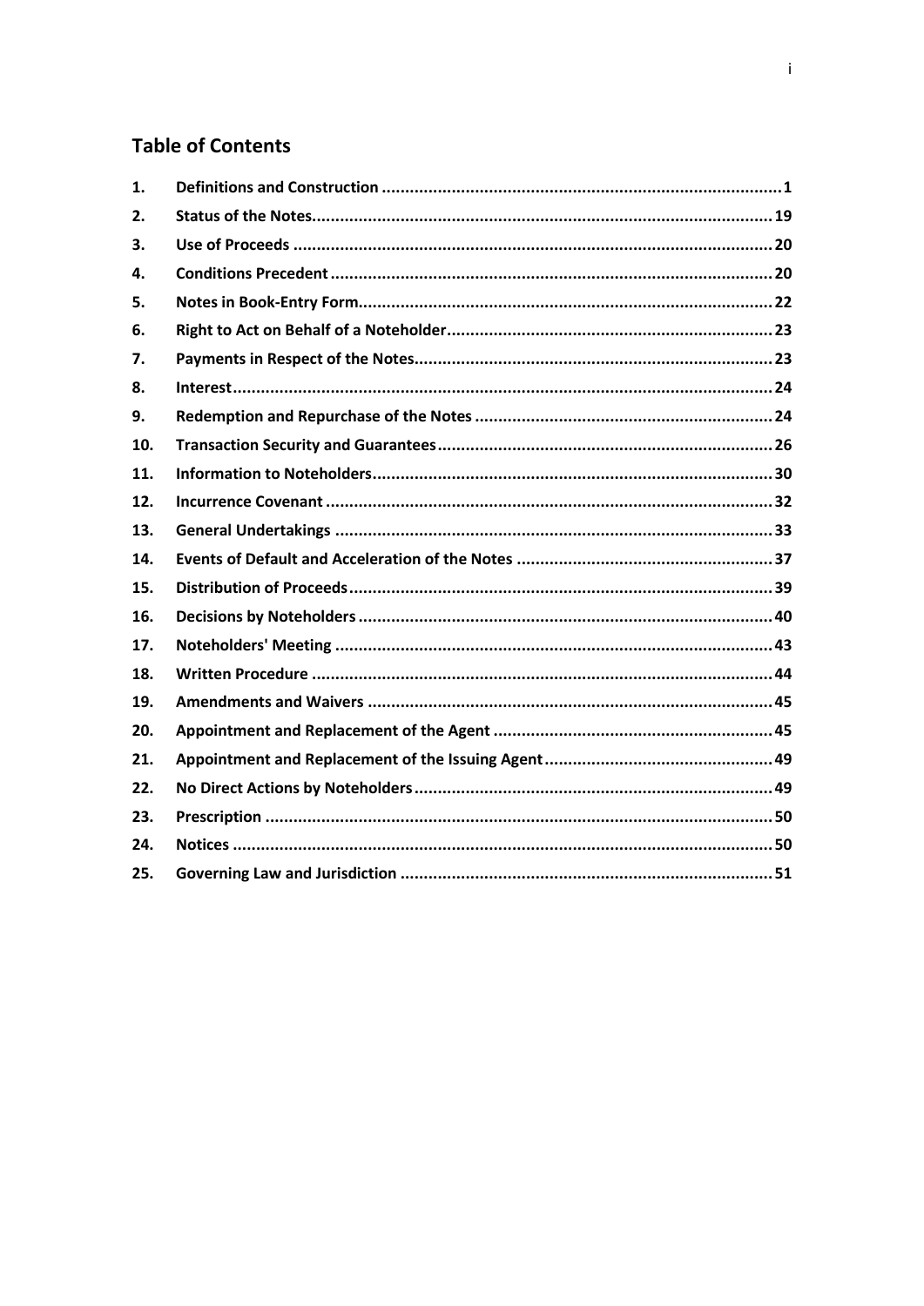## Table of Contents

| | | |
|---|---|---|
| 1. | **Definitions and Construction** | 1 |
| 2. | **Status of the Notes** | 19 |
| 3. | **Use of Proceeds** | 20 |
| 4. | **Conditions Precedent** | 20 |
| 5. | **Notes in Book-Entry Form** | 22 |
| 6. | **Right to Act on Behalf of a Noteholder** | 23 |
| 7. | **Payments in Respect of the Notes** | 23 |
| 8. | **Interest** | 24 |
| 9. | **Redemption and Repurchase of the Notes** | 24 |
| 10. | **Transaction Security and Guarantees** | 26 |
| 11. | **Information to Noteholders** | 30 |
| 12. | **Incurrence Covenant** | 32 |
| 13. | **General Undertakings** | 33 |
| 14. | **Events of Default and Acceleration of the Notes** | 37 |
| 15. | **Distribution of Proceeds** | 39 |
| 16. | **Decisions by Noteholders** | 40 |
| 17. | **Noteholders' Meeting** | 43 |
| 18. | **Written Procedure** | 44 |
| 19. | **Amendments and Waivers** | 45 |
| 20. | **Appointment and Replacement of the Agent** | 45 |
| 21. | **Appointment and Replacement of the Issuing Agent** | 49 |
| 22. | **No Direct Actions by Noteholders** | 49 |
| 23. | **Prescription** | 50 |
| 24. | **Notices** | 50 |
| 25. | **Governing Law and Jurisdiction** | 51 |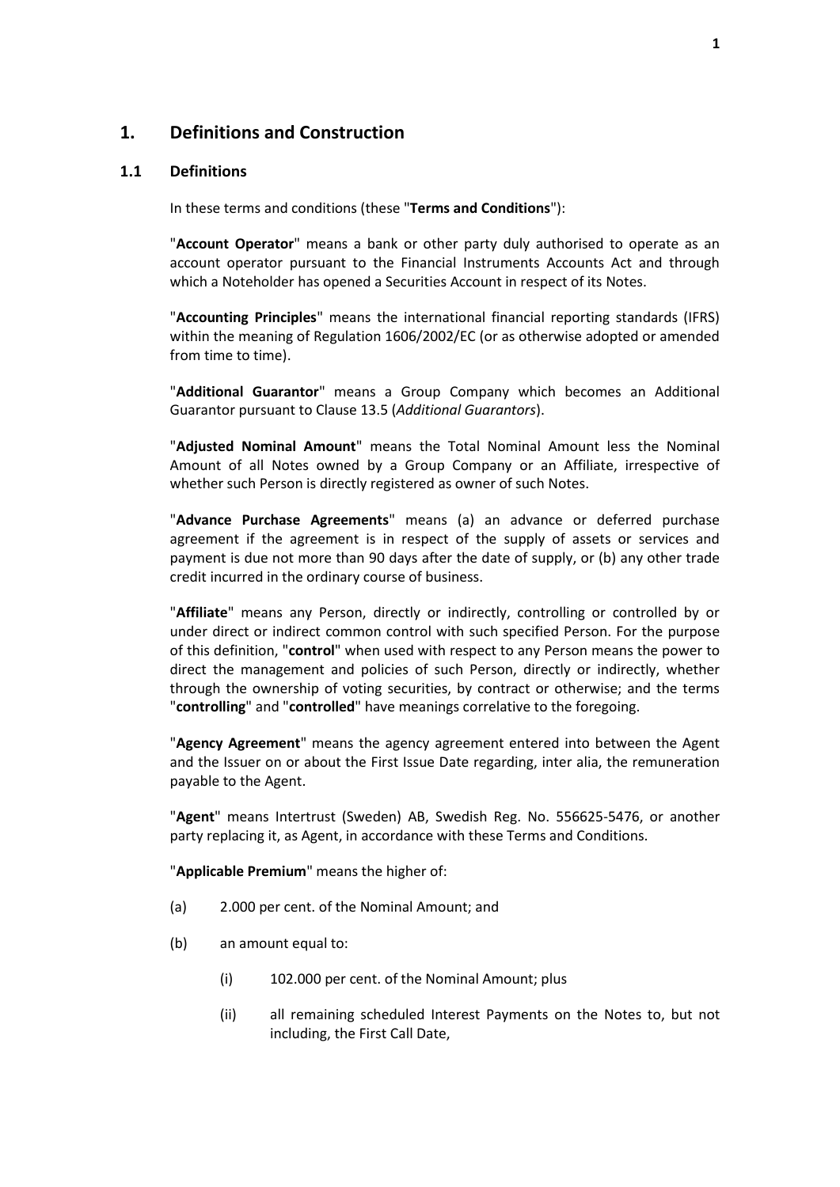# 1. Definitions and Construction

## 1.1 Definitions

In these terms and conditions (these "**Terms and Conditions**"):

"**Account Operator**" means a bank or other party duly authorised to operate as an account operator pursuant to the Financial Instruments Accounts Act and through which a Noteholder has opened a Securities Account in respect of its Notes.

"**Accounting Principles**" means the international financial reporting standards (IFRS) within the meaning of Regulation 1606/2002/EC (or as otherwise adopted or amended from time to time).

"**Additional Guarantor**" means a Group Company which becomes an Additional Guarantor pursuant to Clause 13.5 (*Additional Guarantors*).

"**Adjusted Nominal Amount**" means the Total Nominal Amount less the Nominal Amount of all Notes owned by a Group Company or an Affiliate, irrespective of whether such Person is directly registered as owner of such Notes.

"**Advance Purchase Agreements**" means (a) an advance or deferred purchase agreement if the agreement is in respect of the supply of assets or services and payment is due not more than 90 days after the date of supply, or (b) any other trade credit incurred in the ordinary course of business.

"**Affiliate**" means any Person, directly or indirectly, controlling or controlled by or under direct or indirect common control with such specified Person. For the purpose of this definition, "**control**" when used with respect to any Person means the power to direct the management and policies of such Person, directly or indirectly, whether through the ownership of voting securities, by contract or otherwise; and the terms "**controlling**" and "**controlled**" have meanings correlative to the foregoing.

"**Agency Agreement**" means the agency agreement entered into between the Agent and the Issuer on or about the First Issue Date regarding, inter alia, the remuneration payable to the Agent.

"**Agent**" means Intertrust (Sweden) AB, Swedish Reg. No. 556625-5476, or another party replacing it, as Agent, in accordance with these Terms and Conditions.

"**Applicable Premium**" means the higher of:

(a) 2.000 per cent. of the Nominal Amount; and

(b) an amount equal to:

   (i) 102.000 per cent. of the Nominal Amount; plus

   (ii) all remaining scheduled Interest Payments on the Notes to, but not including, the First Call Date,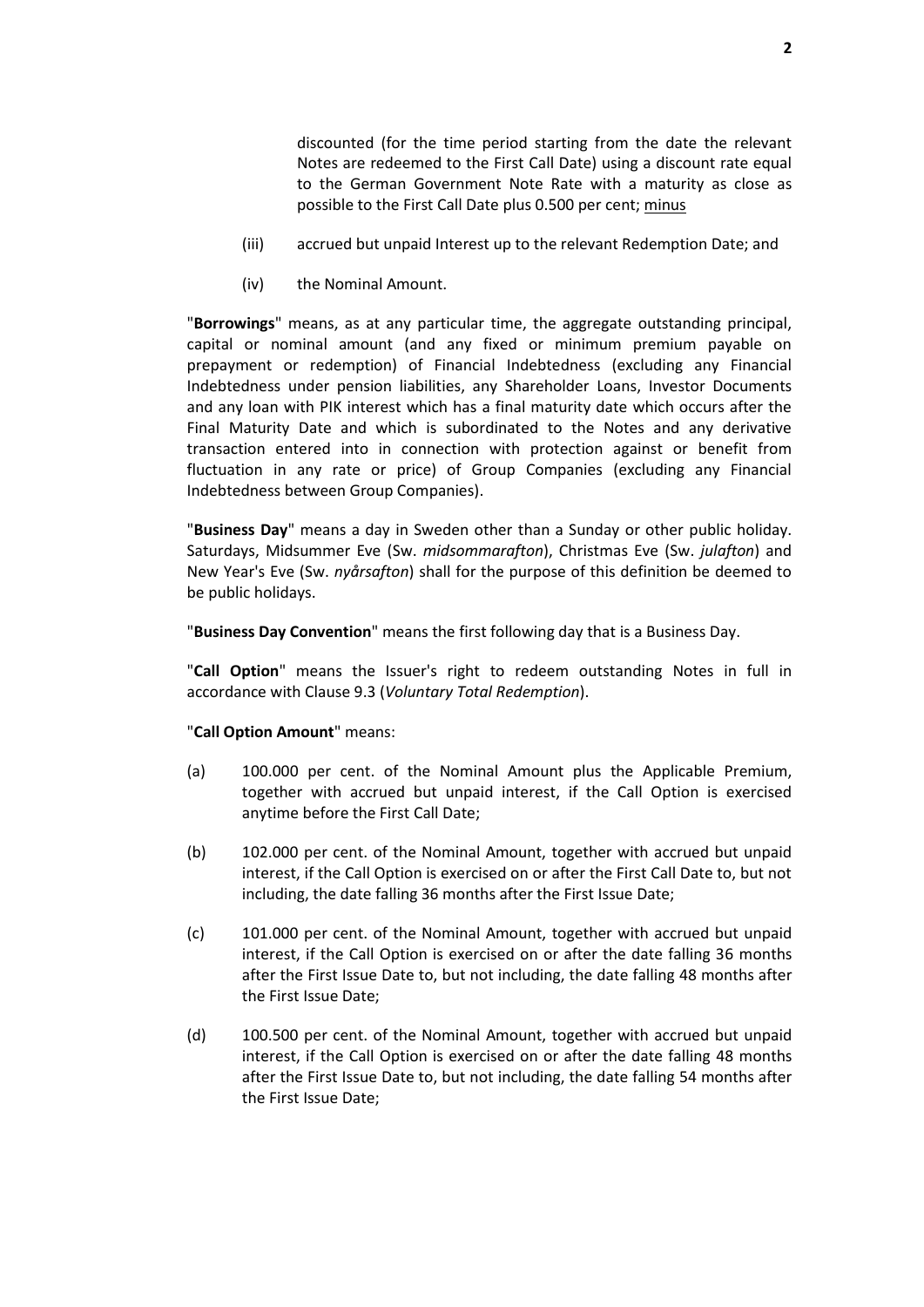discounted (for the time period starting from the date the relevant Notes are redeemed to the First Call Date) using a discount rate equal to the German Government Note Rate with a maturity as close as possible to the First Call Date plus 0.500 per cent; minus

(iii) accrued but unpaid Interest up to the relevant Redemption Date; and

(iv) the Nominal Amount.

"**Borrowings**" means, as at any particular time, the aggregate outstanding principal, capital or nominal amount (and any fixed or minimum premium payable on prepayment or redemption) of Financial Indebtedness (excluding any Financial Indebtedness under pension liabilities, any Shareholder Loans, Investor Documents and any loan with PIK interest which has a final maturity date which occurs after the Final Maturity Date and which is subordinated to the Notes and any derivative transaction entered into in connection with protection against or benefit from fluctuation in any rate or price) of Group Companies (excluding any Financial Indebtedness between Group Companies).

"**Business Day**" means a day in Sweden other than a Sunday or other public holiday. Saturdays, Midsummer Eve (Sw. *midsommarafton*), Christmas Eve (Sw. *julafton*) and New Year's Eve (Sw. *nyårsafton*) shall for the purpose of this definition be deemed to be public holidays.

"**Business Day Convention**" means the first following day that is a Business Day.

"**Call Option**" means the Issuer's right to redeem outstanding Notes in full in accordance with Clause 9.3 (*Voluntary Total Redemption*).

"**Call Option Amount**" means:

(a) 100.000 per cent. of the Nominal Amount plus the Applicable Premium, together with accrued but unpaid interest, if the Call Option is exercised anytime before the First Call Date;

(b) 102.000 per cent. of the Nominal Amount, together with accrued but unpaid interest, if the Call Option is exercised on or after the First Call Date to, but not including, the date falling 36 months after the First Issue Date;

(c) 101.000 per cent. of the Nominal Amount, together with accrued but unpaid interest, if the Call Option is exercised on or after the date falling 36 months after the First Issue Date to, but not including, the date falling 48 months after the First Issue Date;

(d) 100.500 per cent. of the Nominal Amount, together with accrued but unpaid interest, if the Call Option is exercised on or after the date falling 48 months after the First Issue Date to, but not including, the date falling 54 months after the First Issue Date;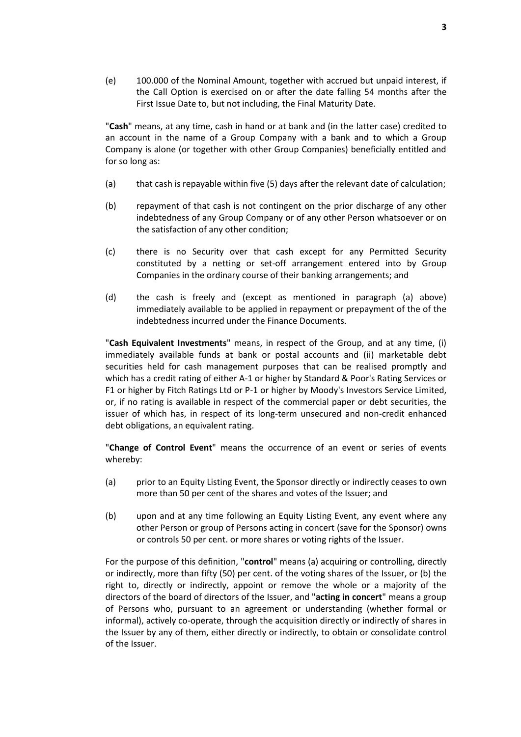(e) 100.000 of the Nominal Amount, together with accrued but unpaid interest, if the Call Option is exercised on or after the date falling 54 months after the First Issue Date to, but not including, the Final Maturity Date.

"**Cash**" means, at any time, cash in hand or at bank and (in the latter case) credited to an account in the name of a Group Company with a bank and to which a Group Company is alone (or together with other Group Companies) beneficially entitled and for so long as:

(a) that cash is repayable within five (5) days after the relevant date of calculation;

(b) repayment of that cash is not contingent on the prior discharge of any other indebtedness of any Group Company or of any other Person whatsoever or on the satisfaction of any other condition;

(c) there is no Security over that cash except for any Permitted Security constituted by a netting or set-off arrangement entered into by Group Companies in the ordinary course of their banking arrangements; and

(d) the cash is freely and (except as mentioned in paragraph (a) above) immediately available to be applied in repayment or prepayment of the of the indebtedness incurred under the Finance Documents.

"**Cash Equivalent Investments**" means, in respect of the Group, and at any time, (i) immediately available funds at bank or postal accounts and (ii) marketable debt securities held for cash management purposes that can be realised promptly and which has a credit rating of either A-1 or higher by Standard & Poor's Rating Services or F1 or higher by Fitch Ratings Ltd or P-1 or higher by Moody's Investors Service Limited, or, if no rating is available in respect of the commercial paper or debt securities, the issuer of which has, in respect of its long-term unsecured and non-credit enhanced debt obligations, an equivalent rating.

"**Change of Control Event**" means the occurrence of an event or series of events whereby:

(a) prior to an Equity Listing Event, the Sponsor directly or indirectly ceases to own more than 50 per cent of the shares and votes of the Issuer; and

(b) upon and at any time following an Equity Listing Event, any event where any other Person or group of Persons acting in concert (save for the Sponsor) owns or controls 50 per cent. or more shares or voting rights of the Issuer.

For the purpose of this definition, "**control**" means (a) acquiring or controlling, directly or indirectly, more than fifty (50) per cent. of the voting shares of the Issuer, or (b) the right to, directly or indirectly, appoint or remove the whole or a majority of the directors of the board of directors of the Issuer, and "**acting in concert**" means a group of Persons who, pursuant to an agreement or understanding (whether formal or informal), actively co-operate, through the acquisition directly or indirectly of shares in the Issuer by any of them, either directly or indirectly, to obtain or consolidate control of the Issuer.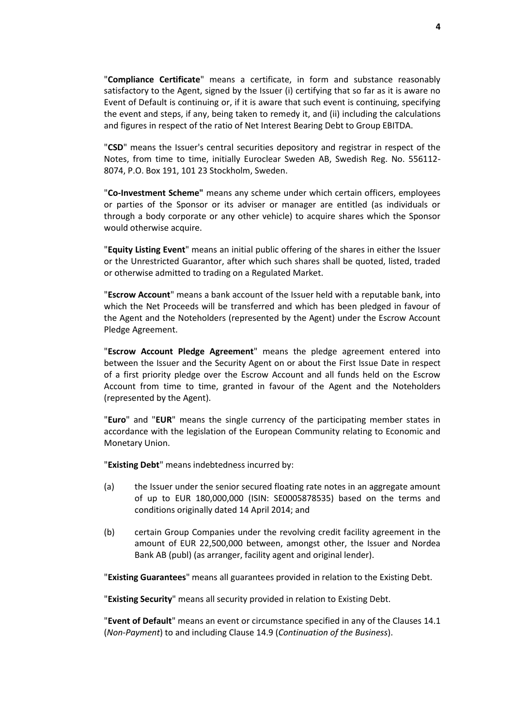"**Compliance Certificate**" means a certificate, in form and substance reasonably satisfactory to the Agent, signed by the Issuer (i) certifying that so far as it is aware no Event of Default is continuing or, if it is aware that such event is continuing, specifying the event and steps, if any, being taken to remedy it, and (ii) including the calculations and figures in respect of the ratio of Net Interest Bearing Debt to Group EBITDA.

"**CSD**" means the Issuer's central securities depository and registrar in respect of the Notes, from time to time, initially Euroclear Sweden AB, Swedish Reg. No. 556112-8074, P.O. Box 191, 101 23 Stockholm, Sweden.

"**Co-Investment Scheme"** means any scheme under which certain officers, employees or parties of the Sponsor or its adviser or manager are entitled (as individuals or through a body corporate or any other vehicle) to acquire shares which the Sponsor would otherwise acquire.

"**Equity Listing Event**" means an initial public offering of the shares in either the Issuer or the Unrestricted Guarantor, after which such shares shall be quoted, listed, traded or otherwise admitted to trading on a Regulated Market.

"**Escrow Account**" means a bank account of the Issuer held with a reputable bank, into which the Net Proceeds will be transferred and which has been pledged in favour of the Agent and the Noteholders (represented by the Agent) under the Escrow Account Pledge Agreement.

"**Escrow Account Pledge Agreement**" means the pledge agreement entered into between the Issuer and the Security Agent on or about the First Issue Date in respect of a first priority pledge over the Escrow Account and all funds held on the Escrow Account from time to time, granted in favour of the Agent and the Noteholders (represented by the Agent).

"**Euro**" and "**EUR**" means the single currency of the participating member states in accordance with the legislation of the European Community relating to Economic and Monetary Union.

"**Existing Debt**" means indebtedness incurred by:

(a) the Issuer under the senior secured floating rate notes in an aggregate amount of up to EUR 180,000,000 (ISIN: SE0005878535) based on the terms and conditions originally dated 14 April 2014; and

(b) certain Group Companies under the revolving credit facility agreement in the amount of EUR 22,500,000 between, amongst other, the Issuer and Nordea Bank AB (publ) (as arranger, facility agent and original lender).

"**Existing Guarantees**" means all guarantees provided in relation to the Existing Debt.

"**Existing Security**" means all security provided in relation to Existing Debt.

"**Event of Default**" means an event or circumstance specified in any of the Clauses 14.1 (*Non-Payment*) to and including Clause 14.9 (*Continuation of the Business*).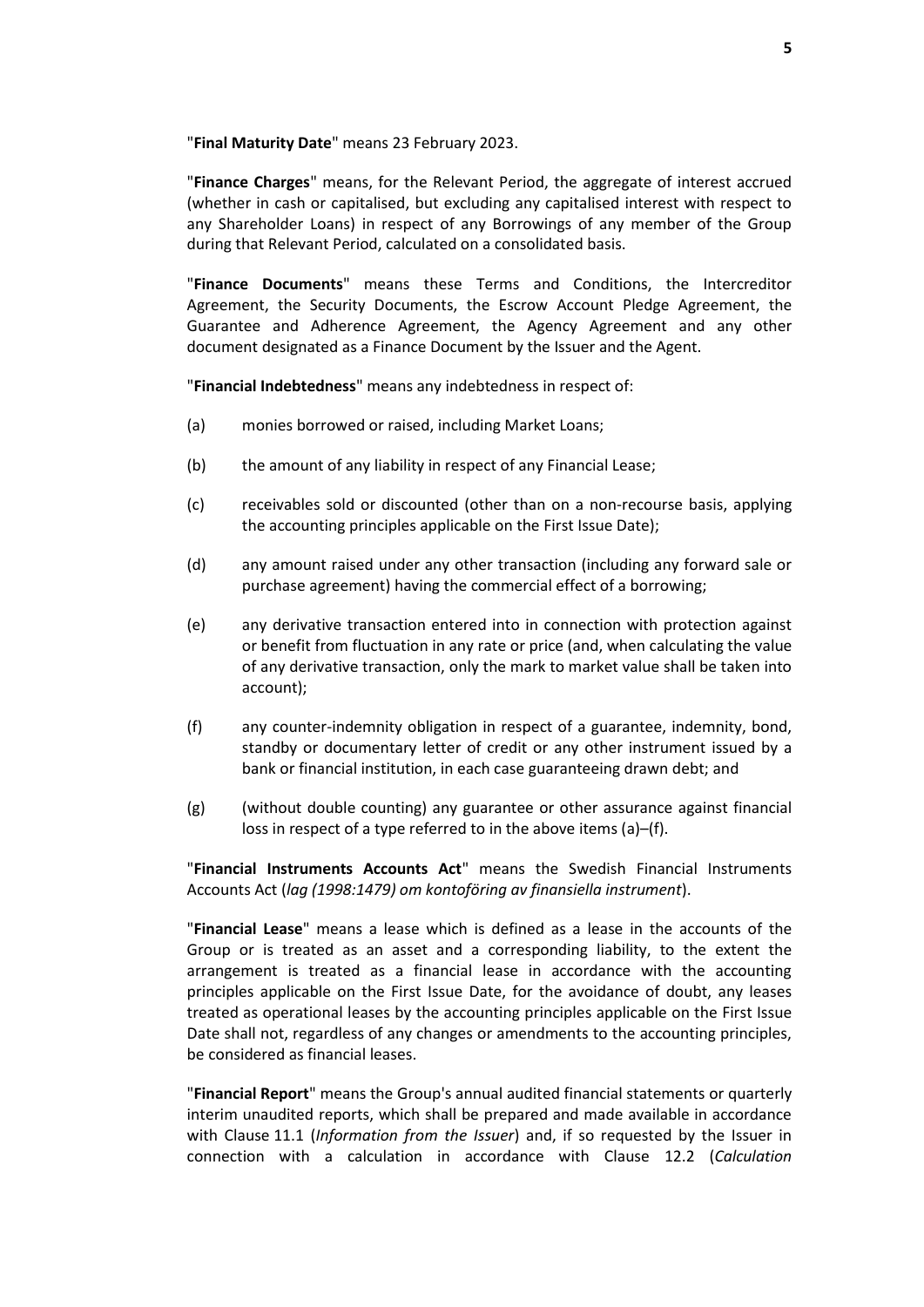"**Final Maturity Date**" means 23 February 2023.

"**Finance Charges**" means, for the Relevant Period, the aggregate of interest accrued (whether in cash or capitalised, but excluding any capitalised interest with respect to any Shareholder Loans) in respect of any Borrowings of any member of the Group during that Relevant Period, calculated on a consolidated basis.

"**Finance Documents**" means these Terms and Conditions, the Intercreditor Agreement, the Security Documents, the Escrow Account Pledge Agreement, the Guarantee and Adherence Agreement, the Agency Agreement and any other document designated as a Finance Document by the Issuer and the Agent.

"**Financial Indebtedness**" means any indebtedness in respect of:

(a) monies borrowed or raised, including Market Loans;

(b) the amount of any liability in respect of any Financial Lease;

(c) receivables sold or discounted (other than on a non-recourse basis, applying the accounting principles applicable on the First Issue Date);

(d) any amount raised under any other transaction (including any forward sale or purchase agreement) having the commercial effect of a borrowing;

(e) any derivative transaction entered into in connection with protection against or benefit from fluctuation in any rate or price (and, when calculating the value of any derivative transaction, only the mark to market value shall be taken into account);

(f) any counter-indemnity obligation in respect of a guarantee, indemnity, bond, standby or documentary letter of credit or any other instrument issued by a bank or financial institution, in each case guaranteeing drawn debt; and

(g) (without double counting) any guarantee or other assurance against financial loss in respect of a type referred to in the above items (a)–(f).

"**Financial Instruments Accounts Act**" means the Swedish Financial Instruments Accounts Act (*lag (1998:1479) om kontoföring av finansiella instrument*).

"**Financial Lease**" means a lease which is defined as a lease in the accounts of the Group or is treated as an asset and a corresponding liability, to the extent the arrangement is treated as a financial lease in accordance with the accounting principles applicable on the First Issue Date, for the avoidance of doubt, any leases treated as operational leases by the accounting principles applicable on the First Issue Date shall not, regardless of any changes or amendments to the accounting principles, be considered as financial leases.

"**Financial Report**" means the Group's annual audited financial statements or quarterly interim unaudited reports, which shall be prepared and made available in accordance with Clause 11.1 (*Information from the Issuer*) and, if so requested by the Issuer in connection with a calculation in accordance with Clause 12.2 (*Calculation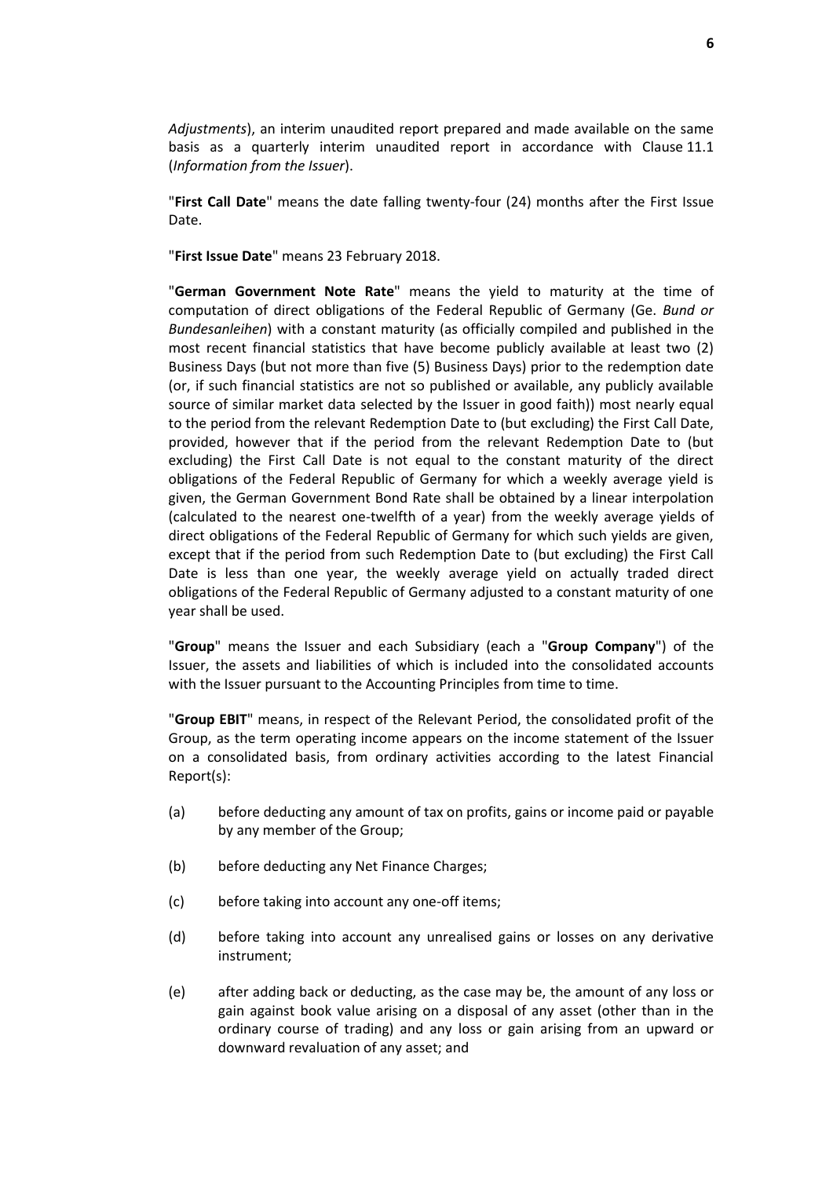*Adjustments*), an interim unaudited report prepared and made available on the same basis as a quarterly interim unaudited report in accordance with Clause 11.1 (*Information from the Issuer*).

"**First Call Date**" means the date falling twenty-four (24) months after the First Issue Date.

"**First Issue Date**" means 23 February 2018.

"**German Government Note Rate**" means the yield to maturity at the time of computation of direct obligations of the Federal Republic of Germany (Ge. *Bund or Bundesanleihen*) with a constant maturity (as officially compiled and published in the most recent financial statistics that have become publicly available at least two (2) Business Days (but not more than five (5) Business Days) prior to the redemption date (or, if such financial statistics are not so published or available, any publicly available source of similar market data selected by the Issuer in good faith)) most nearly equal to the period from the relevant Redemption Date to (but excluding) the First Call Date, provided, however that if the period from the relevant Redemption Date to (but excluding) the First Call Date is not equal to the constant maturity of the direct obligations of the Federal Republic of Germany for which a weekly average yield is given, the German Government Bond Rate shall be obtained by a linear interpolation (calculated to the nearest one-twelfth of a year) from the weekly average yields of direct obligations of the Federal Republic of Germany for which such yields are given, except that if the period from such Redemption Date to (but excluding) the First Call Date is less than one year, the weekly average yield on actually traded direct obligations of the Federal Republic of Germany adjusted to a constant maturity of one year shall be used.

"**Group**" means the Issuer and each Subsidiary (each a "**Group Company**") of the Issuer, the assets and liabilities of which is included into the consolidated accounts with the Issuer pursuant to the Accounting Principles from time to time.

"**Group EBIT**" means, in respect of the Relevant Period, the consolidated profit of the Group, as the term operating income appears on the income statement of the Issuer on a consolidated basis, from ordinary activities according to the latest Financial Report(s):

(a) before deducting any amount of tax on profits, gains or income paid or payable by any member of the Group;

(b) before deducting any Net Finance Charges;

(c) before taking into account any one-off items;

(d) before taking into account any unrealised gains or losses on any derivative instrument;

(e) after adding back or deducting, as the case may be, the amount of any loss or gain against book value arising on a disposal of any asset (other than in the ordinary course of trading) and any loss or gain arising from an upward or downward revaluation of any asset; and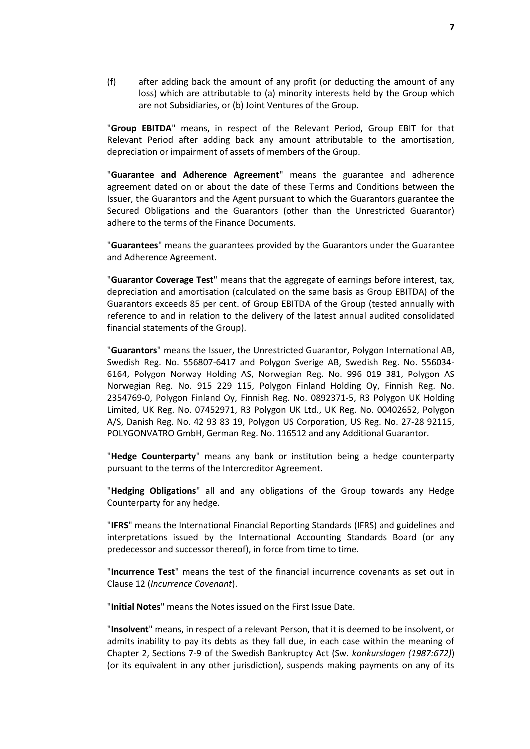(f) after adding back the amount of any profit (or deducting the amount of any loss) which are attributable to (a) minority interests held by the Group which are not Subsidiaries, or (b) Joint Ventures of the Group.

"**Group EBITDA**" means, in respect of the Relevant Period, Group EBIT for that Relevant Period after adding back any amount attributable to the amortisation, depreciation or impairment of assets of members of the Group.

"**Guarantee and Adherence Agreement**" means the guarantee and adherence agreement dated on or about the date of these Terms and Conditions between the Issuer, the Guarantors and the Agent pursuant to which the Guarantors guarantee the Secured Obligations and the Guarantors (other than the Unrestricted Guarantor) adhere to the terms of the Finance Documents.

"**Guarantees**" means the guarantees provided by the Guarantors under the Guarantee and Adherence Agreement.

"**Guarantor Coverage Test**" means that the aggregate of earnings before interest, tax, depreciation and amortisation (calculated on the same basis as Group EBITDA) of the Guarantors exceeds 85 per cent. of Group EBITDA of the Group (tested annually with reference to and in relation to the delivery of the latest annual audited consolidated financial statements of the Group).

"**Guarantors**" means the Issuer, the Unrestricted Guarantor, Polygon International AB, Swedish Reg. No. 556807-6417 and Polygon Sverige AB, Swedish Reg. No. 556034-6164, Polygon Norway Holding AS, Norwegian Reg. No. 996 019 381, Polygon AS Norwegian Reg. No. 915 229 115, Polygon Finland Holding Oy, Finnish Reg. No. 2354769-0, Polygon Finland Oy, Finnish Reg. No. 0892371-5, R3 Polygon UK Holding Limited, UK Reg. No. 07452971, R3 Polygon UK Ltd., UK Reg. No. 00402652, Polygon A/S, Danish Reg. No. 42 93 83 19, Polygon US Corporation, US Reg. No. 27-28 92115, POLYGONVATRO GmbH, German Reg. No. 116512 and any Additional Guarantor.

"**Hedge Counterparty**" means any bank or institution being a hedge counterparty pursuant to the terms of the Intercreditor Agreement.

"**Hedging Obligations**" all and any obligations of the Group towards any Hedge Counterparty for any hedge.

"**IFRS**" means the International Financial Reporting Standards (IFRS) and guidelines and interpretations issued by the International Accounting Standards Board (or any predecessor and successor thereof), in force from time to time.

"**Incurrence Test**" means the test of the financial incurrence covenants as set out in Clause 12 (*Incurrence Covenant*).

"**Initial Notes**" means the Notes issued on the First Issue Date.

"**Insolvent**" means, in respect of a relevant Person, that it is deemed to be insolvent, or admits inability to pay its debts as they fall due, in each case within the meaning of Chapter 2, Sections 7-9 of the Swedish Bankruptcy Act (Sw. *konkurslagen (1987:672)*) (or its equivalent in any other jurisdiction), suspends making payments on any of its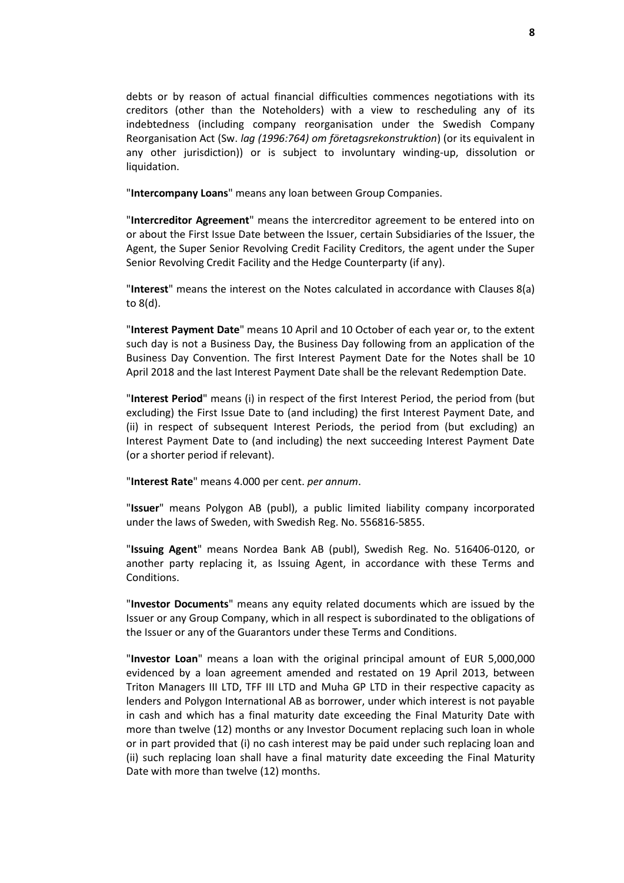debts or by reason of actual financial difficulties commences negotiations with its creditors (other than the Noteholders) with a view to rescheduling any of its indebtedness (including company reorganisation under the Swedish Company Reorganisation Act (Sw. *lag (1996:764) om företagsrekonstruktion*) (or its equivalent in any other jurisdiction)) or is subject to involuntary winding-up, dissolution or liquidation.

"**Intercompany Loans**" means any loan between Group Companies.

"**Intercreditor Agreement**" means the intercreditor agreement to be entered into on or about the First Issue Date between the Issuer, certain Subsidiaries of the Issuer, the Agent, the Super Senior Revolving Credit Facility Creditors, the agent under the Super Senior Revolving Credit Facility and the Hedge Counterparty (if any).

"**Interest**" means the interest on the Notes calculated in accordance with Clauses 8(a) to 8(d).

"**Interest Payment Date**" means 10 April and 10 October of each year or, to the extent such day is not a Business Day, the Business Day following from an application of the Business Day Convention. The first Interest Payment Date for the Notes shall be 10 April 2018 and the last Interest Payment Date shall be the relevant Redemption Date.

"**Interest Period**" means (i) in respect of the first Interest Period, the period from (but excluding) the First Issue Date to (and including) the first Interest Payment Date, and (ii) in respect of subsequent Interest Periods, the period from (but excluding) an Interest Payment Date to (and including) the next succeeding Interest Payment Date (or a shorter period if relevant).

"**Interest Rate**" means 4.000 per cent. *per annum*.

"**Issuer**" means Polygon AB (publ), a public limited liability company incorporated under the laws of Sweden, with Swedish Reg. No. 556816-5855.

"**Issuing Agent**" means Nordea Bank AB (publ), Swedish Reg. No. 516406-0120, or another party replacing it, as Issuing Agent, in accordance with these Terms and Conditions.

"**Investor Documents**" means any equity related documents which are issued by the Issuer or any Group Company, which in all respect is subordinated to the obligations of the Issuer or any of the Guarantors under these Terms and Conditions.

"**Investor Loan**" means a loan with the original principal amount of EUR 5,000,000 evidenced by a loan agreement amended and restated on 19 April 2013, between Triton Managers III LTD, TFF III LTD and Muha GP LTD in their respective capacity as lenders and Polygon International AB as borrower, under which interest is not payable in cash and which has a final maturity date exceeding the Final Maturity Date with more than twelve (12) months or any Investor Document replacing such loan in whole or in part provided that (i) no cash interest may be paid under such replacing loan and (ii) such replacing loan shall have a final maturity date exceeding the Final Maturity Date with more than twelve (12) months.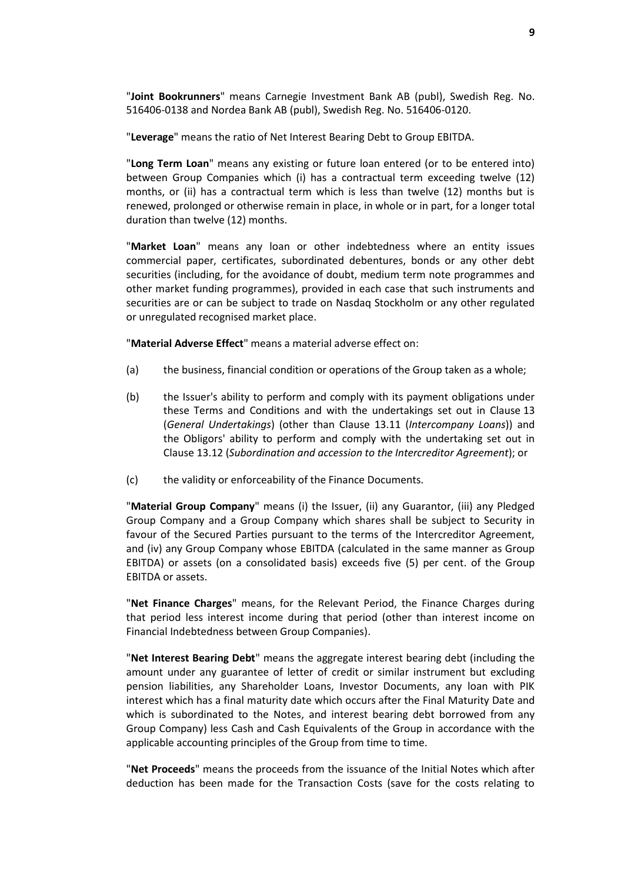"**Joint Bookrunners**" means Carnegie Investment Bank AB (publ), Swedish Reg. No. 516406-0138 and Nordea Bank AB (publ), Swedish Reg. No. 516406-0120.

"**Leverage**" means the ratio of Net Interest Bearing Debt to Group EBITDA.

"**Long Term Loan**" means any existing or future loan entered (or to be entered into) between Group Companies which (i) has a contractual term exceeding twelve (12) months, or (ii) has a contractual term which is less than twelve (12) months but is renewed, prolonged or otherwise remain in place, in whole or in part, for a longer total duration than twelve (12) months.

"**Market Loan**" means any loan or other indebtedness where an entity issues commercial paper, certificates, subordinated debentures, bonds or any other debt securities (including, for the avoidance of doubt, medium term note programmes and other market funding programmes), provided in each case that such instruments and securities are or can be subject to trade on Nasdaq Stockholm or any other regulated or unregulated recognised market place.

"**Material Adverse Effect**" means a material adverse effect on:

(a) the business, financial condition or operations of the Group taken as a whole;

(b) the Issuer's ability to perform and comply with its payment obligations under these Terms and Conditions and with the undertakings set out in Clause 13 (*General Undertakings*) (other than Clause 13.11 (*Intercompany Loans*)) and the Obligors' ability to perform and comply with the undertaking set out in Clause 13.12 (*Subordination and accession to the Intercreditor Agreement*); or

(c) the validity or enforceability of the Finance Documents.

"**Material Group Company**" means (i) the Issuer, (ii) any Guarantor, (iii) any Pledged Group Company and a Group Company which shares shall be subject to Security in favour of the Secured Parties pursuant to the terms of the Intercreditor Agreement, and (iv) any Group Company whose EBITDA (calculated in the same manner as Group EBITDA) or assets (on a consolidated basis) exceeds five (5) per cent. of the Group EBITDA or assets.

"**Net Finance Charges**" means, for the Relevant Period, the Finance Charges during that period less interest income during that period (other than interest income on Financial Indebtedness between Group Companies).

"**Net Interest Bearing Debt**" means the aggregate interest bearing debt (including the amount under any guarantee of letter of credit or similar instrument but excluding pension liabilities, any Shareholder Loans, Investor Documents, any loan with PIK interest which has a final maturity date which occurs after the Final Maturity Date and which is subordinated to the Notes, and interest bearing debt borrowed from any Group Company) less Cash and Cash Equivalents of the Group in accordance with the applicable accounting principles of the Group from time to time.

"**Net Proceeds**" means the proceeds from the issuance of the Initial Notes which after deduction has been made for the Transaction Costs (save for the costs relating to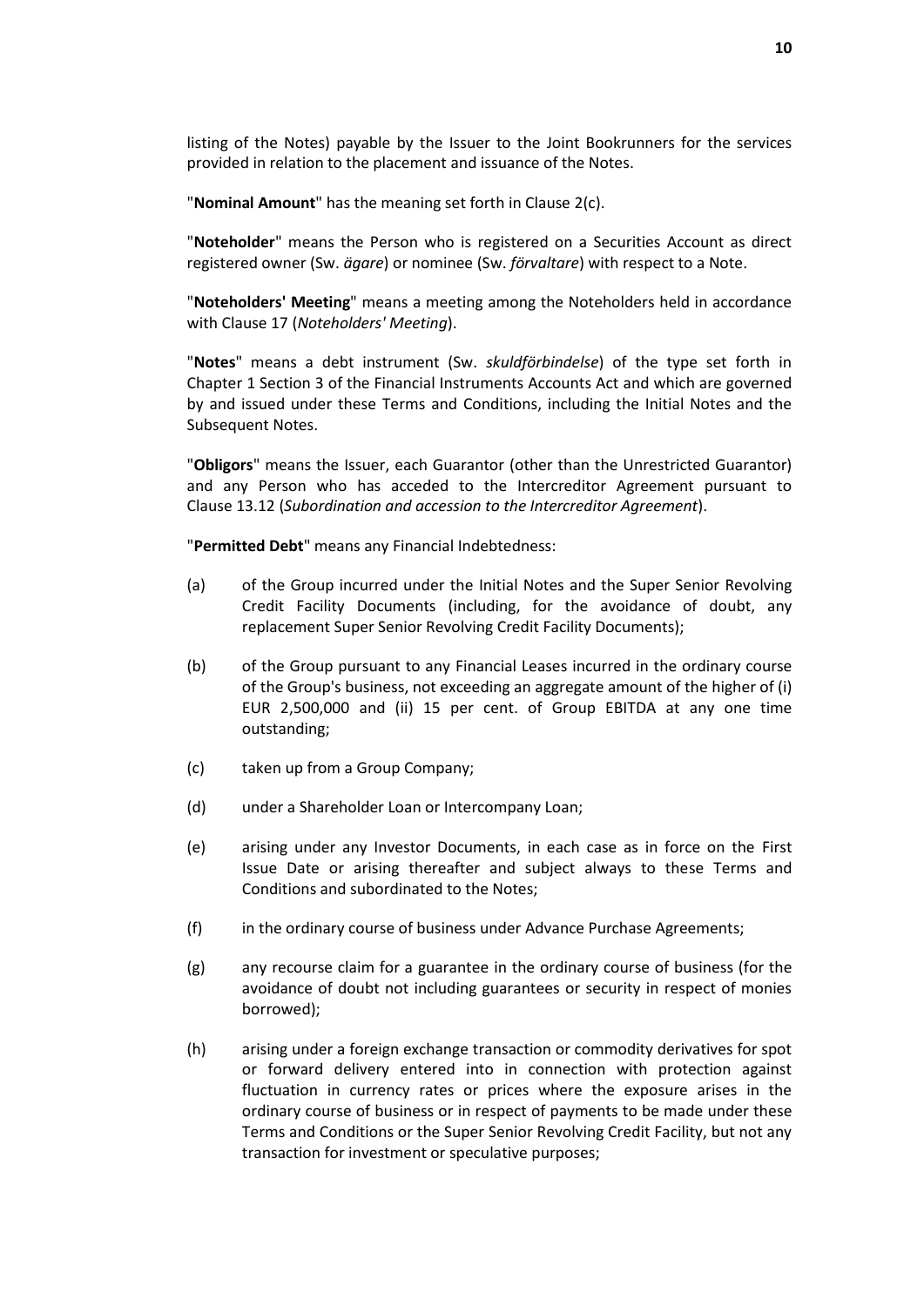listing of the Notes) payable by the Issuer to the Joint Bookrunners for the services provided in relation to the placement and issuance of the Notes.

"**Nominal Amount**" has the meaning set forth in Clause 2(c).

"**Noteholder**" means the Person who is registered on a Securities Account as direct registered owner (Sw. *ägare*) or nominee (Sw. *förvaltare*) with respect to a Note.

"**Noteholders' Meeting**" means a meeting among the Noteholders held in accordance with Clause 17 (*Noteholders' Meeting*).

"**Notes**" means a debt instrument (Sw. *skuldförbindelse*) of the type set forth in Chapter 1 Section 3 of the Financial Instruments Accounts Act and which are governed by and issued under these Terms and Conditions, including the Initial Notes and the Subsequent Notes.

"**Obligors**" means the Issuer, each Guarantor (other than the Unrestricted Guarantor) and any Person who has acceded to the Intercreditor Agreement pursuant to Clause 13.12 (*Subordination and accession to the Intercreditor Agreement*).

"**Permitted Debt**" means any Financial Indebtedness:

(a) of the Group incurred under the Initial Notes and the Super Senior Revolving Credit Facility Documents (including, for the avoidance of doubt, any replacement Super Senior Revolving Credit Facility Documents);

(b) of the Group pursuant to any Financial Leases incurred in the ordinary course of the Group's business, not exceeding an aggregate amount of the higher of (i) EUR 2,500,000 and (ii) 15 per cent. of Group EBITDA at any one time outstanding;

(c) taken up from a Group Company;

(d) under a Shareholder Loan or Intercompany Loan;

(e) arising under any Investor Documents, in each case as in force on the First Issue Date or arising thereafter and subject always to these Terms and Conditions and subordinated to the Notes;

(f) in the ordinary course of business under Advance Purchase Agreements;

(g) any recourse claim for a guarantee in the ordinary course of business (for the avoidance of doubt not including guarantees or security in respect of monies borrowed);

(h) arising under a foreign exchange transaction or commodity derivatives for spot or forward delivery entered into in connection with protection against fluctuation in currency rates or prices where the exposure arises in the ordinary course of business or in respect of payments to be made under these Terms and Conditions or the Super Senior Revolving Credit Facility, but not any transaction for investment or speculative purposes;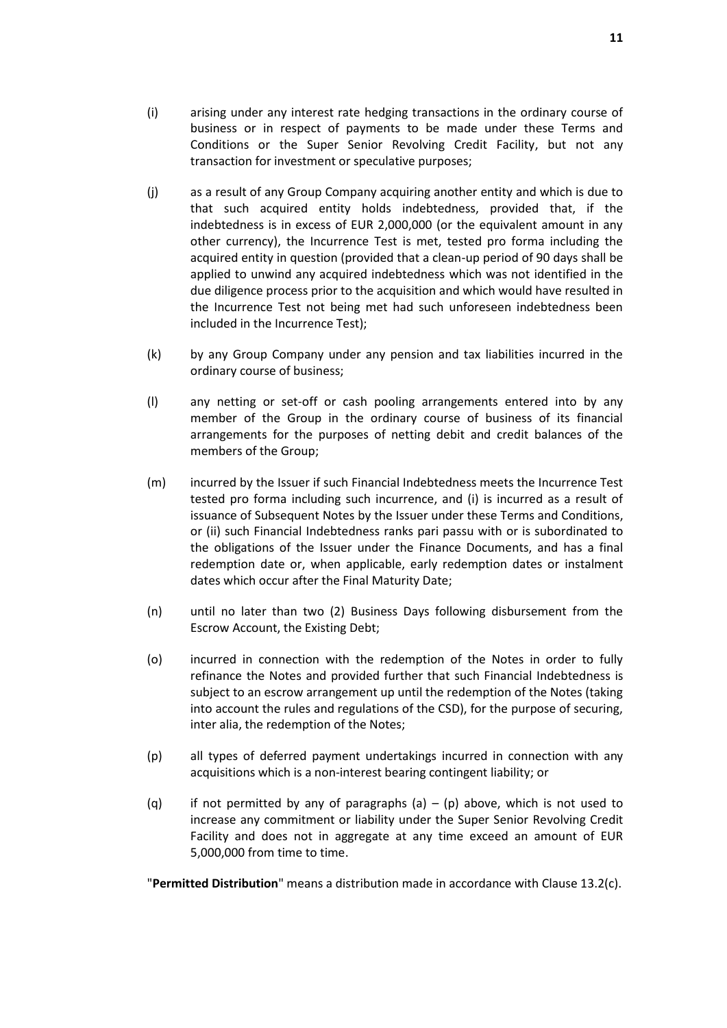(i) arising under any interest rate hedging transactions in the ordinary course of business or in respect of payments to be made under these Terms and Conditions or the Super Senior Revolving Credit Facility, but not any transaction for investment or speculative purposes;

(j) as a result of any Group Company acquiring another entity and which is due to that such acquired entity holds indebtedness, provided that, if the indebtedness is in excess of EUR 2,000,000 (or the equivalent amount in any other currency), the Incurrence Test is met, tested pro forma including the acquired entity in question (provided that a clean-up period of 90 days shall be applied to unwind any acquired indebtedness which was not identified in the due diligence process prior to the acquisition and which would have resulted in the Incurrence Test not being met had such unforeseen indebtedness been included in the Incurrence Test);

(k) by any Group Company under any pension and tax liabilities incurred in the ordinary course of business;

(l) any netting or set-off or cash pooling arrangements entered into by any member of the Group in the ordinary course of business of its financial arrangements for the purposes of netting debit and credit balances of the members of the Group;

(m) incurred by the Issuer if such Financial Indebtedness meets the Incurrence Test tested pro forma including such incurrence, and (i) is incurred as a result of issuance of Subsequent Notes by the Issuer under these Terms and Conditions, or (ii) such Financial Indebtedness ranks pari passu with or is subordinated to the obligations of the Issuer under the Finance Documents, and has a final redemption date or, when applicable, early redemption dates or instalment dates which occur after the Final Maturity Date;

(n) until no later than two (2) Business Days following disbursement from the Escrow Account, the Existing Debt;

(o) incurred in connection with the redemption of the Notes in order to fully refinance the Notes and provided further that such Financial Indebtedness is subject to an escrow arrangement up until the redemption of the Notes (taking into account the rules and regulations of the CSD), for the purpose of securing, inter alia, the redemption of the Notes;

(p) all types of deferred payment undertakings incurred in connection with any acquisitions which is a non-interest bearing contingent liability; or

(q) if not permitted by any of paragraphs (a) – (p) above, which is not used to increase any commitment or liability under the Super Senior Revolving Credit Facility and does not in aggregate at any time exceed an amount of EUR 5,000,000 from time to time.

"**Permitted Distribution**" means a distribution made in accordance with Clause 13.2(c).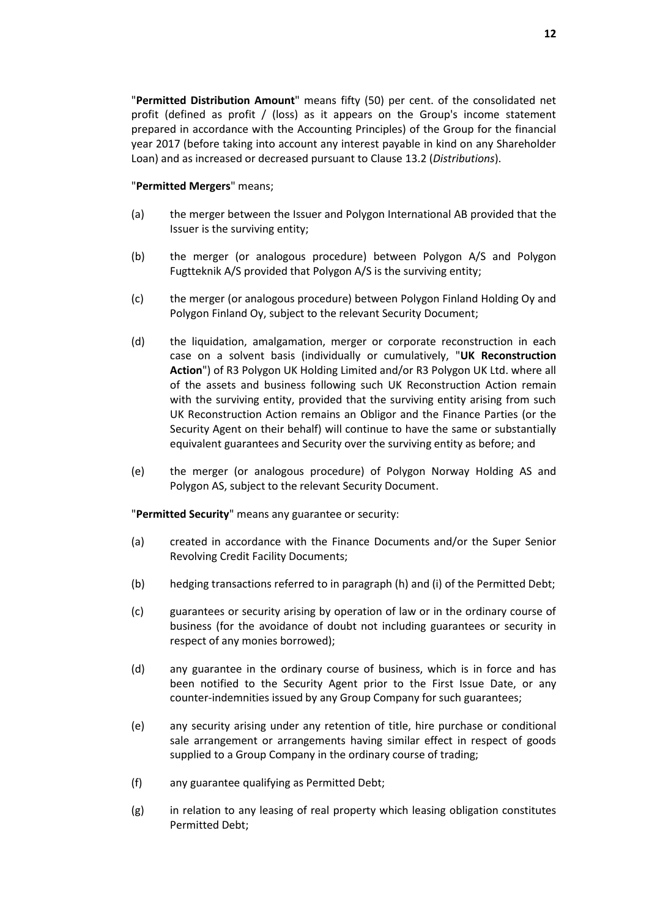"**Permitted Distribution Amount**" means fifty (50) per cent. of the consolidated net profit (defined as profit / (loss) as it appears on the Group's income statement prepared in accordance with the Accounting Principles) of the Group for the financial year 2017 (before taking into account any interest payable in kind on any Shareholder Loan) and as increased or decreased pursuant to Clause 13.2 (*Distributions*).

"**Permitted Mergers**" means;

(a) the merger between the Issuer and Polygon International AB provided that the Issuer is the surviving entity;

(b) the merger (or analogous procedure) between Polygon A/S and Polygon Fugtteknik A/S provided that Polygon A/S is the surviving entity;

(c) the merger (or analogous procedure) between Polygon Finland Holding Oy and Polygon Finland Oy, subject to the relevant Security Document;

(d) the liquidation, amalgamation, merger or corporate reconstruction in each case on a solvent basis (individually or cumulatively, "**UK Reconstruction Action**") of R3 Polygon UK Holding Limited and/or R3 Polygon UK Ltd. where all of the assets and business following such UK Reconstruction Action remain with the surviving entity, provided that the surviving entity arising from such UK Reconstruction Action remains an Obligor and the Finance Parties (or the Security Agent on their behalf) will continue to have the same or substantially equivalent guarantees and Security over the surviving entity as before; and

(e) the merger (or analogous procedure) of Polygon Norway Holding AS and Polygon AS, subject to the relevant Security Document.

"**Permitted Security**" means any guarantee or security:

(a) created in accordance with the Finance Documents and/or the Super Senior Revolving Credit Facility Documents;

(b) hedging transactions referred to in paragraph (h) and (i) of the Permitted Debt;

(c) guarantees or security arising by operation of law or in the ordinary course of business (for the avoidance of doubt not including guarantees or security in respect of any monies borrowed);

(d) any guarantee in the ordinary course of business, which is in force and has been notified to the Security Agent prior to the First Issue Date, or any counter-indemnities issued by any Group Company for such guarantees;

(e) any security arising under any retention of title, hire purchase or conditional sale arrangement or arrangements having similar effect in respect of goods supplied to a Group Company in the ordinary course of trading;

(f) any guarantee qualifying as Permitted Debt;

(g) in relation to any leasing of real property which leasing obligation constitutes Permitted Debt;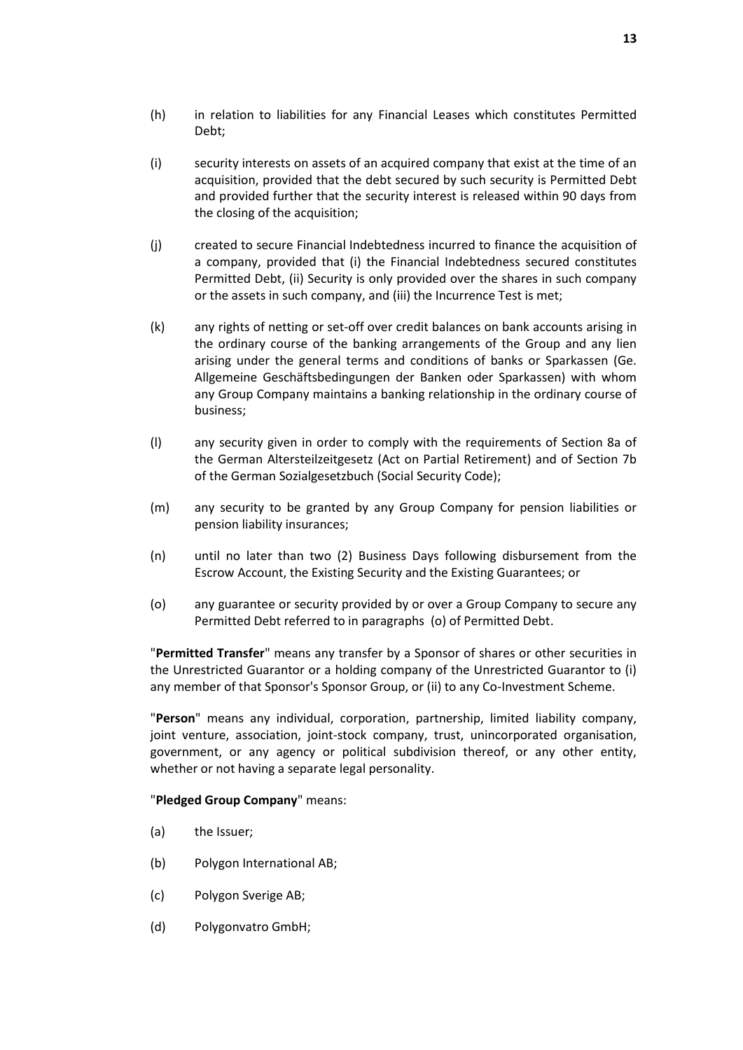(h) in relation to liabilities for any Financial Leases which constitutes Permitted Debt;

(i) security interests on assets of an acquired company that exist at the time of an acquisition, provided that the debt secured by such security is Permitted Debt and provided further that the security interest is released within 90 days from the closing of the acquisition;

(j) created to secure Financial Indebtedness incurred to finance the acquisition of a company, provided that (i) the Financial Indebtedness secured constitutes Permitted Debt, (ii) Security is only provided over the shares in such company or the assets in such company, and (iii) the Incurrence Test is met;

(k) any rights of netting or set-off over credit balances on bank accounts arising in the ordinary course of the banking arrangements of the Group and any lien arising under the general terms and conditions of banks or Sparkassen (Ge. Allgemeine Geschäftsbedingungen der Banken oder Sparkassen) with whom any Group Company maintains a banking relationship in the ordinary course of business;

(l) any security given in order to comply with the requirements of Section 8a of the German Altersteilzeitgesetz (Act on Partial Retirement) and of Section 7b of the German Sozialgesetzbuch (Social Security Code);

(m) any security to be granted by any Group Company for pension liabilities or pension liability insurances;

(n) until no later than two (2) Business Days following disbursement from the Escrow Account, the Existing Security and the Existing Guarantees; or

(o) any guarantee or security provided by or over a Group Company to secure any Permitted Debt referred to in paragraphs (o) of Permitted Debt.

"**Permitted Transfer**" means any transfer by a Sponsor of shares or other securities in the Unrestricted Guarantor or a holding company of the Unrestricted Guarantor to (i) any member of that Sponsor's Sponsor Group, or (ii) to any Co-Investment Scheme.

"**Person**" means any individual, corporation, partnership, limited liability company, joint venture, association, joint-stock company, trust, unincorporated organisation, government, or any agency or political subdivision thereof, or any other entity, whether or not having a separate legal personality.

"**Pledged Group Company**" means:

(a) the Issuer;

(b) Polygon International AB;

(c) Polygon Sverige AB;

(d) Polygonvatro GmbH;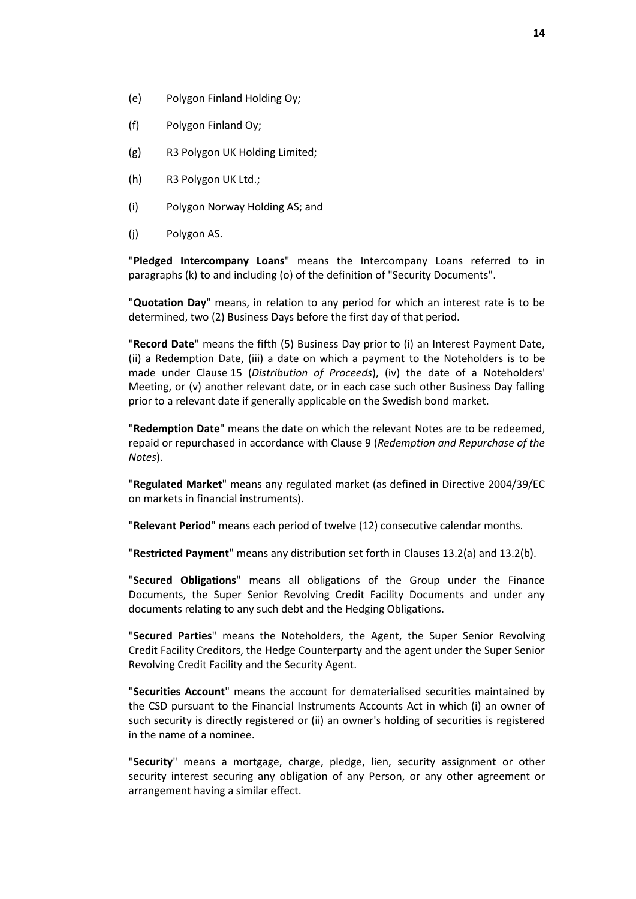(e) Polygon Finland Holding Oy;

(f) Polygon Finland Oy;

(g) R3 Polygon UK Holding Limited;

(h) R3 Polygon UK Ltd.;

(i) Polygon Norway Holding AS; and

(j) Polygon AS.

"**Pledged Intercompany Loans**" means the Intercompany Loans referred to in paragraphs (k) to and including (o) of the definition of "Security Documents".

"**Quotation Day**" means, in relation to any period for which an interest rate is to be determined, two (2) Business Days before the first day of that period.

"**Record Date**" means the fifth (5) Business Day prior to (i) an Interest Payment Date, (ii) a Redemption Date, (iii) a date on which a payment to the Noteholders is to be made under Clause 15 (*Distribution of Proceeds*), (iv) the date of a Noteholders' Meeting, or (v) another relevant date, or in each case such other Business Day falling prior to a relevant date if generally applicable on the Swedish bond market.

"**Redemption Date**" means the date on which the relevant Notes are to be redeemed, repaid or repurchased in accordance with Clause 9 (*Redemption and Repurchase of the Notes*).

"**Regulated Market**" means any regulated market (as defined in Directive 2004/39/EC on markets in financial instruments).

"**Relevant Period**" means each period of twelve (12) consecutive calendar months.

"**Restricted Payment**" means any distribution set forth in Clauses 13.2(a) and 13.2(b).

"**Secured Obligations**" means all obligations of the Group under the Finance Documents, the Super Senior Revolving Credit Facility Documents and under any documents relating to any such debt and the Hedging Obligations.

"**Secured Parties**" means the Noteholders, the Agent, the Super Senior Revolving Credit Facility Creditors, the Hedge Counterparty and the agent under the Super Senior Revolving Credit Facility and the Security Agent.

"**Securities Account**" means the account for dematerialised securities maintained by the CSD pursuant to the Financial Instruments Accounts Act in which (i) an owner of such security is directly registered or (ii) an owner's holding of securities is registered in the name of a nominee.

"**Security**" means a mortgage, charge, pledge, lien, security assignment or other security interest securing any obligation of any Person, or any other agreement or arrangement having a similar effect.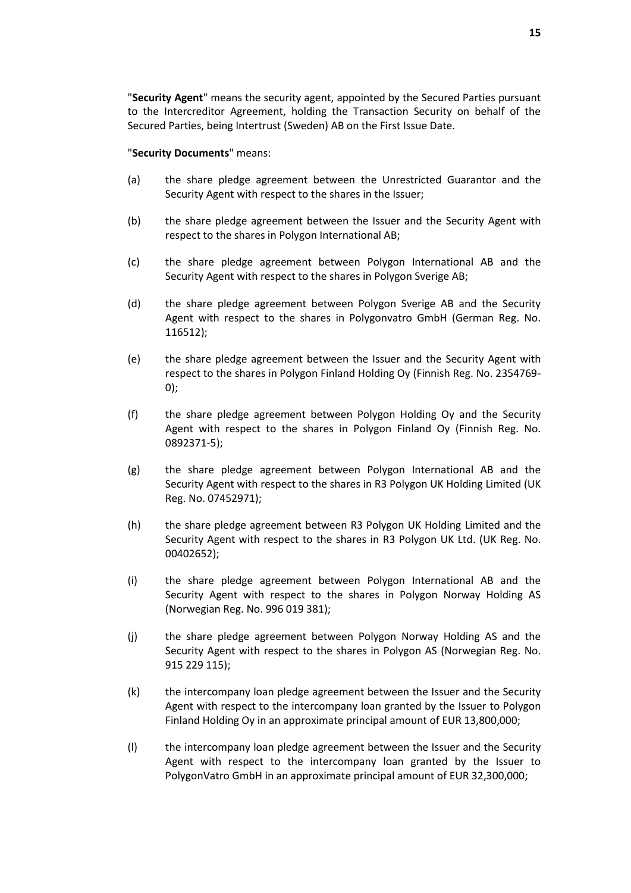"**Security Agent**" means the security agent, appointed by the Secured Parties pursuant to the Intercreditor Agreement, holding the Transaction Security on behalf of the Secured Parties, being Intertrust (Sweden) AB on the First Issue Date.

"**Security Documents**" means:

(a) the share pledge agreement between the Unrestricted Guarantor and the Security Agent with respect to the shares in the Issuer;

(b) the share pledge agreement between the Issuer and the Security Agent with respect to the shares in Polygon International AB;

(c) the share pledge agreement between Polygon International AB and the Security Agent with respect to the shares in Polygon Sverige AB;

(d) the share pledge agreement between Polygon Sverige AB and the Security Agent with respect to the shares in Polygonvatro GmbH (German Reg. No. 116512);

(e) the share pledge agreement between the Issuer and the Security Agent with respect to the shares in Polygon Finland Holding Oy (Finnish Reg. No. 2354769-0);

(f) the share pledge agreement between Polygon Holding Oy and the Security Agent with respect to the shares in Polygon Finland Oy (Finnish Reg. No. 0892371-5);

(g) the share pledge agreement between Polygon International AB and the Security Agent with respect to the shares in R3 Polygon UK Holding Limited (UK Reg. No. 07452971);

(h) the share pledge agreement between R3 Polygon UK Holding Limited and the Security Agent with respect to the shares in R3 Polygon UK Ltd. (UK Reg. No. 00402652);

(i) the share pledge agreement between Polygon International AB and the Security Agent with respect to the shares in Polygon Norway Holding AS (Norwegian Reg. No. 996 019 381);

(j) the share pledge agreement between Polygon Norway Holding AS and the Security Agent with respect to the shares in Polygon AS (Norwegian Reg. No. 915 229 115);

(k) the intercompany loan pledge agreement between the Issuer and the Security Agent with respect to the intercompany loan granted by the Issuer to Polygon Finland Holding Oy in an approximate principal amount of EUR 13,800,000;

(l) the intercompany loan pledge agreement between the Issuer and the Security Agent with respect to the intercompany loan granted by the Issuer to PolygonVatro GmbH in an approximate principal amount of EUR 32,300,000;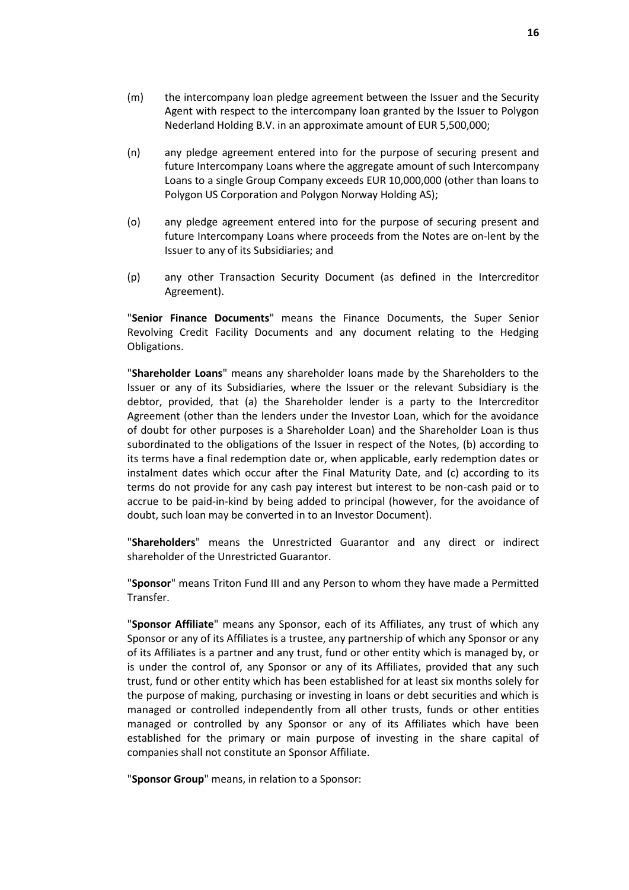(m) the intercompany loan pledge agreement between the Issuer and the Security Agent with respect to the intercompany loan granted by the Issuer to Polygon Nederland Holding B.V. in an approximate amount of EUR 5,500,000;

(n) any pledge agreement entered into for the purpose of securing present and future Intercompany Loans where the aggregate amount of such Intercompany Loans to a single Group Company exceeds EUR 10,000,000 (other than loans to Polygon US Corporation and Polygon Norway Holding AS);

(o) any pledge agreement entered into for the purpose of securing present and future Intercompany Loans where proceeds from the Notes are on-lent by the Issuer to any of its Subsidiaries; and

(p) any other Transaction Security Document (as defined in the Intercreditor Agreement).

"**Senior Finance Documents**" means the Finance Documents, the Super Senior Revolving Credit Facility Documents and any document relating to the Hedging Obligations.

"**Shareholder Loans**" means any shareholder loans made by the Shareholders to the Issuer or any of its Subsidiaries, where the Issuer or the relevant Subsidiary is the debtor, provided, that (a) the Shareholder lender is a party to the Intercreditor Agreement (other than the lenders under the Investor Loan, which for the avoidance of doubt for other purposes is a Shareholder Loan) and the Shareholder Loan is thus subordinated to the obligations of the Issuer in respect of the Notes, (b) according to its terms have a final redemption date or, when applicable, early redemption dates or instalment dates which occur after the Final Maturity Date, and (c) according to its terms do not provide for any cash pay interest but interest to be non-cash paid or to accrue to be paid-in-kind by being added to principal (however, for the avoidance of doubt, such loan may be converted in to an Investor Document).

"**Shareholders**" means the Unrestricted Guarantor and any direct or indirect shareholder of the Unrestricted Guarantor.

"**Sponsor**" means Triton Fund III and any Person to whom they have made a Permitted Transfer.

"**Sponsor Affiliate**" means any Sponsor, each of its Affiliates, any trust of which any Sponsor or any of its Affiliates is a trustee, any partnership of which any Sponsor or any of its Affiliates is a partner and any trust, fund or other entity which is managed by, or is under the control of, any Sponsor or any of its Affiliates, provided that any such trust, fund or other entity which has been established for at least six months solely for the purpose of making, purchasing or investing in loans or debt securities and which is managed or controlled independently from all other trusts, funds or other entities managed or controlled by any Sponsor or any of its Affiliates which have been established for the primary or main purpose of investing in the share capital of companies shall not constitute an Sponsor Affiliate.

"**Sponsor Group**" means, in relation to a Sponsor: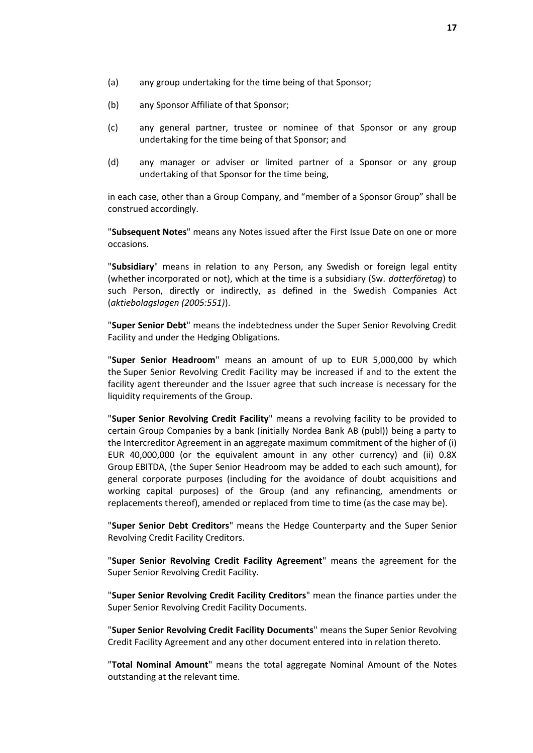(a) any group undertaking for the time being of that Sponsor;

(b) any Sponsor Affiliate of that Sponsor;

(c) any general partner, trustee or nominee of that Sponsor or any group undertaking for the time being of that Sponsor; and

(d) any manager or adviser or limited partner of a Sponsor or any group undertaking of that Sponsor for the time being,

in each case, other than a Group Company, and "member of a Sponsor Group" shall be construed accordingly.

"**Subsequent Notes**" means any Notes issued after the First Issue Date on one or more occasions.

"**Subsidiary**" means in relation to any Person, any Swedish or foreign legal entity (whether incorporated or not), which at the time is a subsidiary (Sw. *dotterföretag*) to such Person, directly or indirectly, as defined in the Swedish Companies Act (*aktiebolagslagen (2005:551)*).

"**Super Senior Debt**" means the indebtedness under the Super Senior Revolving Credit Facility and under the Hedging Obligations.

"**Super Senior Headroom**" means an amount of up to EUR 5,000,000 by which the Super Senior Revolving Credit Facility may be increased if and to the extent the facility agent thereunder and the Issuer agree that such increase is necessary for the liquidity requirements of the Group.

"**Super Senior Revolving Credit Facility**" means a revolving facility to be provided to certain Group Companies by a bank (initially Nordea Bank AB (publ)) being a party to the Intercreditor Agreement in an aggregate maximum commitment of the higher of (i) EUR 40,000,000 (or the equivalent amount in any other currency) and (ii) 0.8X Group EBITDA, (the Super Senior Headroom may be added to each such amount), for general corporate purposes (including for the avoidance of doubt acquisitions and working capital purposes) of the Group (and any refinancing, amendments or replacements thereof), amended or replaced from time to time (as the case may be).

"**Super Senior Debt Creditors**" means the Hedge Counterparty and the Super Senior Revolving Credit Facility Creditors.

"**Super Senior Revolving Credit Facility Agreement**" means the agreement for the Super Senior Revolving Credit Facility.

"**Super Senior Revolving Credit Facility Creditors**" mean the finance parties under the Super Senior Revolving Credit Facility Documents.

"**Super Senior Revolving Credit Facility Documents**" means the Super Senior Revolving Credit Facility Agreement and any other document entered into in relation thereto.

"**Total Nominal Amount**" means the total aggregate Nominal Amount of the Notes outstanding at the relevant time.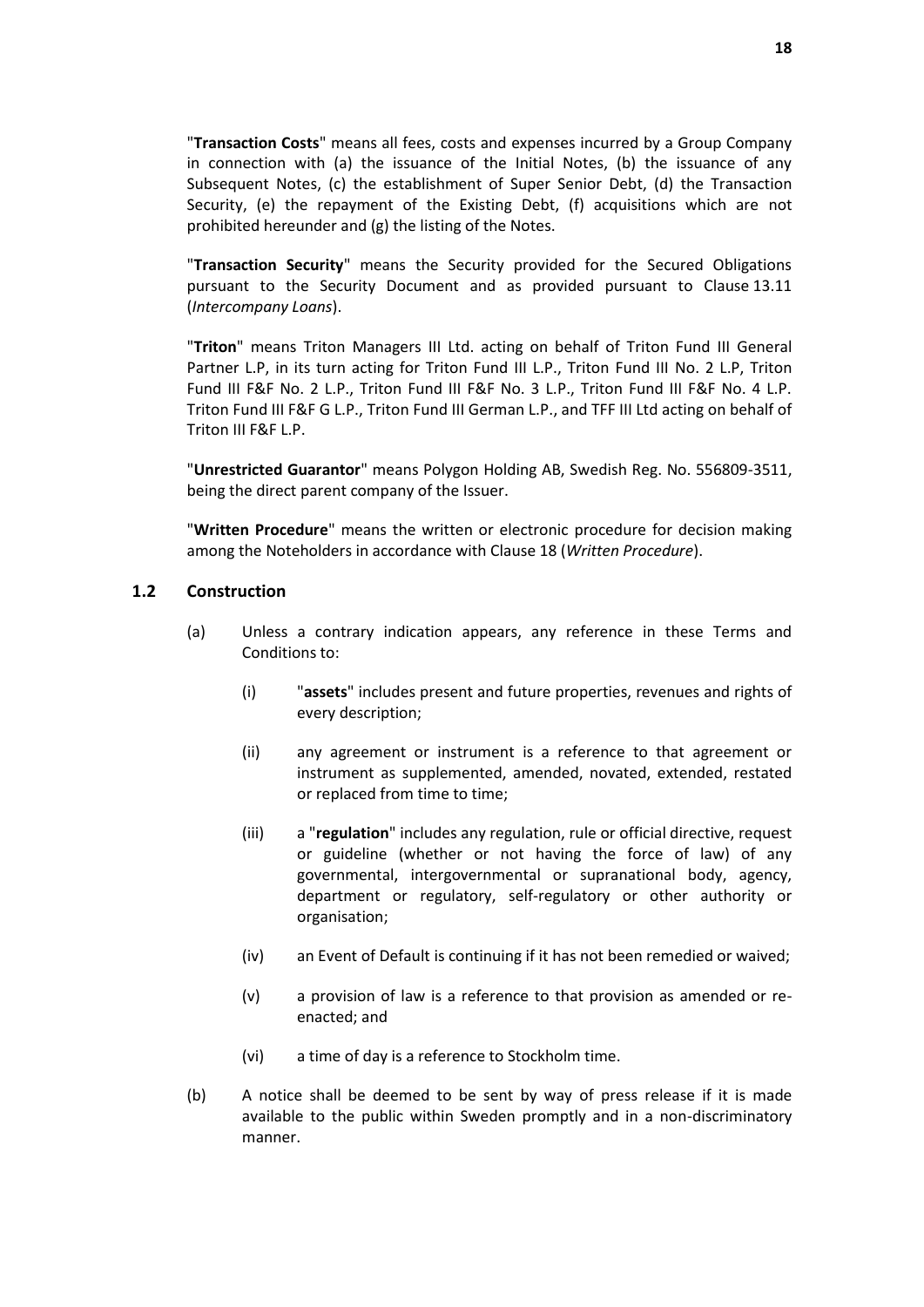"**Transaction Costs**" means all fees, costs and expenses incurred by a Group Company in connection with (a) the issuance of the Initial Notes, (b) the issuance of any Subsequent Notes, (c) the establishment of Super Senior Debt, (d) the Transaction Security, (e) the repayment of the Existing Debt, (f) acquisitions which are not prohibited hereunder and (g) the listing of the Notes.

"**Transaction Security**" means the Security provided for the Secured Obligations pursuant to the Security Document and as provided pursuant to Clause 13.11 (*Intercompany Loans*).

"**Triton**" means Triton Managers III Ltd. acting on behalf of Triton Fund III General Partner L.P, in its turn acting for Triton Fund III L.P., Triton Fund III No. 2 L.P, Triton Fund III F&F No. 2 L.P., Triton Fund III F&F No. 3 L.P., Triton Fund III F&F No. 4 L.P. Triton Fund III F&F G L.P., Triton Fund III German L.P., and TFF III Ltd acting on behalf of Triton III F&F L.P.

"**Unrestricted Guarantor**" means Polygon Holding AB, Swedish Reg. No. 556809-3511, being the direct parent company of the Issuer.

"**Written Procedure**" means the written or electronic procedure for decision making among the Noteholders in accordance with Clause 18 (*Written Procedure*).

### 1.2 Construction

(a) Unless a contrary indication appears, any reference in these Terms and Conditions to:

(i) "**assets**" includes present and future properties, revenues and rights of every description;

(ii) any agreement or instrument is a reference to that agreement or instrument as supplemented, amended, novated, extended, restated or replaced from time to time;

(iii) a "**regulation**" includes any regulation, rule or official directive, request or guideline (whether or not having the force of law) of any governmental, intergovernmental or supranational body, agency, department or regulatory, self-regulatory or other authority or organisation;

(iv) an Event of Default is continuing if it has not been remedied or waived;

(v) a provision of law is a reference to that provision as amended or re-enacted; and

(vi) a time of day is a reference to Stockholm time.

(b) A notice shall be deemed to be sent by way of press release if it is made available to the public within Sweden promptly and in a non-discriminatory manner.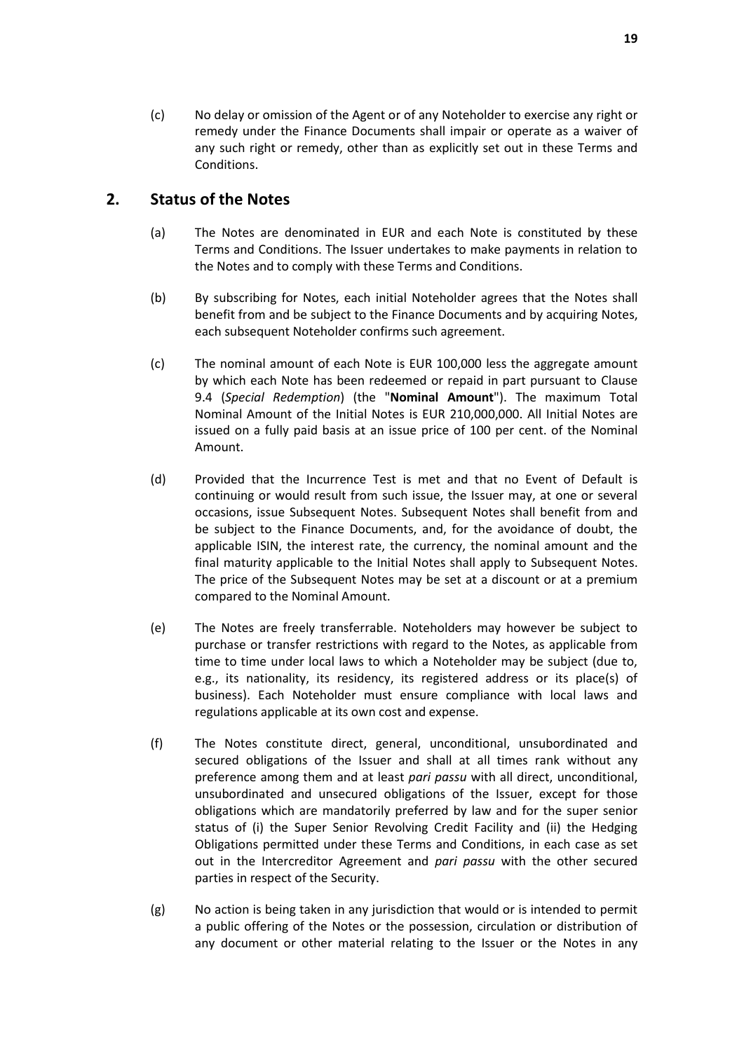(c) No delay or omission of the Agent or of any Noteholder to exercise any right or remedy under the Finance Documents shall impair or operate as a waiver of any such right or remedy, other than as explicitly set out in these Terms and Conditions.

## 2. Status of the Notes

(a) The Notes are denominated in EUR and each Note is constituted by these Terms and Conditions. The Issuer undertakes to make payments in relation to the Notes and to comply with these Terms and Conditions.

(b) By subscribing for Notes, each initial Noteholder agrees that the Notes shall benefit from and be subject to the Finance Documents and by acquiring Notes, each subsequent Noteholder confirms such agreement.

(c) The nominal amount of each Note is EUR 100,000 less the aggregate amount by which each Note has been redeemed or repaid in part pursuant to Clause 9.4 (*Special Redemption*) (the "**Nominal Amount**"). The maximum Total Nominal Amount of the Initial Notes is EUR 210,000,000. All Initial Notes are issued on a fully paid basis at an issue price of 100 per cent. of the Nominal Amount.

(d) Provided that the Incurrence Test is met and that no Event of Default is continuing or would result from such issue, the Issuer may, at one or several occasions, issue Subsequent Notes. Subsequent Notes shall benefit from and be subject to the Finance Documents, and, for the avoidance of doubt, the applicable ISIN, the interest rate, the currency, the nominal amount and the final maturity applicable to the Initial Notes shall apply to Subsequent Notes. The price of the Subsequent Notes may be set at a discount or at a premium compared to the Nominal Amount.

(e) The Notes are freely transferrable. Noteholders may however be subject to purchase or transfer restrictions with regard to the Notes, as applicable from time to time under local laws to which a Noteholder may be subject (due to, e.g., its nationality, its residency, its registered address or its place(s) of business). Each Noteholder must ensure compliance with local laws and regulations applicable at its own cost and expense.

(f) The Notes constitute direct, general, unconditional, unsubordinated and secured obligations of the Issuer and shall at all times rank without any preference among them and at least *pari passu* with all direct, unconditional, unsubordinated and unsecured obligations of the Issuer, except for those obligations which are mandatorily preferred by law and for the super senior status of (i) the Super Senior Revolving Credit Facility and (ii) the Hedging Obligations permitted under these Terms and Conditions, in each case as set out in the Intercreditor Agreement and *pari passu* with the other secured parties in respect of the Security.

(g) No action is being taken in any jurisdiction that would or is intended to permit a public offering of the Notes or the possession, circulation or distribution of any document or other material relating to the Issuer or the Notes in any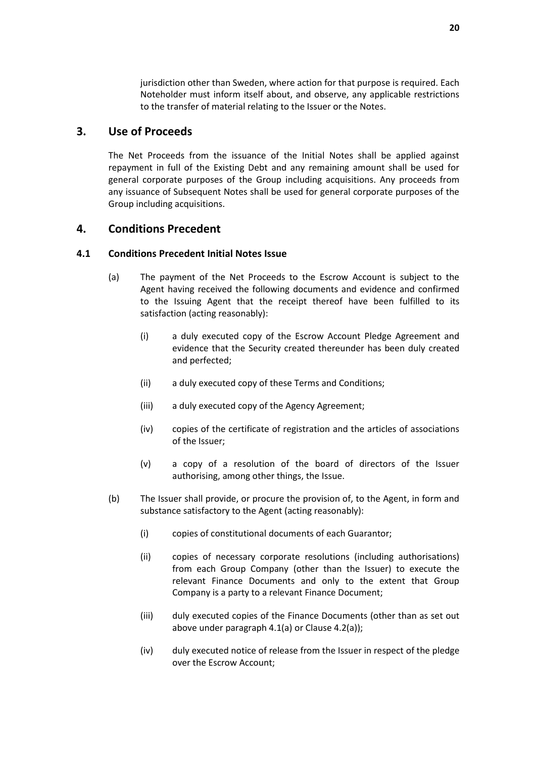jurisdiction other than Sweden, where action for that purpose is required. Each Noteholder must inform itself about, and observe, any applicable restrictions to the transfer of material relating to the Issuer or the Notes.

## 3. Use of Proceeds

The Net Proceeds from the issuance of the Initial Notes shall be applied against repayment in full of the Existing Debt and any remaining amount shall be used for general corporate purposes of the Group including acquisitions. Any proceeds from any issuance of Subsequent Notes shall be used for general corporate purposes of the Group including acquisitions.

## 4. Conditions Precedent

### 4.1 Conditions Precedent Initial Notes Issue

(a) The payment of the Net Proceeds to the Escrow Account is subject to the Agent having received the following documents and evidence and confirmed to the Issuing Agent that the receipt thereof have been fulfilled to its satisfaction (acting reasonably):

(i) a duly executed copy of the Escrow Account Pledge Agreement and evidence that the Security created thereunder has been duly created and perfected;

(ii) a duly executed copy of these Terms and Conditions;

(iii) a duly executed copy of the Agency Agreement;

(iv) copies of the certificate of registration and the articles of associations of the Issuer;

(v) a copy of a resolution of the board of directors of the Issuer authorising, among other things, the Issue.

(b) The Issuer shall provide, or procure the provision of, to the Agent, in form and substance satisfactory to the Agent (acting reasonably):

(i) copies of constitutional documents of each Guarantor;

(ii) copies of necessary corporate resolutions (including authorisations) from each Group Company (other than the Issuer) to execute the relevant Finance Documents and only to the extent that Group Company is a party to a relevant Finance Document;

(iii) duly executed copies of the Finance Documents (other than as set out above under paragraph 4.1(a) or Clause 4.2(a));

(iv) duly executed notice of release from the Issuer in respect of the pledge over the Escrow Account;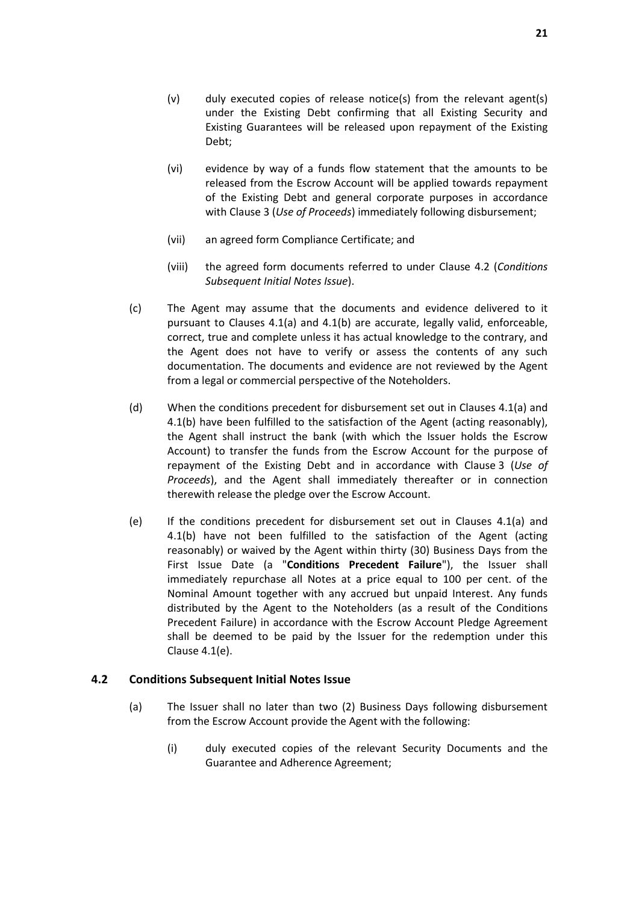(v) duly executed copies of release notice(s) from the relevant agent(s) under the Existing Debt confirming that all Existing Security and Existing Guarantees will be released upon repayment of the Existing Debt;

(vi) evidence by way of a funds flow statement that the amounts to be released from the Escrow Account will be applied towards repayment of the Existing Debt and general corporate purposes in accordance with Clause 3 (*Use of Proceeds*) immediately following disbursement;

(vii) an agreed form Compliance Certificate; and

(viii) the agreed form documents referred to under Clause 4.2 (*Conditions Subsequent Initial Notes Issue*).

(c) The Agent may assume that the documents and evidence delivered to it pursuant to Clauses 4.1(a) and 4.1(b) are accurate, legally valid, enforceable, correct, true and complete unless it has actual knowledge to the contrary, and the Agent does not have to verify or assess the contents of any such documentation. The documents and evidence are not reviewed by the Agent from a legal or commercial perspective of the Noteholders.

(d) When the conditions precedent for disbursement set out in Clauses 4.1(a) and 4.1(b) have been fulfilled to the satisfaction of the Agent (acting reasonably), the Agent shall instruct the bank (with which the Issuer holds the Escrow Account) to transfer the funds from the Escrow Account for the purpose of repayment of the Existing Debt and in accordance with Clause 3 (*Use of Proceeds*), and the Agent shall immediately thereafter or in connection therewith release the pledge over the Escrow Account.

(e) If the conditions precedent for disbursement set out in Clauses 4.1(a) and 4.1(b) have not been fulfilled to the satisfaction of the Agent (acting reasonably) or waived by the Agent within thirty (30) Business Days from the First Issue Date (a "**Conditions Precedent Failure**"), the Issuer shall immediately repurchase all Notes at a price equal to 100 per cent. of the Nominal Amount together with any accrued but unpaid Interest. Any funds distributed by the Agent to the Noteholders (as a result of the Conditions Precedent Failure) in accordance with the Escrow Account Pledge Agreement shall be deemed to be paid by the Issuer for the redemption under this Clause 4.1(e).

### 4.2 Conditions Subsequent Initial Notes Issue

(a) The Issuer shall no later than two (2) Business Days following disbursement from the Escrow Account provide the Agent with the following:

(i) duly executed copies of the relevant Security Documents and the Guarantee and Adherence Agreement;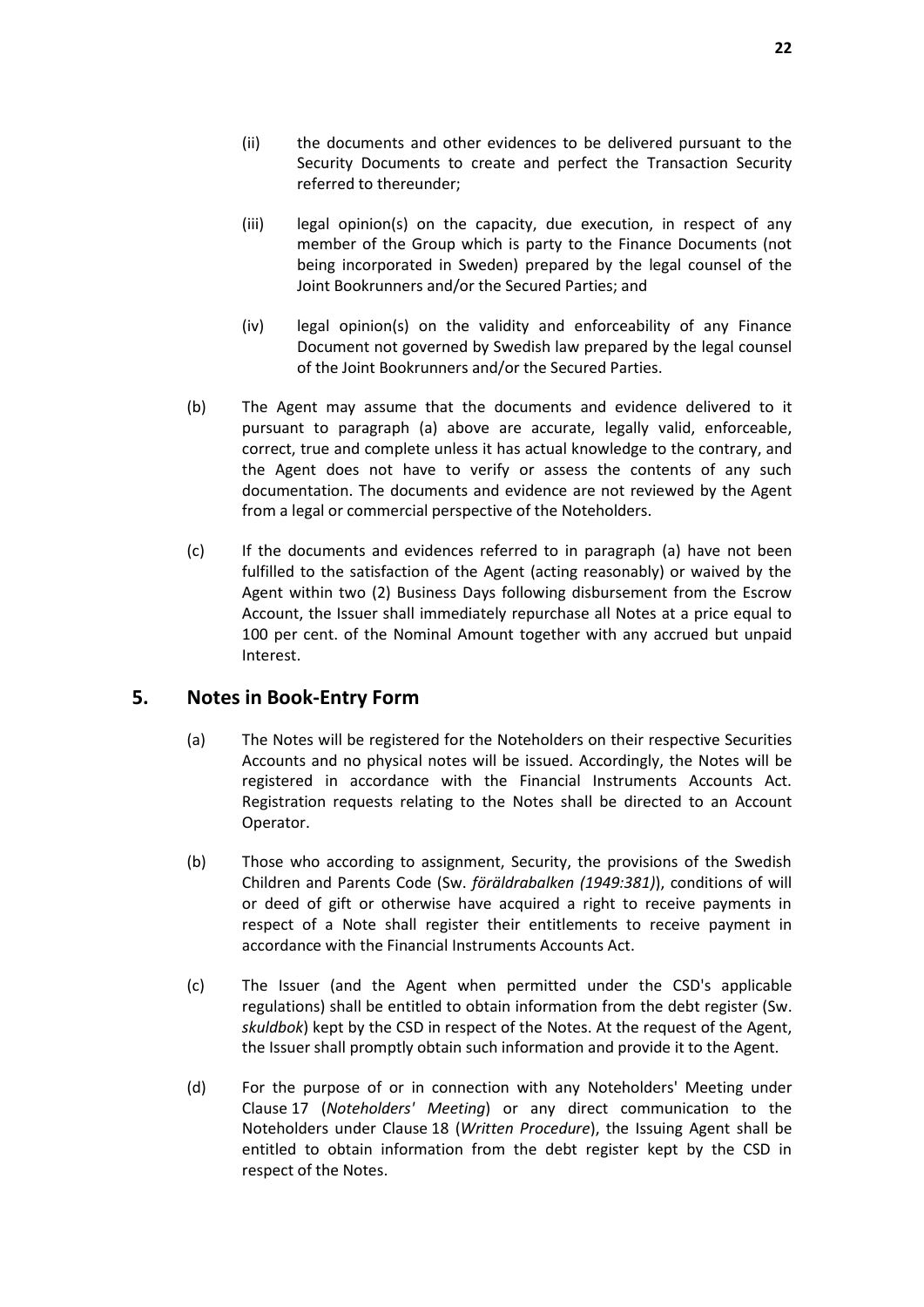(ii) the documents and other evidences to be delivered pursuant to the Security Documents to create and perfect the Transaction Security referred to thereunder;

(iii) legal opinion(s) on the capacity, due execution, in respect of any member of the Group which is party to the Finance Documents (not being incorporated in Sweden) prepared by the legal counsel of the Joint Bookrunners and/or the Secured Parties; and

(iv) legal opinion(s) on the validity and enforceability of any Finance Document not governed by Swedish law prepared by the legal counsel of the Joint Bookrunners and/or the Secured Parties.

(b) The Agent may assume that the documents and evidence delivered to it pursuant to paragraph (a) above are accurate, legally valid, enforceable, correct, true and complete unless it has actual knowledge to the contrary, and the Agent does not have to verify or assess the contents of any such documentation. The documents and evidence are not reviewed by the Agent from a legal or commercial perspective of the Noteholders.

(c) If the documents and evidences referred to in paragraph (a) have not been fulfilled to the satisfaction of the Agent (acting reasonably) or waived by the Agent within two (2) Business Days following disbursement from the Escrow Account, the Issuer shall immediately repurchase all Notes at a price equal to 100 per cent. of the Nominal Amount together with any accrued but unpaid Interest.

## 5. Notes in Book-Entry Form

(a) The Notes will be registered for the Noteholders on their respective Securities Accounts and no physical notes will be issued. Accordingly, the Notes will be registered in accordance with the Financial Instruments Accounts Act. Registration requests relating to the Notes shall be directed to an Account Operator.

(b) Those who according to assignment, Security, the provisions of the Swedish Children and Parents Code (Sw. *föräldrabalken (1949:381)*), conditions of will or deed of gift or otherwise have acquired a right to receive payments in respect of a Note shall register their entitlements to receive payment in accordance with the Financial Instruments Accounts Act.

(c) The Issuer (and the Agent when permitted under the CSD's applicable regulations) shall be entitled to obtain information from the debt register (Sw. *skuldbok*) kept by the CSD in respect of the Notes. At the request of the Agent, the Issuer shall promptly obtain such information and provide it to the Agent.

(d) For the purpose of or in connection with any Noteholders' Meeting under Clause 17 (*Noteholders' Meeting*) or any direct communication to the Noteholders under Clause 18 (*Written Procedure*), the Issuing Agent shall be entitled to obtain information from the debt register kept by the CSD in respect of the Notes.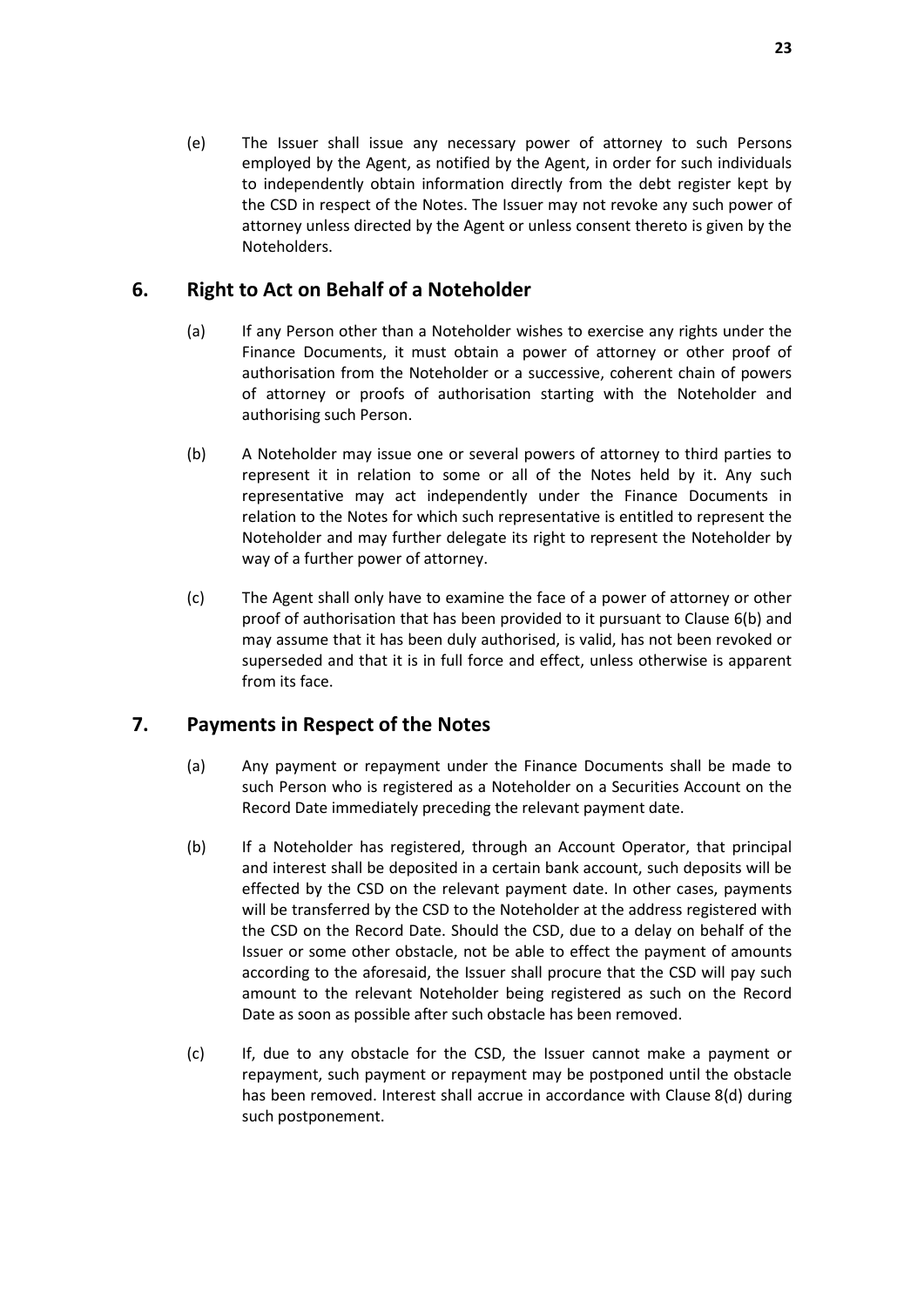(e) The Issuer shall issue any necessary power of attorney to such Persons employed by the Agent, as notified by the Agent, in order for such individuals to independently obtain information directly from the debt register kept by the CSD in respect of the Notes. The Issuer may not revoke any such power of attorney unless directed by the Agent or unless consent thereto is given by the Noteholders.

## 6. Right to Act on Behalf of a Noteholder

(a) If any Person other than a Noteholder wishes to exercise any rights under the Finance Documents, it must obtain a power of attorney or other proof of authorisation from the Noteholder or a successive, coherent chain of powers of attorney or proofs of authorisation starting with the Noteholder and authorising such Person.

(b) A Noteholder may issue one or several powers of attorney to third parties to represent it in relation to some or all of the Notes held by it. Any such representative may act independently under the Finance Documents in relation to the Notes for which such representative is entitled to represent the Noteholder and may further delegate its right to represent the Noteholder by way of a further power of attorney.

(c) The Agent shall only have to examine the face of a power of attorney or other proof of authorisation that has been provided to it pursuant to Clause 6(b) and may assume that it has been duly authorised, is valid, has not been revoked or superseded and that it is in full force and effect, unless otherwise is apparent from its face.

## 7. Payments in Respect of the Notes

(a) Any payment or repayment under the Finance Documents shall be made to such Person who is registered as a Noteholder on a Securities Account on the Record Date immediately preceding the relevant payment date.

(b) If a Noteholder has registered, through an Account Operator, that principal and interest shall be deposited in a certain bank account, such deposits will be effected by the CSD on the relevant payment date. In other cases, payments will be transferred by the CSD to the Noteholder at the address registered with the CSD on the Record Date. Should the CSD, due to a delay on behalf of the Issuer or some other obstacle, not be able to effect the payment of amounts according to the aforesaid, the Issuer shall procure that the CSD will pay such amount to the relevant Noteholder being registered as such on the Record Date as soon as possible after such obstacle has been removed.

(c) If, due to any obstacle for the CSD, the Issuer cannot make a payment or repayment, such payment or repayment may be postponed until the obstacle has been removed. Interest shall accrue in accordance with Clause 8(d) during such postponement.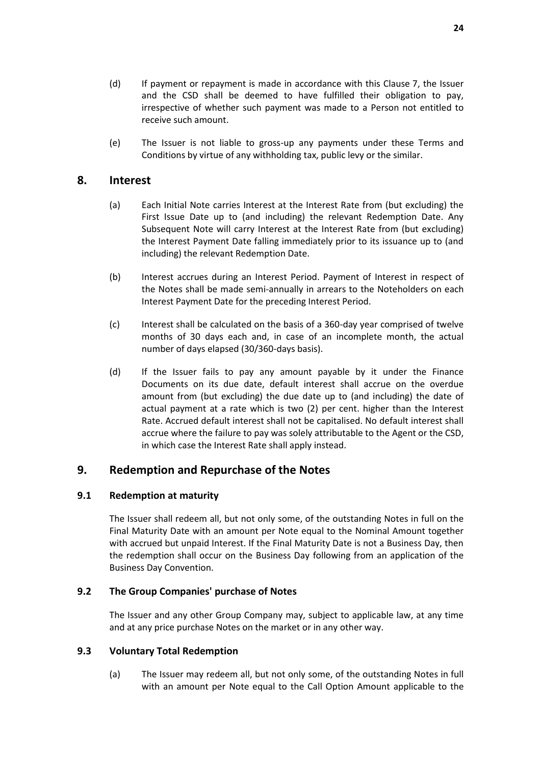(d) If payment or repayment is made in accordance with this Clause 7, the Issuer and the CSD shall be deemed to have fulfilled their obligation to pay, irrespective of whether such payment was made to a Person not entitled to receive such amount.

(e) The Issuer is not liable to gross-up any payments under these Terms and Conditions by virtue of any withholding tax, public levy or the similar.

## 8. Interest

(a) Each Initial Note carries Interest at the Interest Rate from (but excluding) the First Issue Date up to (and including) the relevant Redemption Date. Any Subsequent Note will carry Interest at the Interest Rate from (but excluding) the Interest Payment Date falling immediately prior to its issuance up to (and including) the relevant Redemption Date.

(b) Interest accrues during an Interest Period. Payment of Interest in respect of the Notes shall be made semi-annually in arrears to the Noteholders on each Interest Payment Date for the preceding Interest Period.

(c) Interest shall be calculated on the basis of a 360-day year comprised of twelve months of 30 days each and, in case of an incomplete month, the actual number of days elapsed (30/360-days basis).

(d) If the Issuer fails to pay any amount payable by it under the Finance Documents on its due date, default interest shall accrue on the overdue amount from (but excluding) the due date up to (and including) the date of actual payment at a rate which is two (2) per cent. higher than the Interest Rate. Accrued default interest shall not be capitalised. No default interest shall accrue where the failure to pay was solely attributable to the Agent or the CSD, in which case the Interest Rate shall apply instead.

## 9. Redemption and Repurchase of the Notes

### 9.1 Redemption at maturity

The Issuer shall redeem all, but not only some, of the outstanding Notes in full on the Final Maturity Date with an amount per Note equal to the Nominal Amount together with accrued but unpaid Interest. If the Final Maturity Date is not a Business Day, then the redemption shall occur on the Business Day following from an application of the Business Day Convention.

### 9.2 The Group Companies' purchase of Notes

The Issuer and any other Group Company may, subject to applicable law, at any time and at any price purchase Notes on the market or in any other way.

### 9.3 Voluntary Total Redemption

(a) The Issuer may redeem all, but not only some, of the outstanding Notes in full with an amount per Note equal to the Call Option Amount applicable to the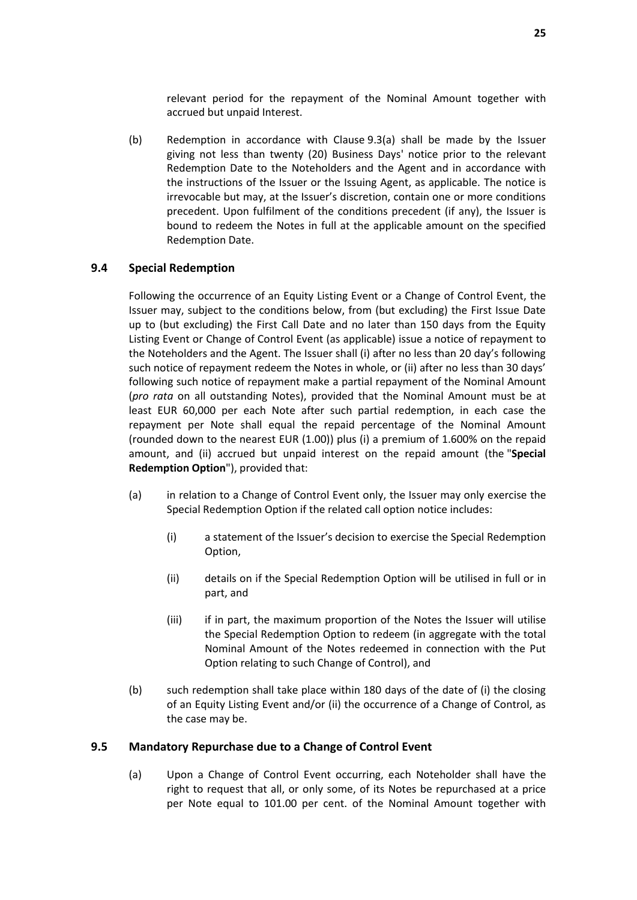relevant period for the repayment of the Nominal Amount together with accrued but unpaid Interest.

(b) Redemption in accordance with Clause 9.3(a) shall be made by the Issuer giving not less than twenty (20) Business Days' notice prior to the relevant Redemption Date to the Noteholders and the Agent and in accordance with the instructions of the Issuer or the Issuing Agent, as applicable. The notice is irrevocable but may, at the Issuer's discretion, contain one or more conditions precedent. Upon fulfilment of the conditions precedent (if any), the Issuer is bound to redeem the Notes in full at the applicable amount on the specified Redemption Date.

### 9.4 Special Redemption

Following the occurrence of an Equity Listing Event or a Change of Control Event, the Issuer may, subject to the conditions below, from (but excluding) the First Issue Date up to (but excluding) the First Call Date and no later than 150 days from the Equity Listing Event or Change of Control Event (as applicable) issue a notice of repayment to the Noteholders and the Agent. The Issuer shall (i) after no less than 20 day's following such notice of repayment redeem the Notes in whole, or (ii) after no less than 30 days' following such notice of repayment make a partial repayment of the Nominal Amount (*pro rata* on all outstanding Notes), provided that the Nominal Amount must be at least EUR 60,000 per each Note after such partial redemption, in each case the repayment per Note shall equal the repaid percentage of the Nominal Amount (rounded down to the nearest EUR (1.00)) plus (i) a premium of 1.600% on the repaid amount, and (ii) accrued but unpaid interest on the repaid amount (the "**Special Redemption Option**"), provided that:

(a) in relation to a Change of Control Event only, the Issuer may only exercise the Special Redemption Option if the related call option notice includes:

  (i) a statement of the Issuer's decision to exercise the Special Redemption Option,

  (ii) details on if the Special Redemption Option will be utilised in full or in part, and

  (iii) if in part, the maximum proportion of the Notes the Issuer will utilise the Special Redemption Option to redeem (in aggregate with the total Nominal Amount of the Notes redeemed in connection with the Put Option relating to such Change of Control), and

(b) such redemption shall take place within 180 days of the date of (i) the closing of an Equity Listing Event and/or (ii) the occurrence of a Change of Control, as the case may be.

### 9.5 Mandatory Repurchase due to a Change of Control Event

(a) Upon a Change of Control Event occurring, each Noteholder shall have the right to request that all, or only some, of its Notes be repurchased at a price per Note equal to 101.00 per cent. of the Nominal Amount together with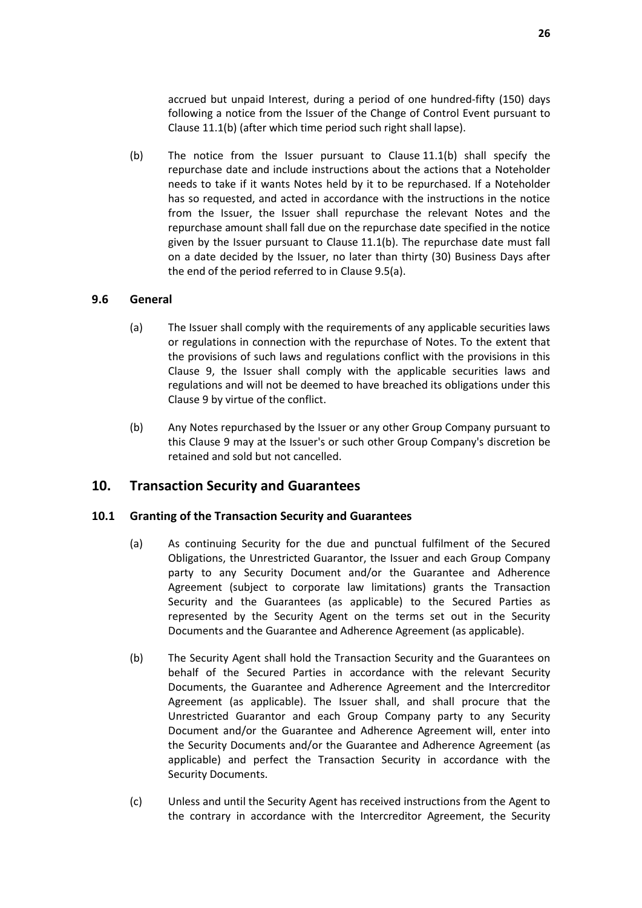accrued but unpaid Interest, during a period of one hundred-fifty (150) days following a notice from the Issuer of the Change of Control Event pursuant to Clause 11.1(b) (after which time period such right shall lapse).

(b) The notice from the Issuer pursuant to Clause 11.1(b) shall specify the repurchase date and include instructions about the actions that a Noteholder needs to take if it wants Notes held by it to be repurchased. If a Noteholder has so requested, and acted in accordance with the instructions in the notice from the Issuer, the Issuer shall repurchase the relevant Notes and the repurchase amount shall fall due on the repurchase date specified in the notice given by the Issuer pursuant to Clause 11.1(b). The repurchase date must fall on a date decided by the Issuer, no later than thirty (30) Business Days after the end of the period referred to in Clause 9.5(a).

### 9.6 General

(a) The Issuer shall comply with the requirements of any applicable securities laws or regulations in connection with the repurchase of Notes. To the extent that the provisions of such laws and regulations conflict with the provisions in this Clause 9, the Issuer shall comply with the applicable securities laws and regulations and will not be deemed to have breached its obligations under this Clause 9 by virtue of the conflict.

(b) Any Notes repurchased by the Issuer or any other Group Company pursuant to this Clause 9 may at the Issuer's or such other Group Company's discretion be retained and sold but not cancelled.

## 10. Transaction Security and Guarantees

### 10.1 Granting of the Transaction Security and Guarantees

(a) As continuing Security for the due and punctual fulfilment of the Secured Obligations, the Unrestricted Guarantor, the Issuer and each Group Company party to any Security Document and/or the Guarantee and Adherence Agreement (subject to corporate law limitations) grants the Transaction Security and the Guarantees (as applicable) to the Secured Parties as represented by the Security Agent on the terms set out in the Security Documents and the Guarantee and Adherence Agreement (as applicable).

(b) The Security Agent shall hold the Transaction Security and the Guarantees on behalf of the Secured Parties in accordance with the relevant Security Documents, the Guarantee and Adherence Agreement and the Intercreditor Agreement (as applicable). The Issuer shall, and shall procure that the Unrestricted Guarantor and each Group Company party to any Security Document and/or the Guarantee and Adherence Agreement will, enter into the Security Documents and/or the Guarantee and Adherence Agreement (as applicable) and perfect the Transaction Security in accordance with the Security Documents.

(c) Unless and until the Security Agent has received instructions from the Agent to the contrary in accordance with the Intercreditor Agreement, the Security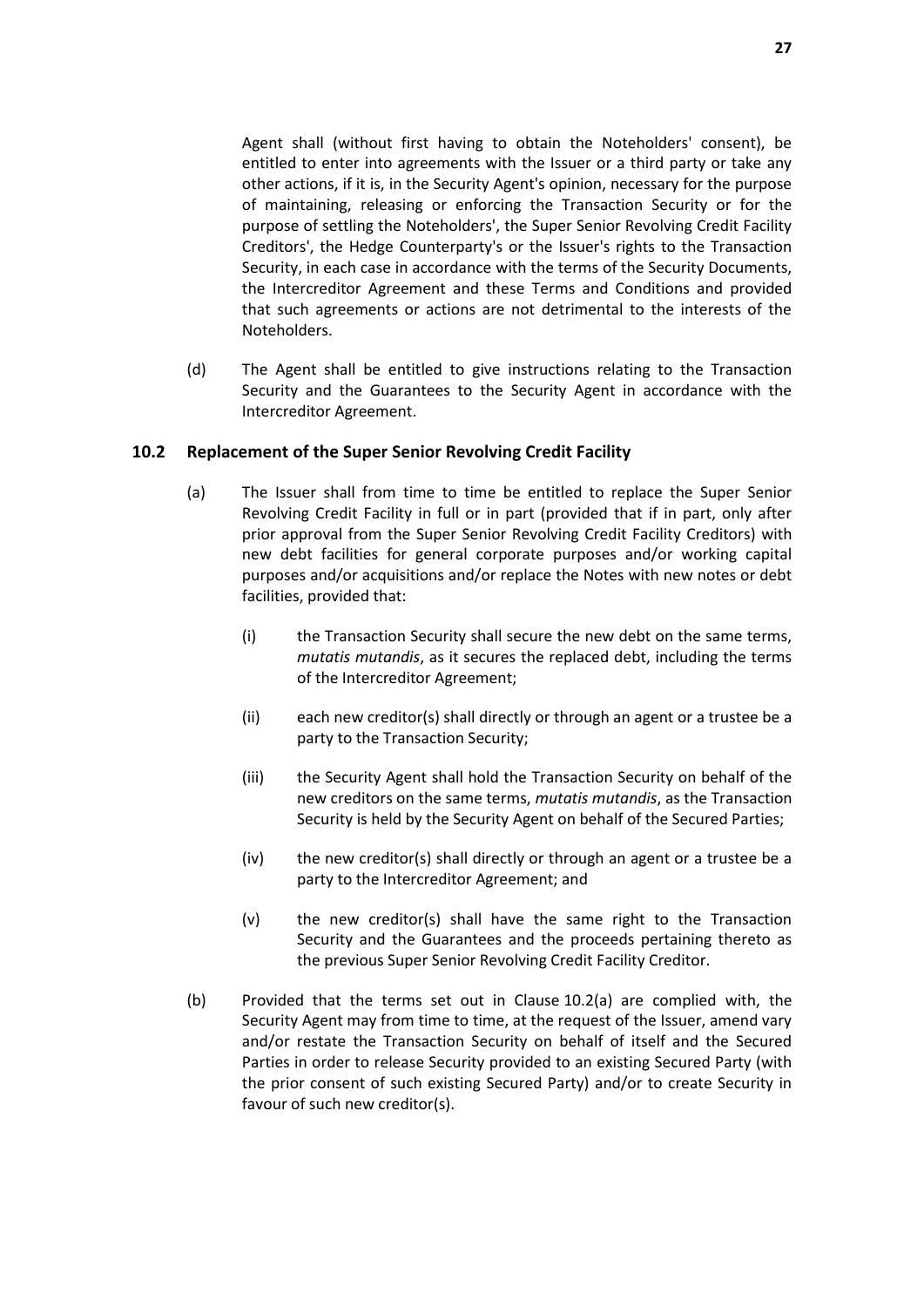Agent shall (without first having to obtain the Noteholders' consent), be entitled to enter into agreements with the Issuer or a third party or take any other actions, if it is, in the Security Agent's opinion, necessary for the purpose of maintaining, releasing or enforcing the Transaction Security or for the purpose of settling the Noteholders', the Super Senior Revolving Credit Facility Creditors', the Hedge Counterparty's or the Issuer's rights to the Transaction Security, in each case in accordance with the terms of the Security Documents, the Intercreditor Agreement and these Terms and Conditions and provided that such agreements or actions are not detrimental to the interests of the Noteholders.

(d) The Agent shall be entitled to give instructions relating to the Transaction Security and the Guarantees to the Security Agent in accordance with the Intercreditor Agreement.

### 10.2 Replacement of the Super Senior Revolving Credit Facility

(a) The Issuer shall from time to time be entitled to replace the Super Senior Revolving Credit Facility in full or in part (provided that if in part, only after prior approval from the Super Senior Revolving Credit Facility Creditors) with new debt facilities for general corporate purposes and/or working capital purposes and/or acquisitions and/or replace the Notes with new notes or debt facilities, provided that:

(i) the Transaction Security shall secure the new debt on the same terms, *mutatis mutandis*, as it secures the replaced debt, including the terms of the Intercreditor Agreement;

(ii) each new creditor(s) shall directly or through an agent or a trustee be a party to the Transaction Security;

(iii) the Security Agent shall hold the Transaction Security on behalf of the new creditors on the same terms, *mutatis mutandis*, as the Transaction Security is held by the Security Agent on behalf of the Secured Parties;

(iv) the new creditor(s) shall directly or through an agent or a trustee be a party to the Intercreditor Agreement; and

(v) the new creditor(s) shall have the same right to the Transaction Security and the Guarantees and the proceeds pertaining thereto as the previous Super Senior Revolving Credit Facility Creditor.

(b) Provided that the terms set out in Clause 10.2(a) are complied with, the Security Agent may from time to time, at the request of the Issuer, amend vary and/or restate the Transaction Security on behalf of itself and the Secured Parties in order to release Security provided to an existing Secured Party (with the prior consent of such existing Secured Party) and/or to create Security in favour of such new creditor(s).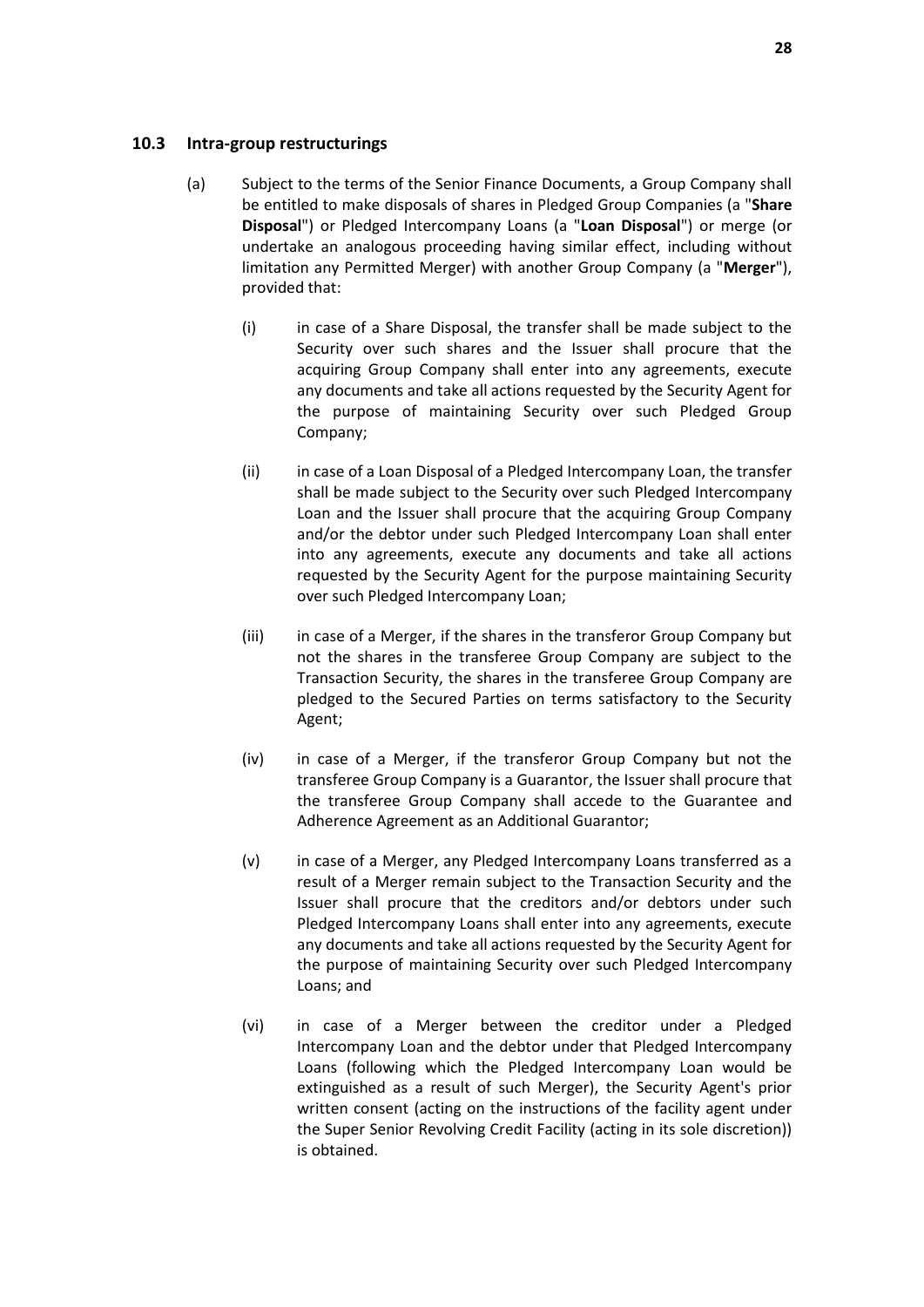### 10.3 Intra-group restructurings

(a) Subject to the terms of the Senior Finance Documents, a Group Company shall be entitled to make disposals of shares in Pledged Group Companies (a "**Share Disposal**") or Pledged Intercompany Loans (a "**Loan Disposal**") or merge (or undertake an analogous proceeding having similar effect, including without limitation any Permitted Merger) with another Group Company (a "**Merger**"), provided that:

(i) in case of a Share Disposal, the transfer shall be made subject to the Security over such shares and the Issuer shall procure that the acquiring Group Company shall enter into any agreements, execute any documents and take all actions requested by the Security Agent for the purpose of maintaining Security over such Pledged Group Company;

(ii) in case of a Loan Disposal of a Pledged Intercompany Loan, the transfer shall be made subject to the Security over such Pledged Intercompany Loan and the Issuer shall procure that the acquiring Group Company and/or the debtor under such Pledged Intercompany Loan shall enter into any agreements, execute any documents and take all actions requested by the Security Agent for the purpose maintaining Security over such Pledged Intercompany Loan;

(iii) in case of a Merger, if the shares in the transferor Group Company but not the shares in the transferee Group Company are subject to the Transaction Security, the shares in the transferee Group Company are pledged to the Secured Parties on terms satisfactory to the Security Agent;

(iv) in case of a Merger, if the transferor Group Company but not the transferee Group Company is a Guarantor, the Issuer shall procure that the transferee Group Company shall accede to the Guarantee and Adherence Agreement as an Additional Guarantor;

(v) in case of a Merger, any Pledged Intercompany Loans transferred as a result of a Merger remain subject to the Transaction Security and the Issuer shall procure that the creditors and/or debtors under such Pledged Intercompany Loans shall enter into any agreements, execute any documents and take all actions requested by the Security Agent for the purpose of maintaining Security over such Pledged Intercompany Loans; and

(vi) in case of a Merger between the creditor under a Pledged Intercompany Loan and the debtor under that Pledged Intercompany Loans (following which the Pledged Intercompany Loan would be extinguished as a result of such Merger), the Security Agent's prior written consent (acting on the instructions of the facility agent under the Super Senior Revolving Credit Facility (acting in its sole discretion)) is obtained.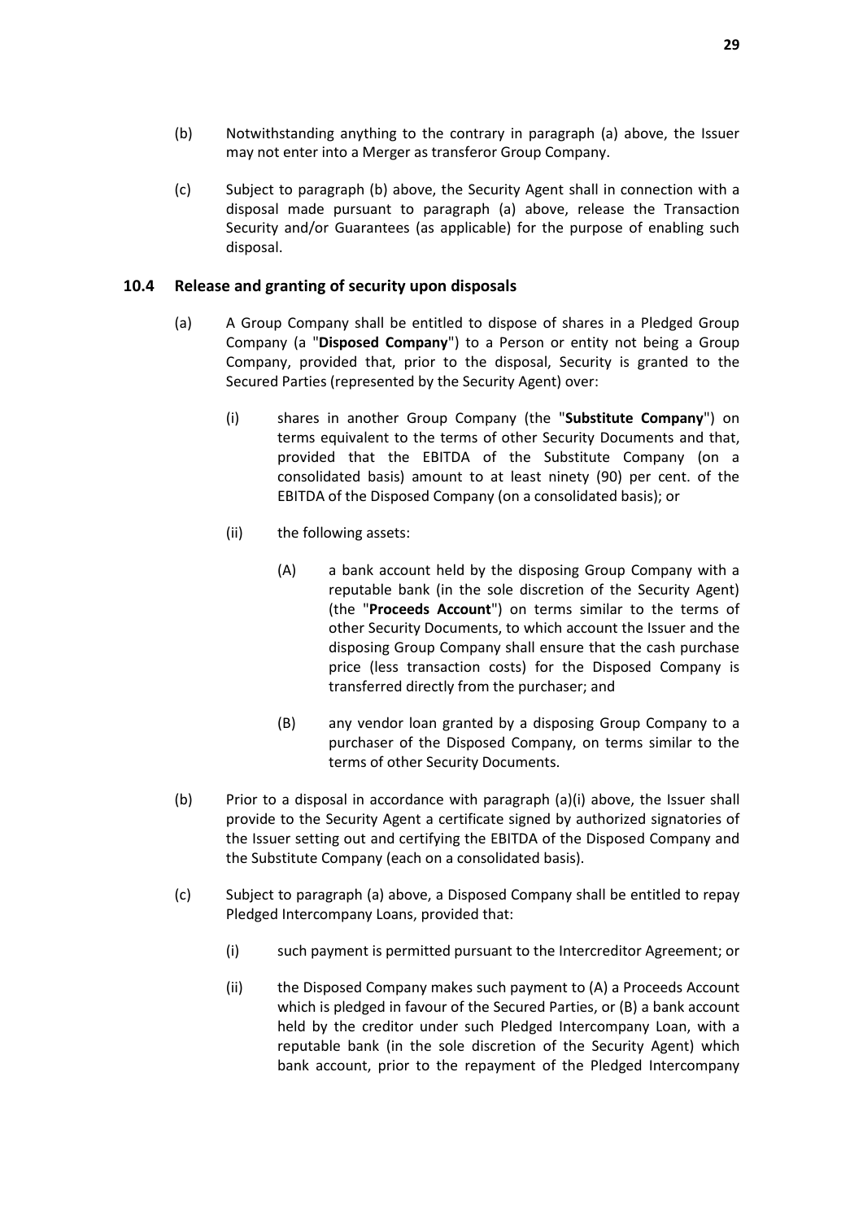(b) Notwithstanding anything to the contrary in paragraph (a) above, the Issuer may not enter into a Merger as transferor Group Company.

(c) Subject to paragraph (b) above, the Security Agent shall in connection with a disposal made pursuant to paragraph (a) above, release the Transaction Security and/or Guarantees (as applicable) for the purpose of enabling such disposal.

### 10.4 Release and granting of security upon disposals

(a) A Group Company shall be entitled to dispose of shares in a Pledged Group Company (a "**Disposed Company**") to a Person or entity not being a Group Company, provided that, prior to the disposal, Security is granted to the Secured Parties (represented by the Security Agent) over:

(i) shares in another Group Company (the "**Substitute Company**") on terms equivalent to the terms of other Security Documents and that, provided that the EBITDA of the Substitute Company (on a consolidated basis) amount to at least ninety (90) per cent. of the EBITDA of the Disposed Company (on a consolidated basis); or

(ii) the following assets:

(A) a bank account held by the disposing Group Company with a reputable bank (in the sole discretion of the Security Agent) (the "**Proceeds Account**") on terms similar to the terms of other Security Documents, to which account the Issuer and the disposing Group Company shall ensure that the cash purchase price (less transaction costs) for the Disposed Company is transferred directly from the purchaser; and

(B) any vendor loan granted by a disposing Group Company to a purchaser of the Disposed Company, on terms similar to the terms of other Security Documents.

(b) Prior to a disposal in accordance with paragraph (a)(i) above, the Issuer shall provide to the Security Agent a certificate signed by authorized signatories of the Issuer setting out and certifying the EBITDA of the Disposed Company and the Substitute Company (each on a consolidated basis).

(c) Subject to paragraph (a) above, a Disposed Company shall be entitled to repay Pledged Intercompany Loans, provided that:

(i) such payment is permitted pursuant to the Intercreditor Agreement; or

(ii) the Disposed Company makes such payment to (A) a Proceeds Account which is pledged in favour of the Secured Parties, or (B) a bank account held by the creditor under such Pledged Intercompany Loan, with a reputable bank (in the sole discretion of the Security Agent) which bank account, prior to the repayment of the Pledged Intercompany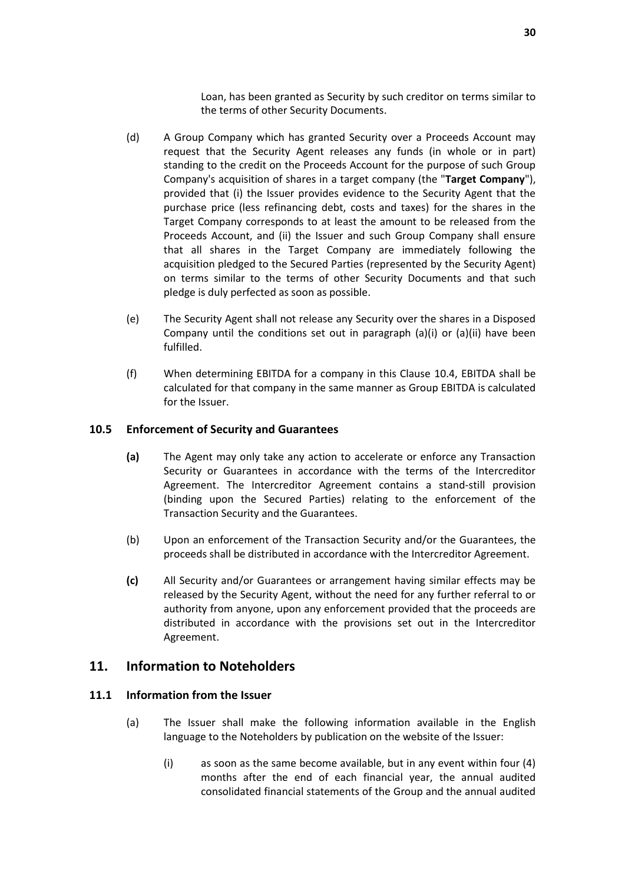Loan, has been granted as Security by such creditor on terms similar to the terms of other Security Documents.

(d) A Group Company which has granted Security over a Proceeds Account may request that the Security Agent releases any funds (in whole or in part) standing to the credit on the Proceeds Account for the purpose of such Group Company's acquisition of shares in a target company (the "**Target Company**"), provided that (i) the Issuer provides evidence to the Security Agent that the purchase price (less refinancing debt, costs and taxes) for the shares in the Target Company corresponds to at least the amount to be released from the Proceeds Account, and (ii) the Issuer and such Group Company shall ensure that all shares in the Target Company are immediately following the acquisition pledged to the Secured Parties (represented by the Security Agent) on terms similar to the terms of other Security Documents and that such pledge is duly perfected as soon as possible.

(e) The Security Agent shall not release any Security over the shares in a Disposed Company until the conditions set out in paragraph (a)(i) or (a)(ii) have been fulfilled.

(f) When determining EBITDA for a company in this Clause 10.4, EBITDA shall be calculated for that company in the same manner as Group EBITDA is calculated for the Issuer.

### 10.5 Enforcement of Security and Guarantees

**(a)** The Agent may only take any action to accelerate or enforce any Transaction Security or Guarantees in accordance with the terms of the Intercreditor Agreement. The Intercreditor Agreement contains a stand-still provision (binding upon the Secured Parties) relating to the enforcement of the Transaction Security and the Guarantees.

(b) Upon an enforcement of the Transaction Security and/or the Guarantees, the proceeds shall be distributed in accordance with the Intercreditor Agreement.

**(c)** All Security and/or Guarantees or arrangement having similar effects may be released by the Security Agent, without the need for any further referral to or authority from anyone, upon any enforcement provided that the proceeds are distributed in accordance with the provisions set out in the Intercreditor Agreement.

## 11. Information to Noteholders

### 11.1 Information from the Issuer

(a) The Issuer shall make the following information available in the English language to the Noteholders by publication on the website of the Issuer:

(i) as soon as the same become available, but in any event within four (4) months after the end of each financial year, the annual audited consolidated financial statements of the Group and the annual audited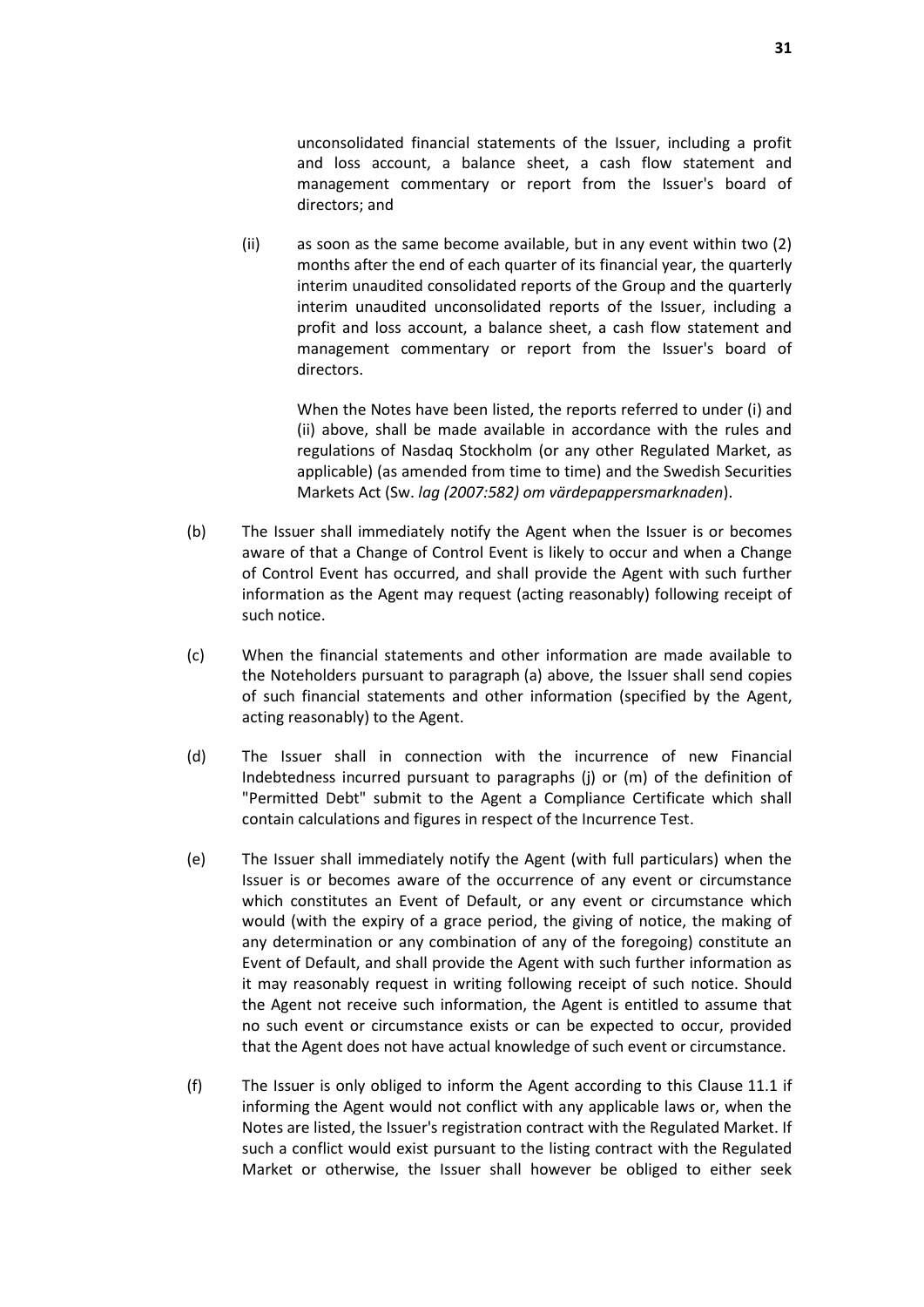unconsolidated financial statements of the Issuer, including a profit and loss account, a balance sheet, a cash flow statement and management commentary or report from the Issuer's board of directors; and

(ii) as soon as the same become available, but in any event within two (2) months after the end of each quarter of its financial year, the quarterly interim unaudited consolidated reports of the Group and the quarterly interim unaudited unconsolidated reports of the Issuer, including a profit and loss account, a balance sheet, a cash flow statement and management commentary or report from the Issuer's board of directors.

When the Notes have been listed, the reports referred to under (i) and (ii) above, shall be made available in accordance with the rules and regulations of Nasdaq Stockholm (or any other Regulated Market, as applicable) (as amended from time to time) and the Swedish Securities Markets Act (Sw. *lag (2007:582) om värdepappersmarknaden*).

(b) The Issuer shall immediately notify the Agent when the Issuer is or becomes aware of that a Change of Control Event is likely to occur and when a Change of Control Event has occurred, and shall provide the Agent with such further information as the Agent may request (acting reasonably) following receipt of such notice.

(c) When the financial statements and other information are made available to the Noteholders pursuant to paragraph (a) above, the Issuer shall send copies of such financial statements and other information (specified by the Agent, acting reasonably) to the Agent.

(d) The Issuer shall in connection with the incurrence of new Financial Indebtedness incurred pursuant to paragraphs (j) or (m) of the definition of "Permitted Debt" submit to the Agent a Compliance Certificate which shall contain calculations and figures in respect of the Incurrence Test.

(e) The Issuer shall immediately notify the Agent (with full particulars) when the Issuer is or becomes aware of the occurrence of any event or circumstance which constitutes an Event of Default, or any event or circumstance which would (with the expiry of a grace period, the giving of notice, the making of any determination or any combination of any of the foregoing) constitute an Event of Default, and shall provide the Agent with such further information as it may reasonably request in writing following receipt of such notice. Should the Agent not receive such information, the Agent is entitled to assume that no such event or circumstance exists or can be expected to occur, provided that the Agent does not have actual knowledge of such event or circumstance.

(f) The Issuer is only obliged to inform the Agent according to this Clause 11.1 if informing the Agent would not conflict with any applicable laws or, when the Notes are listed, the Issuer's registration contract with the Regulated Market. If such a conflict would exist pursuant to the listing contract with the Regulated Market or otherwise, the Issuer shall however be obliged to either seek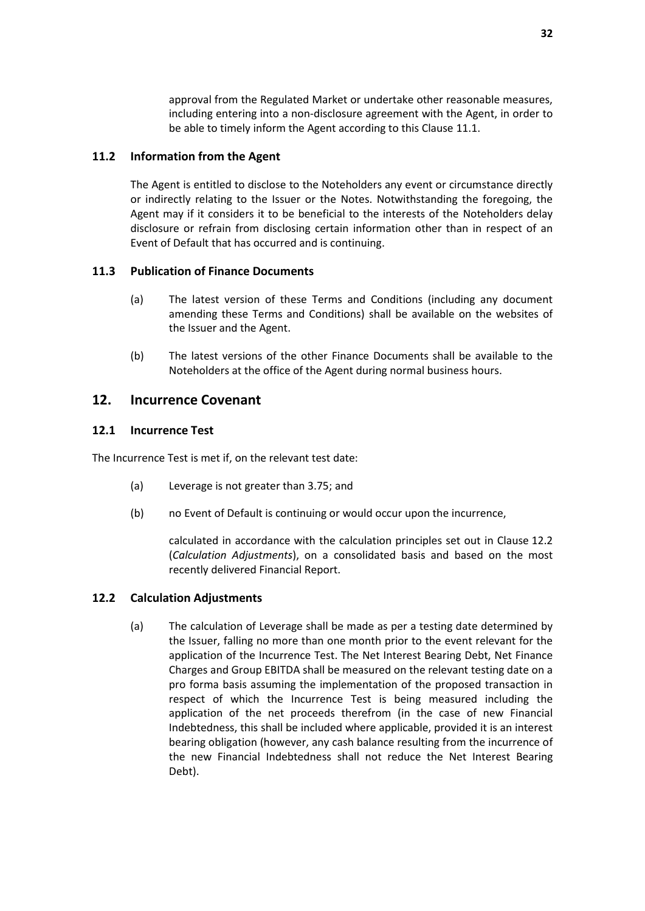approval from the Regulated Market or undertake other reasonable measures, including entering into a non-disclosure agreement with the Agent, in order to be able to timely inform the Agent according to this Clause 11.1.

### 11.2 Information from the Agent

The Agent is entitled to disclose to the Noteholders any event or circumstance directly or indirectly relating to the Issuer or the Notes. Notwithstanding the foregoing, the Agent may if it considers it to be beneficial to the interests of the Noteholders delay disclosure or refrain from disclosing certain information other than in respect of an Event of Default that has occurred and is continuing.

### 11.3 Publication of Finance Documents

(a) The latest version of these Terms and Conditions (including any document amending these Terms and Conditions) shall be available on the websites of the Issuer and the Agent.

(b) The latest versions of the other Finance Documents shall be available to the Noteholders at the office of the Agent during normal business hours.

## 12. Incurrence Covenant

### 12.1 Incurrence Test

The Incurrence Test is met if, on the relevant test date:

(a) Leverage is not greater than 3.75; and

(b) no Event of Default is continuing or would occur upon the incurrence,

calculated in accordance with the calculation principles set out in Clause 12.2 (*Calculation Adjustments*), on a consolidated basis and based on the most recently delivered Financial Report.

### 12.2 Calculation Adjustments

(a) The calculation of Leverage shall be made as per a testing date determined by the Issuer, falling no more than one month prior to the event relevant for the application of the Incurrence Test. The Net Interest Bearing Debt, Net Finance Charges and Group EBITDA shall be measured on the relevant testing date on a pro forma basis assuming the implementation of the proposed transaction in respect of which the Incurrence Test is being measured including the application of the net proceeds therefrom (in the case of new Financial Indebtedness, this shall be included where applicable, provided it is an interest bearing obligation (however, any cash balance resulting from the incurrence of the new Financial Indebtedness shall not reduce the Net Interest Bearing Debt).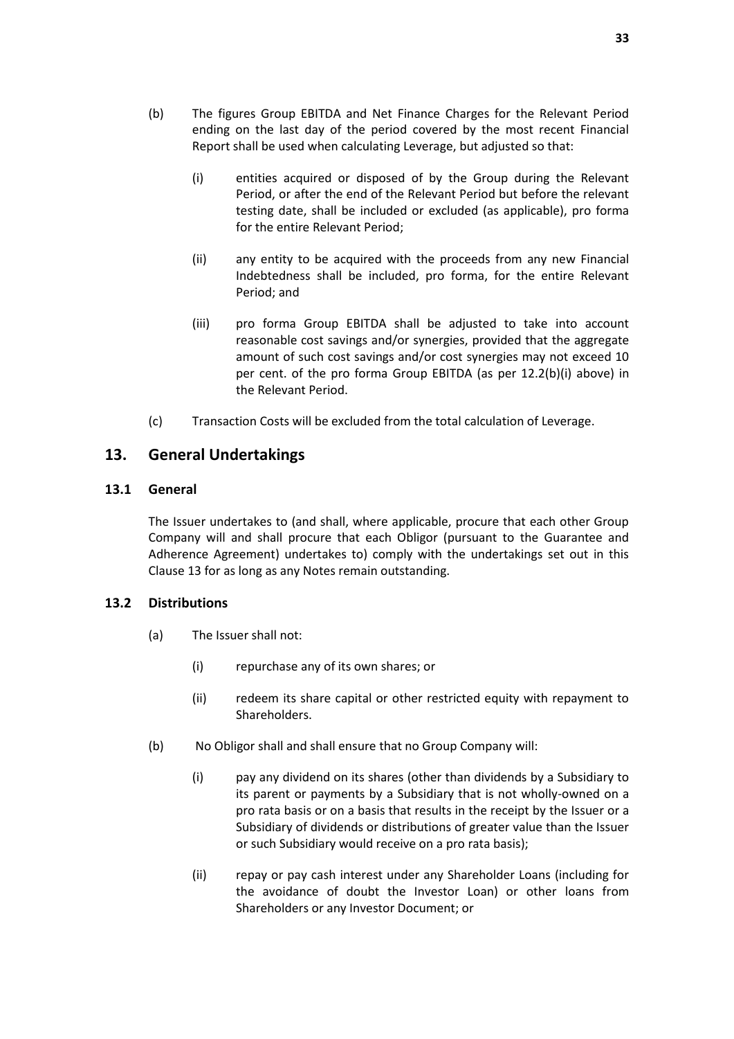(b) The figures Group EBITDA and Net Finance Charges for the Relevant Period ending on the last day of the period covered by the most recent Financial Report shall be used when calculating Leverage, but adjusted so that:

(i) entities acquired or disposed of by the Group during the Relevant Period, or after the end of the Relevant Period but before the relevant testing date, shall be included or excluded (as applicable), pro forma for the entire Relevant Period;

(ii) any entity to be acquired with the proceeds from any new Financial Indebtedness shall be included, pro forma, for the entire Relevant Period; and

(iii) pro forma Group EBITDA shall be adjusted to take into account reasonable cost savings and/or synergies, provided that the aggregate amount of such cost savings and/or cost synergies may not exceed 10 per cent. of the pro forma Group EBITDA (as per 12.2(b)(i) above) in the Relevant Period.

(c) Transaction Costs will be excluded from the total calculation of Leverage.

## 13. General Undertakings

### 13.1 General

The Issuer undertakes to (and shall, where applicable, procure that each other Group Company will and shall procure that each Obligor (pursuant to the Guarantee and Adherence Agreement) undertakes to) comply with the undertakings set out in this Clause 13 for as long as any Notes remain outstanding.

### 13.2 Distributions

(a) The Issuer shall not:

(i) repurchase any of its own shares; or

(ii) redeem its share capital or other restricted equity with repayment to Shareholders.

(b) No Obligor shall and shall ensure that no Group Company will:

(i) pay any dividend on its shares (other than dividends by a Subsidiary to its parent or payments by a Subsidiary that is not wholly-owned on a pro rata basis or on a basis that results in the receipt by the Issuer or a Subsidiary of dividends or distributions of greater value than the Issuer or such Subsidiary would receive on a pro rata basis);

(ii) repay or pay cash interest under any Shareholder Loans (including for the avoidance of doubt the Investor Loan) or other loans from Shareholders or any Investor Document; or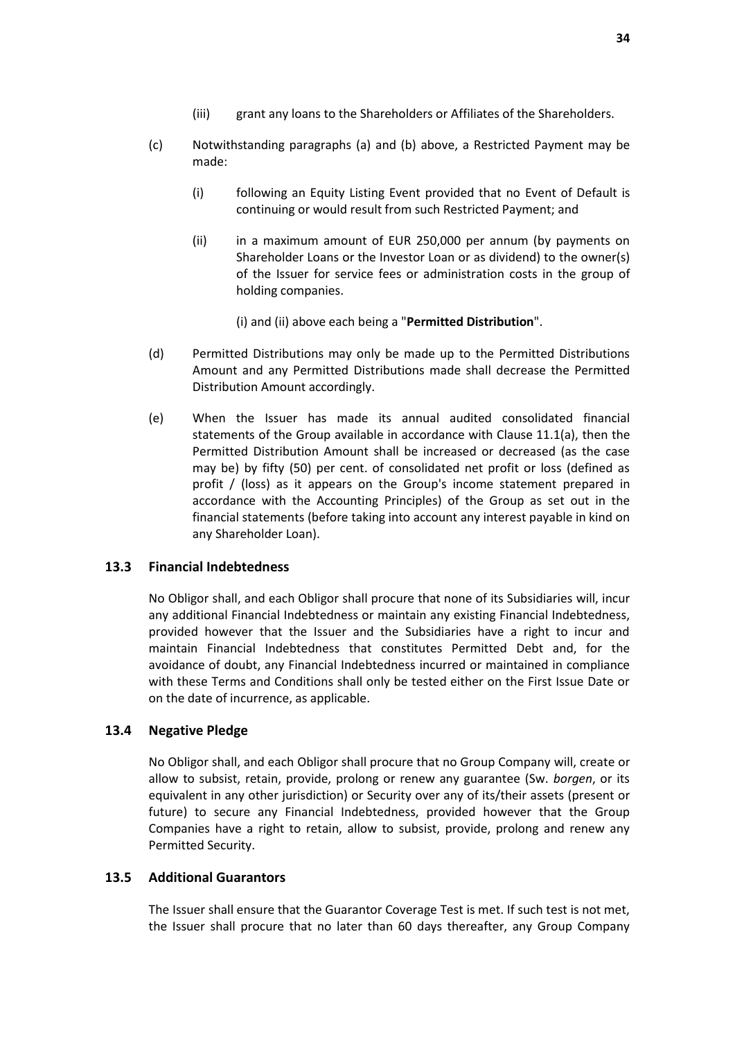(iii) grant any loans to the Shareholders or Affiliates of the Shareholders.

(c) Notwithstanding paragraphs (a) and (b) above, a Restricted Payment may be made:

(i) following an Equity Listing Event provided that no Event of Default is continuing or would result from such Restricted Payment; and

(ii) in a maximum amount of EUR 250,000 per annum (by payments on Shareholder Loans or the Investor Loan or as dividend) to the owner(s) of the Issuer for service fees or administration costs in the group of holding companies.

(i) and (ii) above each being a "**Permitted Distribution**".

(d) Permitted Distributions may only be made up to the Permitted Distributions Amount and any Permitted Distributions made shall decrease the Permitted Distribution Amount accordingly.

(e) When the Issuer has made its annual audited consolidated financial statements of the Group available in accordance with Clause 11.1(a), then the Permitted Distribution Amount shall be increased or decreased (as the case may be) by fifty (50) per cent. of consolidated net profit or loss (defined as profit / (loss) as it appears on the Group's income statement prepared in accordance with the Accounting Principles) of the Group as set out in the financial statements (before taking into account any interest payable in kind on any Shareholder Loan).

### 13.3 Financial Indebtedness

No Obligor shall, and each Obligor shall procure that none of its Subsidiaries will, incur any additional Financial Indebtedness or maintain any existing Financial Indebtedness, provided however that the Issuer and the Subsidiaries have a right to incur and maintain Financial Indebtedness that constitutes Permitted Debt and, for the avoidance of doubt, any Financial Indebtedness incurred or maintained in compliance with these Terms and Conditions shall only be tested either on the First Issue Date or on the date of incurrence, as applicable.

### 13.4 Negative Pledge

No Obligor shall, and each Obligor shall procure that no Group Company will, create or allow to subsist, retain, provide, prolong or renew any guarantee (Sw. *borgen*, or its equivalent in any other jurisdiction) or Security over any of its/their assets (present or future) to secure any Financial Indebtedness, provided however that the Group Companies have a right to retain, allow to subsist, provide, prolong and renew any Permitted Security.

### 13.5 Additional Guarantors

The Issuer shall ensure that the Guarantor Coverage Test is met. If such test is not met, the Issuer shall procure that no later than 60 days thereafter, any Group Company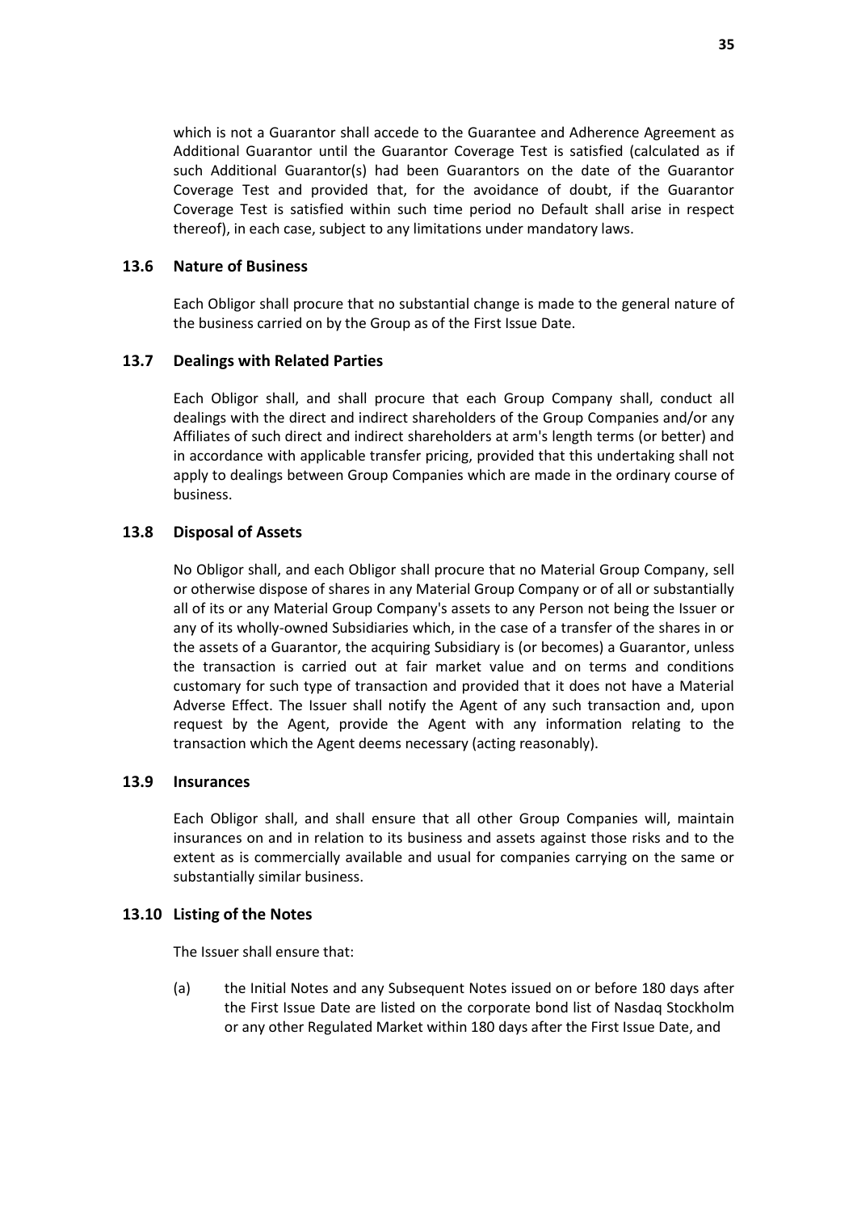which is not a Guarantor shall accede to the Guarantee and Adherence Agreement as Additional Guarantor until the Guarantor Coverage Test is satisfied (calculated as if such Additional Guarantor(s) had been Guarantors on the date of the Guarantor Coverage Test and provided that, for the avoidance of doubt, if the Guarantor Coverage Test is satisfied within such time period no Default shall arise in respect thereof), in each case, subject to any limitations under mandatory laws.

### 13.6 Nature of Business

Each Obligor shall procure that no substantial change is made to the general nature of the business carried on by the Group as of the First Issue Date.

### 13.7 Dealings with Related Parties

Each Obligor shall, and shall procure that each Group Company shall, conduct all dealings with the direct and indirect shareholders of the Group Companies and/or any Affiliates of such direct and indirect shareholders at arm's length terms (or better) and in accordance with applicable transfer pricing, provided that this undertaking shall not apply to dealings between Group Companies which are made in the ordinary course of business.

### 13.8 Disposal of Assets

No Obligor shall, and each Obligor shall procure that no Material Group Company, sell or otherwise dispose of shares in any Material Group Company or of all or substantially all of its or any Material Group Company's assets to any Person not being the Issuer or any of its wholly-owned Subsidiaries which, in the case of a transfer of the shares in or the assets of a Guarantor, the acquiring Subsidiary is (or becomes) a Guarantor, unless the transaction is carried out at fair market value and on terms and conditions customary for such type of transaction and provided that it does not have a Material Adverse Effect. The Issuer shall notify the Agent of any such transaction and, upon request by the Agent, provide the Agent with any information relating to the transaction which the Agent deems necessary (acting reasonably).

### 13.9 Insurances

Each Obligor shall, and shall ensure that all other Group Companies will, maintain insurances on and in relation to its business and assets against those risks and to the extent as is commercially available and usual for companies carrying on the same or substantially similar business.

### 13.10 Listing of the Notes

The Issuer shall ensure that:

(a) the Initial Notes and any Subsequent Notes issued on or before 180 days after the First Issue Date are listed on the corporate bond list of Nasdaq Stockholm or any other Regulated Market within 180 days after the First Issue Date, and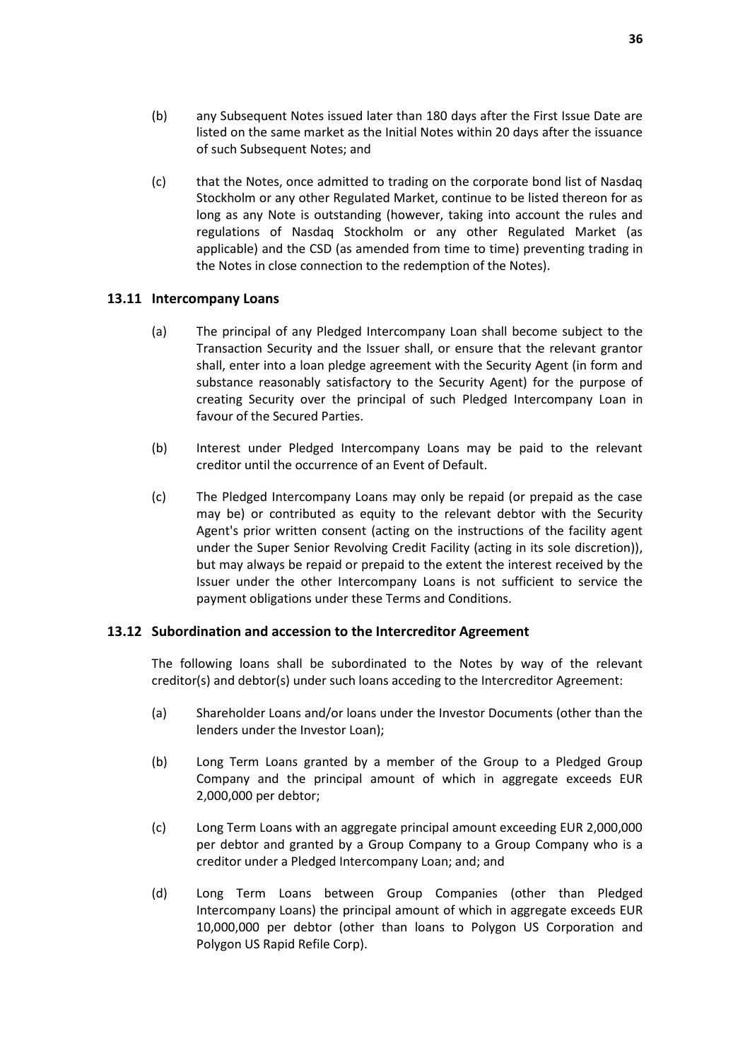(b) any Subsequent Notes issued later than 180 days after the First Issue Date are listed on the same market as the Initial Notes within 20 days after the issuance of such Subsequent Notes; and

(c) that the Notes, once admitted to trading on the corporate bond list of Nasdaq Stockholm or any other Regulated Market, continue to be listed thereon for as long as any Note is outstanding (however, taking into account the rules and regulations of Nasdaq Stockholm or any other Regulated Market (as applicable) and the CSD (as amended from time to time) preventing trading in the Notes in close connection to the redemption of the Notes).

### 13.11 Intercompany Loans

(a) The principal of any Pledged Intercompany Loan shall become subject to the Transaction Security and the Issuer shall, or ensure that the relevant grantor shall, enter into a loan pledge agreement with the Security Agent (in form and substance reasonably satisfactory to the Security Agent) for the purpose of creating Security over the principal of such Pledged Intercompany Loan in favour of the Secured Parties.

(b) Interest under Pledged Intercompany Loans may be paid to the relevant creditor until the occurrence of an Event of Default.

(c) The Pledged Intercompany Loans may only be repaid (or prepaid as the case may be) or contributed as equity to the relevant debtor with the Security Agent's prior written consent (acting on the instructions of the facility agent under the Super Senior Revolving Credit Facility (acting in its sole discretion)), but may always be repaid or prepaid to the extent the interest received by the Issuer under the other Intercompany Loans is not sufficient to service the payment obligations under these Terms and Conditions.

### 13.12 Subordination and accession to the Intercreditor Agreement

The following loans shall be subordinated to the Notes by way of the relevant creditor(s) and debtor(s) under such loans acceding to the Intercreditor Agreement:

(a) Shareholder Loans and/or loans under the Investor Documents (other than the lenders under the Investor Loan);

(b) Long Term Loans granted by a member of the Group to a Pledged Group Company and the principal amount of which in aggregate exceeds EUR 2,000,000 per debtor;

(c) Long Term Loans with an aggregate principal amount exceeding EUR 2,000,000 per debtor and granted by a Group Company to a Group Company who is a creditor under a Pledged Intercompany Loan; and; and

(d) Long Term Loans between Group Companies (other than Pledged Intercompany Loans) the principal amount of which in aggregate exceeds EUR 10,000,000 per debtor (other than loans to Polygon US Corporation and Polygon US Rapid Refile Corp).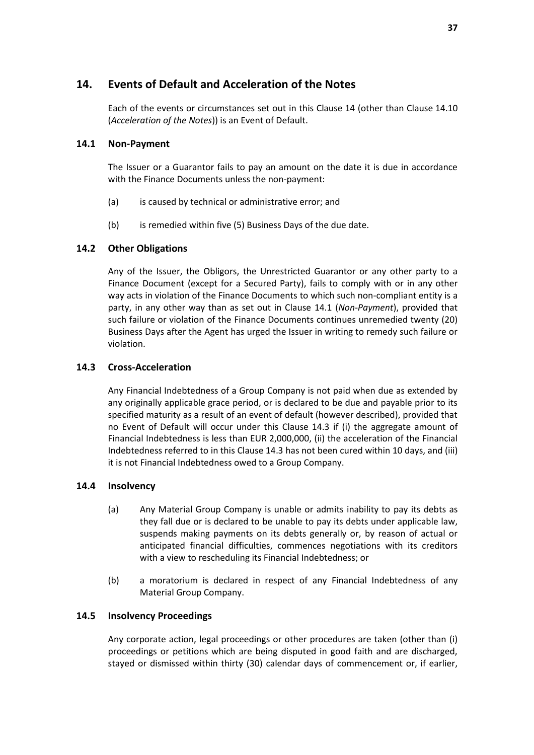## 14. Events of Default and Acceleration of the Notes

Each of the events or circumstances set out in this Clause 14 (other than Clause 14.10 (*Acceleration of the Notes*)) is an Event of Default.

### 14.1 Non-Payment

The Issuer or a Guarantor fails to pay an amount on the date it is due in accordance with the Finance Documents unless the non-payment:

(a) is caused by technical or administrative error; and

(b) is remedied within five (5) Business Days of the due date.

### 14.2 Other Obligations

Any of the Issuer, the Obligors, the Unrestricted Guarantor or any other party to a Finance Document (except for a Secured Party), fails to comply with or in any other way acts in violation of the Finance Documents to which such non-compliant entity is a party, in any other way than as set out in Clause 14.1 (*Non-Payment*), provided that such failure or violation of the Finance Documents continues unremedied twenty (20) Business Days after the Agent has urged the Issuer in writing to remedy such failure or violation.

### 14.3 Cross-Acceleration

Any Financial Indebtedness of a Group Company is not paid when due as extended by any originally applicable grace period, or is declared to be due and payable prior to its specified maturity as a result of an event of default (however described), provided that no Event of Default will occur under this Clause 14.3 if (i) the aggregate amount of Financial Indebtedness is less than EUR 2,000,000, (ii) the acceleration of the Financial Indebtedness referred to in this Clause 14.3 has not been cured within 10 days, and (iii) it is not Financial Indebtedness owed to a Group Company.

### 14.4 Insolvency

(a) Any Material Group Company is unable or admits inability to pay its debts as they fall due or is declared to be unable to pay its debts under applicable law, suspends making payments on its debts generally or, by reason of actual or anticipated financial difficulties, commences negotiations with its creditors with a view to rescheduling its Financial Indebtedness; or

(b) a moratorium is declared in respect of any Financial Indebtedness of any Material Group Company.

### 14.5 Insolvency Proceedings

Any corporate action, legal proceedings or other procedures are taken (other than (i) proceedings or petitions which are being disputed in good faith and are discharged, stayed or dismissed within thirty (30) calendar days of commencement or, if earlier,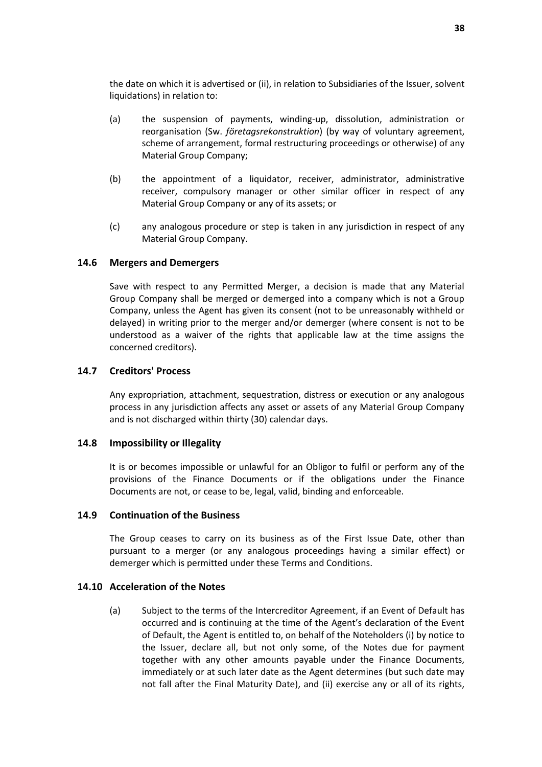the date on which it is advertised or (ii), in relation to Subsidiaries of the Issuer, solvent liquidations) in relation to:

(a) the suspension of payments, winding-up, dissolution, administration or reorganisation (Sw. *företagsrekonstruktion*) (by way of voluntary agreement, scheme of arrangement, formal restructuring proceedings or otherwise) of any Material Group Company;

(b) the appointment of a liquidator, receiver, administrator, administrative receiver, compulsory manager or other similar officer in respect of any Material Group Company or any of its assets; or

(c) any analogous procedure or step is taken in any jurisdiction in respect of any Material Group Company.

### 14.6 Mergers and Demergers

Save with respect to any Permitted Merger, a decision is made that any Material Group Company shall be merged or demerged into a company which is not a Group Company, unless the Agent has given its consent (not to be unreasonably withheld or delayed) in writing prior to the merger and/or demerger (where consent is not to be understood as a waiver of the rights that applicable law at the time assigns the concerned creditors).

### 14.7 Creditors' Process

Any expropriation, attachment, sequestration, distress or execution or any analogous process in any jurisdiction affects any asset or assets of any Material Group Company and is not discharged within thirty (30) calendar days.

### 14.8 Impossibility or Illegality

It is or becomes impossible or unlawful for an Obligor to fulfil or perform any of the provisions of the Finance Documents or if the obligations under the Finance Documents are not, or cease to be, legal, valid, binding and enforceable.

### 14.9 Continuation of the Business

The Group ceases to carry on its business as of the First Issue Date, other than pursuant to a merger (or any analogous proceedings having a similar effect) or demerger which is permitted under these Terms and Conditions.

### 14.10 Acceleration of the Notes

(a) Subject to the terms of the Intercreditor Agreement, if an Event of Default has occurred and is continuing at the time of the Agent's declaration of the Event of Default, the Agent is entitled to, on behalf of the Noteholders (i) by notice to the Issuer, declare all, but not only some, of the Notes due for payment together with any other amounts payable under the Finance Documents, immediately or at such later date as the Agent determines (but such date may not fall after the Final Maturity Date), and (ii) exercise any or all of its rights,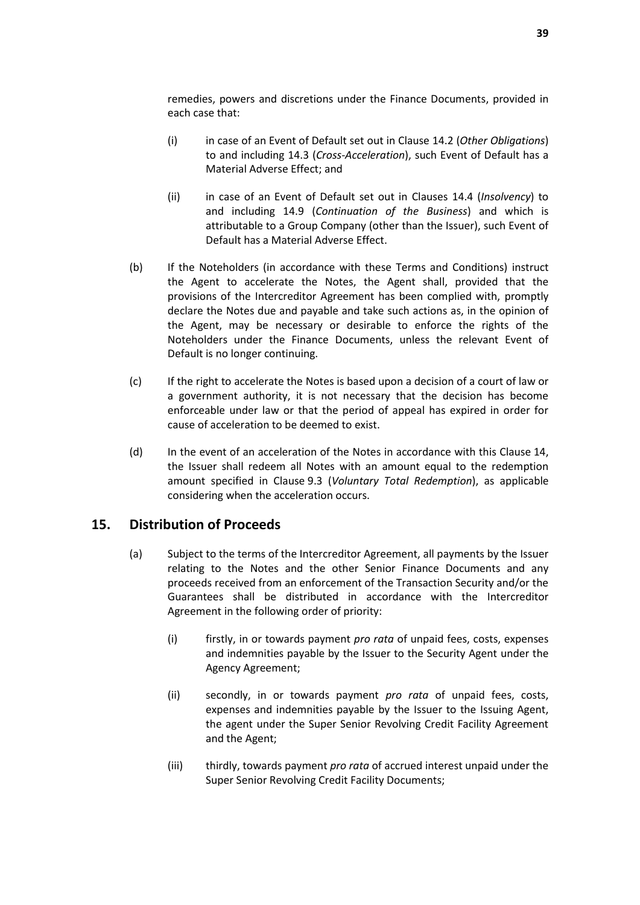remedies, powers and discretions under the Finance Documents, provided in each case that:

(i) in case of an Event of Default set out in Clause 14.2 (*Other Obligations*) to and including 14.3 (*Cross-Acceleration*), such Event of Default has a Material Adverse Effect; and

(ii) in case of an Event of Default set out in Clauses 14.4 (*Insolvency*) to and including 14.9 (*Continuation of the Business*) and which is attributable to a Group Company (other than the Issuer), such Event of Default has a Material Adverse Effect.

(b) If the Noteholders (in accordance with these Terms and Conditions) instruct the Agent to accelerate the Notes, the Agent shall, provided that the provisions of the Intercreditor Agreement has been complied with, promptly declare the Notes due and payable and take such actions as, in the opinion of the Agent, may be necessary or desirable to enforce the rights of the Noteholders under the Finance Documents, unless the relevant Event of Default is no longer continuing.

(c) If the right to accelerate the Notes is based upon a decision of a court of law or a government authority, it is not necessary that the decision has become enforceable under law or that the period of appeal has expired in order for cause of acceleration to be deemed to exist.

(d) In the event of an acceleration of the Notes in accordance with this Clause 14, the Issuer shall redeem all Notes with an amount equal to the redemption amount specified in Clause 9.3 (*Voluntary Total Redemption*), as applicable considering when the acceleration occurs.

## 15. Distribution of Proceeds

(a) Subject to the terms of the Intercreditor Agreement, all payments by the Issuer relating to the Notes and the other Senior Finance Documents and any proceeds received from an enforcement of the Transaction Security and/or the Guarantees shall be distributed in accordance with the Intercreditor Agreement in the following order of priority:

(i) firstly, in or towards payment *pro rata* of unpaid fees, costs, expenses and indemnities payable by the Issuer to the Security Agent under the Agency Agreement;

(ii) secondly, in or towards payment *pro rata* of unpaid fees, costs, expenses and indemnities payable by the Issuer to the Issuing Agent, the agent under the Super Senior Revolving Credit Facility Agreement and the Agent;

(iii) thirdly, towards payment *pro rata* of accrued interest unpaid under the Super Senior Revolving Credit Facility Documents;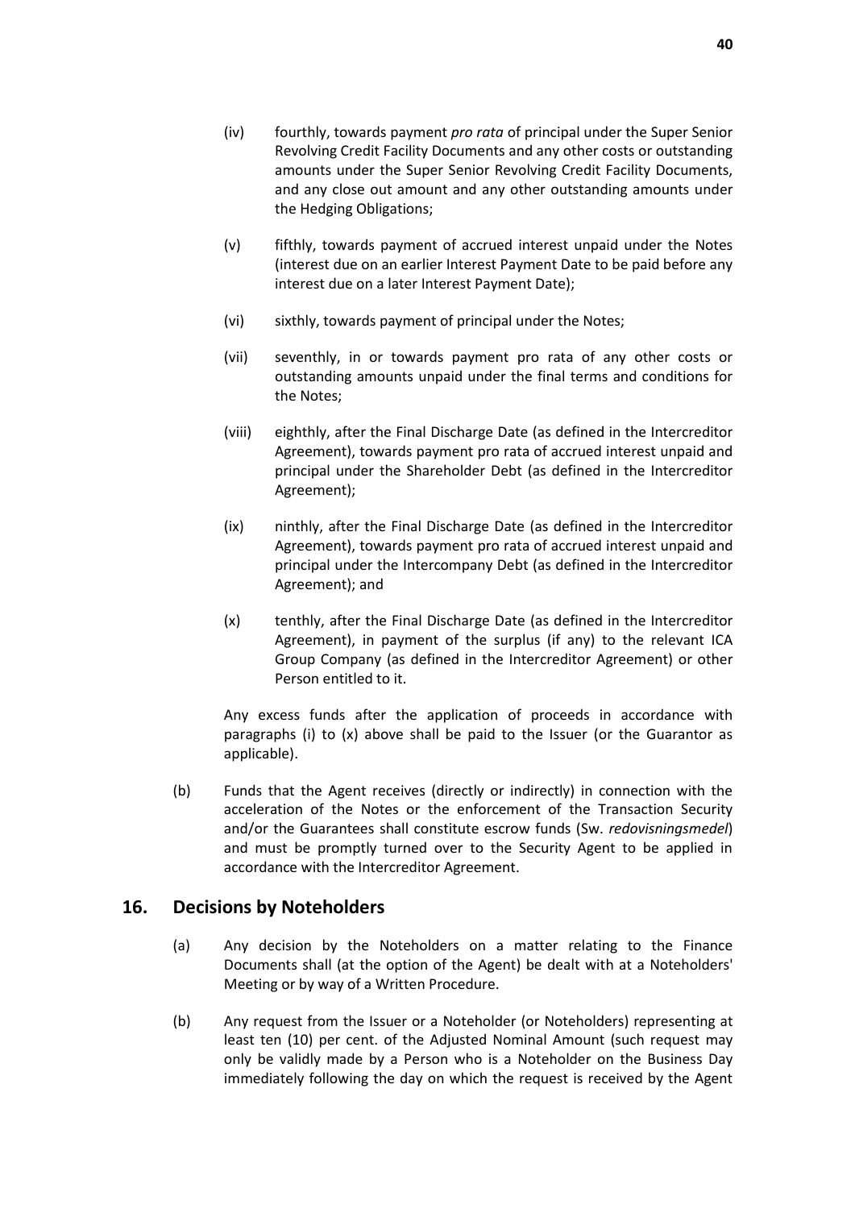(iv) fourthly, towards payment *pro rata* of principal under the Super Senior Revolving Credit Facility Documents and any other costs or outstanding amounts under the Super Senior Revolving Credit Facility Documents, and any close out amount and any other outstanding amounts under the Hedging Obligations;

(v) fifthly, towards payment of accrued interest unpaid under the Notes (interest due on an earlier Interest Payment Date to be paid before any interest due on a later Interest Payment Date);

(vi) sixthly, towards payment of principal under the Notes;

(vii) seventhly, in or towards payment pro rata of any other costs or outstanding amounts unpaid under the final terms and conditions for the Notes;

(viii) eighthly, after the Final Discharge Date (as defined in the Intercreditor Agreement), towards payment pro rata of accrued interest unpaid and principal under the Shareholder Debt (as defined in the Intercreditor Agreement);

(ix) ninthly, after the Final Discharge Date (as defined in the Intercreditor Agreement), towards payment pro rata of accrued interest unpaid and principal under the Intercompany Debt (as defined in the Intercreditor Agreement); and

(x) tenthly, after the Final Discharge Date (as defined in the Intercreditor Agreement), in payment of the surplus (if any) to the relevant ICA Group Company (as defined in the Intercreditor Agreement) or other Person entitled to it.

Any excess funds after the application of proceeds in accordance with paragraphs (i) to (x) above shall be paid to the Issuer (or the Guarantor as applicable).

(b) Funds that the Agent receives (directly or indirectly) in connection with the acceleration of the Notes or the enforcement of the Transaction Security and/or the Guarantees shall constitute escrow funds (Sw. *redovisningsmedel*) and must be promptly turned over to the Security Agent to be applied in accordance with the Intercreditor Agreement.

## 16. Decisions by Noteholders

(a) Any decision by the Noteholders on a matter relating to the Finance Documents shall (at the option of the Agent) be dealt with at a Noteholders' Meeting or by way of a Written Procedure.

(b) Any request from the Issuer or a Noteholder (or Noteholders) representing at least ten (10) per cent. of the Adjusted Nominal Amount (such request may only be validly made by a Person who is a Noteholder on the Business Day immediately following the day on which the request is received by the Agent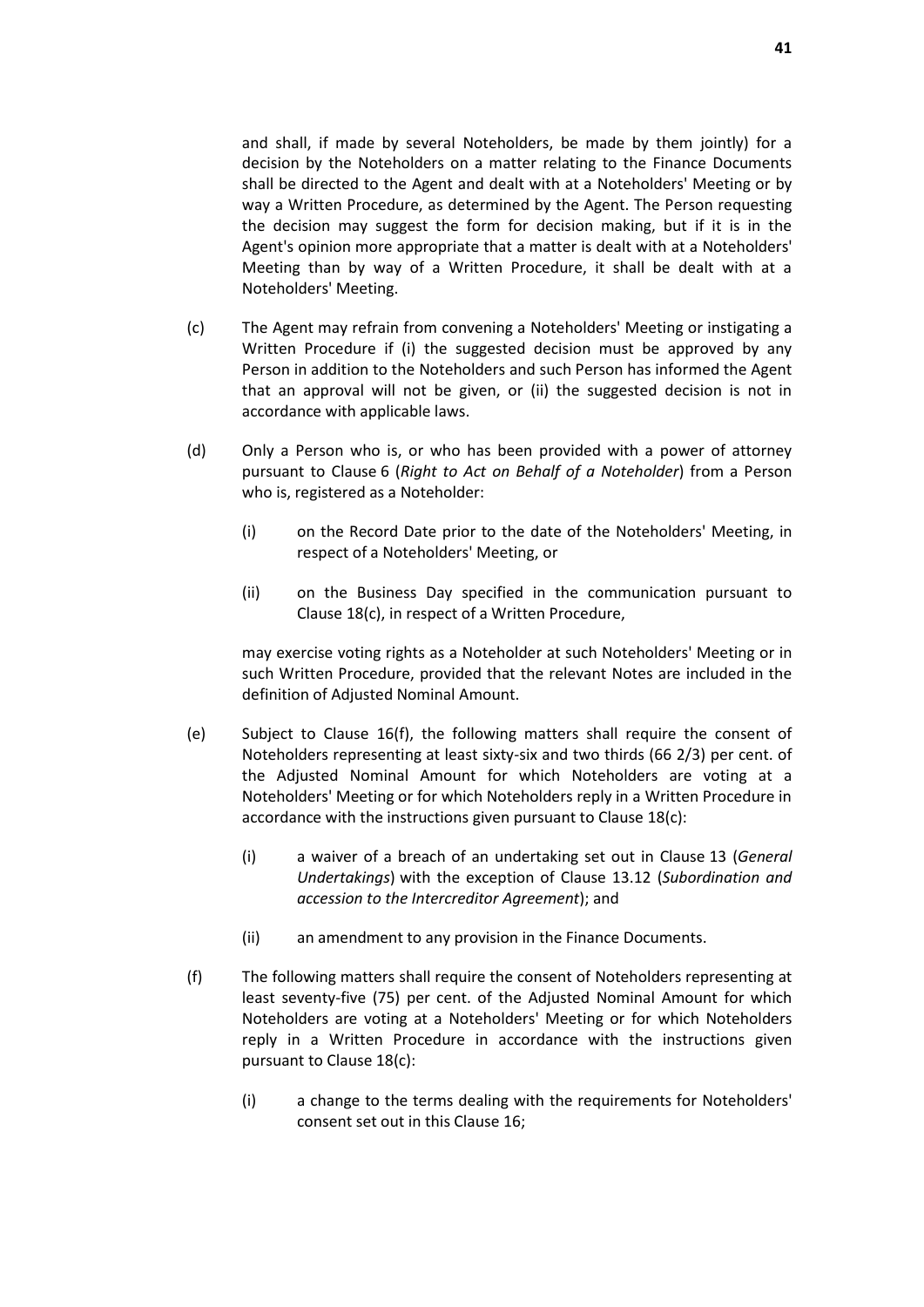and shall, if made by several Noteholders, be made by them jointly) for a decision by the Noteholders on a matter relating to the Finance Documents shall be directed to the Agent and dealt with at a Noteholders' Meeting or by way a Written Procedure, as determined by the Agent. The Person requesting the decision may suggest the form for decision making, but if it is in the Agent's opinion more appropriate that a matter is dealt with at a Noteholders' Meeting than by way of a Written Procedure, it shall be dealt with at a Noteholders' Meeting.

(c) The Agent may refrain from convening a Noteholders' Meeting or instigating a Written Procedure if (i) the suggested decision must be approved by any Person in addition to the Noteholders and such Person has informed the Agent that an approval will not be given, or (ii) the suggested decision is not in accordance with applicable laws.

(d) Only a Person who is, or who has been provided with a power of attorney pursuant to Clause 6 (*Right to Act on Behalf of a Noteholder*) from a Person who is, registered as a Noteholder:

(i) on the Record Date prior to the date of the Noteholders' Meeting, in respect of a Noteholders' Meeting, or

(ii) on the Business Day specified in the communication pursuant to Clause 18(c), in respect of a Written Procedure,

may exercise voting rights as a Noteholder at such Noteholders' Meeting or in such Written Procedure, provided that the relevant Notes are included in the definition of Adjusted Nominal Amount.

(e) Subject to Clause 16(f), the following matters shall require the consent of Noteholders representing at least sixty-six and two thirds (66 2/3) per cent. of the Adjusted Nominal Amount for which Noteholders are voting at a Noteholders' Meeting or for which Noteholders reply in a Written Procedure in accordance with the instructions given pursuant to Clause 18(c):

(i) a waiver of a breach of an undertaking set out in Clause 13 (*General Undertakings*) with the exception of Clause 13.12 (*Subordination and accession to the Intercreditor Agreement*); and

(ii) an amendment to any provision in the Finance Documents.

(f) The following matters shall require the consent of Noteholders representing at least seventy-five (75) per cent. of the Adjusted Nominal Amount for which Noteholders are voting at a Noteholders' Meeting or for which Noteholders reply in a Written Procedure in accordance with the instructions given pursuant to Clause 18(c):

(i) a change to the terms dealing with the requirements for Noteholders' consent set out in this Clause 16;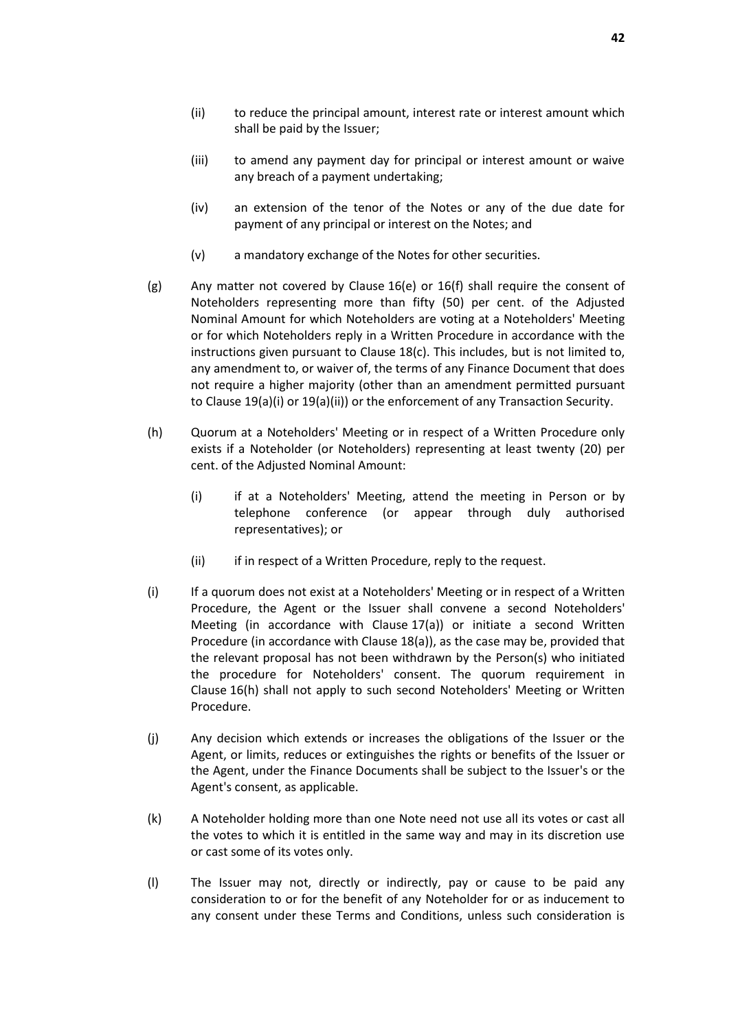(ii) to reduce the principal amount, interest rate or interest amount which shall be paid by the Issuer;

(iii) to amend any payment day for principal or interest amount or waive any breach of a payment undertaking;

(iv) an extension of the tenor of the Notes or any of the due date for payment of any principal or interest on the Notes; and

(v) a mandatory exchange of the Notes for other securities.

(g) Any matter not covered by Clause 16(e) or 16(f) shall require the consent of Noteholders representing more than fifty (50) per cent. of the Adjusted Nominal Amount for which Noteholders are voting at a Noteholders' Meeting or for which Noteholders reply in a Written Procedure in accordance with the instructions given pursuant to Clause 18(c). This includes, but is not limited to, any amendment to, or waiver of, the terms of any Finance Document that does not require a higher majority (other than an amendment permitted pursuant to Clause 19(a)(i) or 19(a)(ii)) or the enforcement of any Transaction Security.

(h) Quorum at a Noteholders' Meeting or in respect of a Written Procedure only exists if a Noteholder (or Noteholders) representing at least twenty (20) per cent. of the Adjusted Nominal Amount:

(i) if at a Noteholders' Meeting, attend the meeting in Person or by telephone conference (or appear through duly authorised representatives); or

(ii) if in respect of a Written Procedure, reply to the request.

(i) If a quorum does not exist at a Noteholders' Meeting or in respect of a Written Procedure, the Agent or the Issuer shall convene a second Noteholders' Meeting (in accordance with Clause 17(a)) or initiate a second Written Procedure (in accordance with Clause 18(a)), as the case may be, provided that the relevant proposal has not been withdrawn by the Person(s) who initiated the procedure for Noteholders' consent. The quorum requirement in Clause 16(h) shall not apply to such second Noteholders' Meeting or Written Procedure.

(j) Any decision which extends or increases the obligations of the Issuer or the Agent, or limits, reduces or extinguishes the rights or benefits of the Issuer or the Agent, under the Finance Documents shall be subject to the Issuer's or the Agent's consent, as applicable.

(k) A Noteholder holding more than one Note need not use all its votes or cast all the votes to which it is entitled in the same way and may in its discretion use or cast some of its votes only.

(l) The Issuer may not, directly or indirectly, pay or cause to be paid any consideration to or for the benefit of any Noteholder for or as inducement to any consent under these Terms and Conditions, unless such consideration is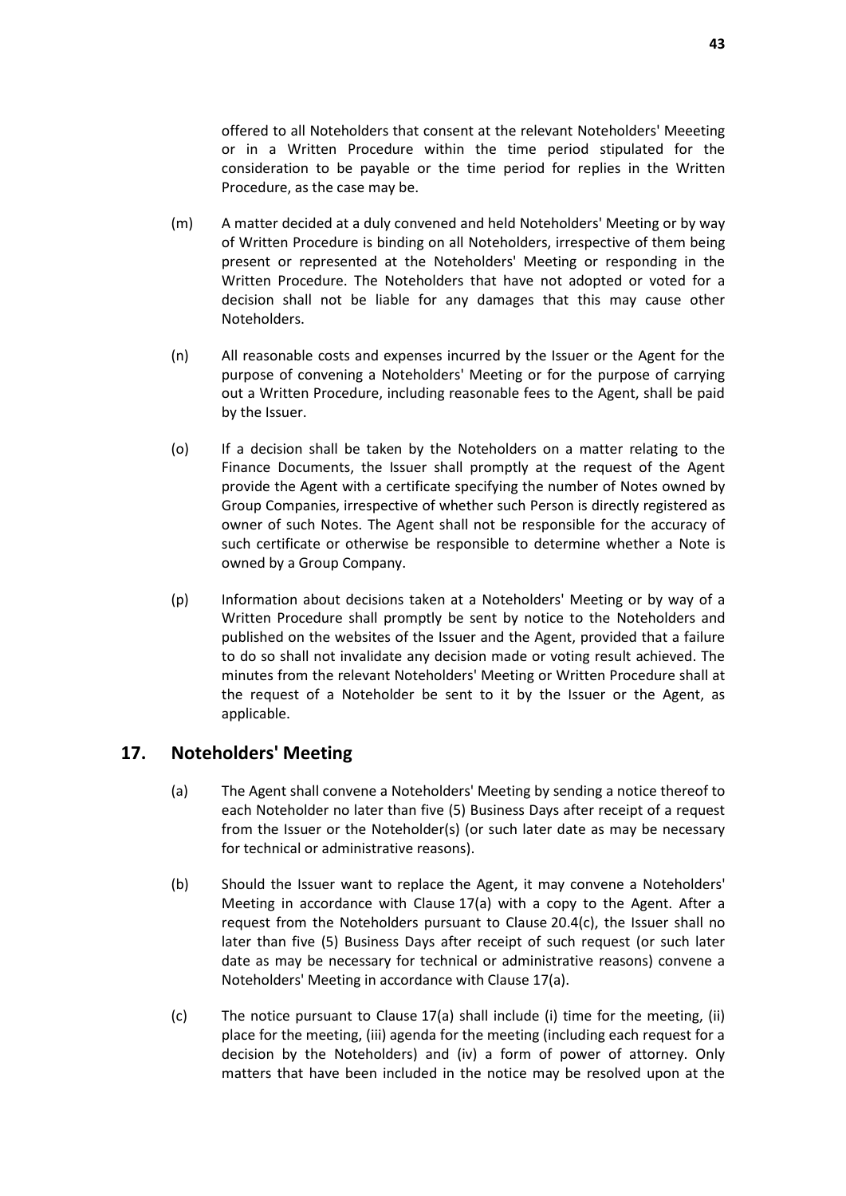offered to all Noteholders that consent at the relevant Noteholders' Meeeting or in a Written Procedure within the time period stipulated for the consideration to be payable or the time period for replies in the Written Procedure, as the case may be.

(m) A matter decided at a duly convened and held Noteholders' Meeting or by way of Written Procedure is binding on all Noteholders, irrespective of them being present or represented at the Noteholders' Meeting or responding in the Written Procedure. The Noteholders that have not adopted or voted for a decision shall not be liable for any damages that this may cause other Noteholders.

(n) All reasonable costs and expenses incurred by the Issuer or the Agent for the purpose of convening a Noteholders' Meeting or for the purpose of carrying out a Written Procedure, including reasonable fees to the Agent, shall be paid by the Issuer.

(o) If a decision shall be taken by the Noteholders on a matter relating to the Finance Documents, the Issuer shall promptly at the request of the Agent provide the Agent with a certificate specifying the number of Notes owned by Group Companies, irrespective of whether such Person is directly registered as owner of such Notes. The Agent shall not be responsible for the accuracy of such certificate or otherwise be responsible to determine whether a Note is owned by a Group Company.

(p) Information about decisions taken at a Noteholders' Meeting or by way of a Written Procedure shall promptly be sent by notice to the Noteholders and published on the websites of the Issuer and the Agent, provided that a failure to do so shall not invalidate any decision made or voting result achieved. The minutes from the relevant Noteholders' Meeting or Written Procedure shall at the request of a Noteholder be sent to it by the Issuer or the Agent, as applicable.

## 17. Noteholders' Meeting

(a) The Agent shall convene a Noteholders' Meeting by sending a notice thereof to each Noteholder no later than five (5) Business Days after receipt of a request from the Issuer or the Noteholder(s) (or such later date as may be necessary for technical or administrative reasons).

(b) Should the Issuer want to replace the Agent, it may convene a Noteholders' Meeting in accordance with Clause 17(a) with a copy to the Agent. After a request from the Noteholders pursuant to Clause 20.4(c), the Issuer shall no later than five (5) Business Days after receipt of such request (or such later date as may be necessary for technical or administrative reasons) convene a Noteholders' Meeting in accordance with Clause 17(a).

(c) The notice pursuant to Clause 17(a) shall include (i) time for the meeting, (ii) place for the meeting, (iii) agenda for the meeting (including each request for a decision by the Noteholders) and (iv) a form of power of attorney. Only matters that have been included in the notice may be resolved upon at the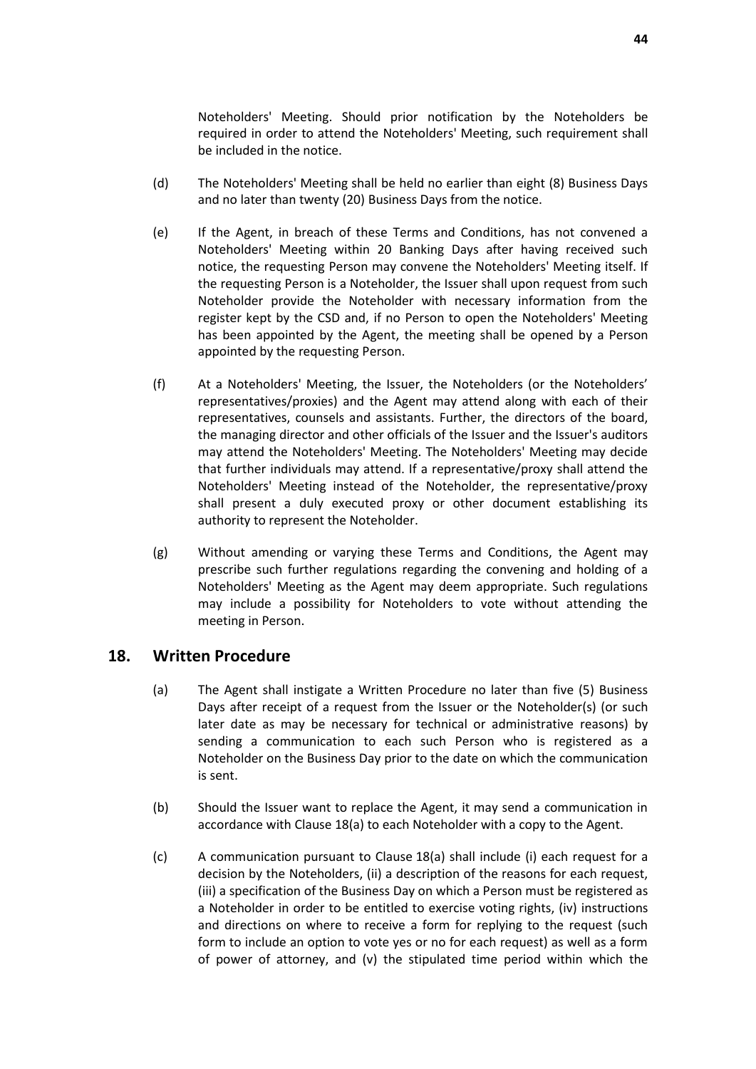Noteholders' Meeting. Should prior notification by the Noteholders be required in order to attend the Noteholders' Meeting, such requirement shall be included in the notice.

(d) The Noteholders' Meeting shall be held no earlier than eight (8) Business Days and no later than twenty (20) Business Days from the notice.

(e) If the Agent, in breach of these Terms and Conditions, has not convened a Noteholders' Meeting within 20 Banking Days after having received such notice, the requesting Person may convene the Noteholders' Meeting itself. If the requesting Person is a Noteholder, the Issuer shall upon request from such Noteholder provide the Noteholder with necessary information from the register kept by the CSD and, if no Person to open the Noteholders' Meeting has been appointed by the Agent, the meeting shall be opened by a Person appointed by the requesting Person.

(f) At a Noteholders' Meeting, the Issuer, the Noteholders (or the Noteholders' representatives/proxies) and the Agent may attend along with each of their representatives, counsels and assistants. Further, the directors of the board, the managing director and other officials of the Issuer and the Issuer's auditors may attend the Noteholders' Meeting. The Noteholders' Meeting may decide that further individuals may attend. If a representative/proxy shall attend the Noteholders' Meeting instead of the Noteholder, the representative/proxy shall present a duly executed proxy or other document establishing its authority to represent the Noteholder.

(g) Without amending or varying these Terms and Conditions, the Agent may prescribe such further regulations regarding the convening and holding of a Noteholders' Meeting as the Agent may deem appropriate. Such regulations may include a possibility for Noteholders to vote without attending the meeting in Person.

## 18. Written Procedure

(a) The Agent shall instigate a Written Procedure no later than five (5) Business Days after receipt of a request from the Issuer or the Noteholder(s) (or such later date as may be necessary for technical or administrative reasons) by sending a communication to each such Person who is registered as a Noteholder on the Business Day prior to the date on which the communication is sent.

(b) Should the Issuer want to replace the Agent, it may send a communication in accordance with Clause 18(a) to each Noteholder with a copy to the Agent.

(c) A communication pursuant to Clause 18(a) shall include (i) each request for a decision by the Noteholders, (ii) a description of the reasons for each request, (iii) a specification of the Business Day on which a Person must be registered as a Noteholder in order to be entitled to exercise voting rights, (iv) instructions and directions on where to receive a form for replying to the request (such form to include an option to vote yes or no for each request) as well as a form of power of attorney, and (v) the stipulated time period within which the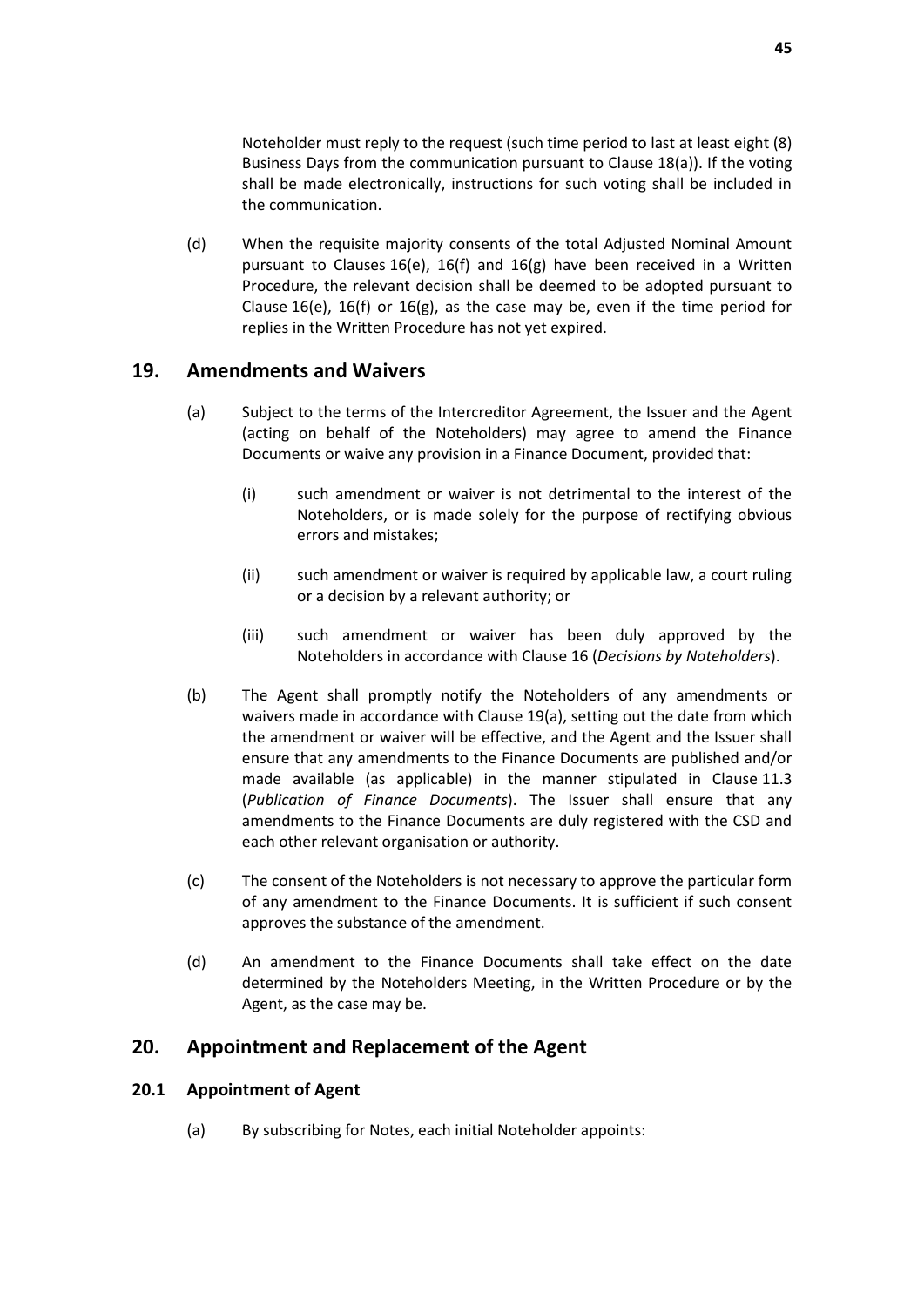Noteholder must reply to the request (such time period to last at least eight (8) Business Days from the communication pursuant to Clause 18(a)). If the voting shall be made electronically, instructions for such voting shall be included in the communication.

(d) When the requisite majority consents of the total Adjusted Nominal Amount pursuant to Clauses 16(e), 16(f) and 16(g) have been received in a Written Procedure, the relevant decision shall be deemed to be adopted pursuant to Clause 16(e), 16(f) or 16(g), as the case may be, even if the time period for replies in the Written Procedure has not yet expired.

## 19. Amendments and Waivers

(a) Subject to the terms of the Intercreditor Agreement, the Issuer and the Agent (acting on behalf of the Noteholders) may agree to amend the Finance Documents or waive any provision in a Finance Document, provided that:

(i) such amendment or waiver is not detrimental to the interest of the Noteholders, or is made solely for the purpose of rectifying obvious errors and mistakes;

(ii) such amendment or waiver is required by applicable law, a court ruling or a decision by a relevant authority; or

(iii) such amendment or waiver has been duly approved by the Noteholders in accordance with Clause 16 (*Decisions by Noteholders*).

(b) The Agent shall promptly notify the Noteholders of any amendments or waivers made in accordance with Clause 19(a), setting out the date from which the amendment or waiver will be effective, and the Agent and the Issuer shall ensure that any amendments to the Finance Documents are published and/or made available (as applicable) in the manner stipulated in Clause 11.3 (*Publication of Finance Documents*). The Issuer shall ensure that any amendments to the Finance Documents are duly registered with the CSD and each other relevant organisation or authority.

(c) The consent of the Noteholders is not necessary to approve the particular form of any amendment to the Finance Documents. It is sufficient if such consent approves the substance of the amendment.

(d) An amendment to the Finance Documents shall take effect on the date determined by the Noteholders Meeting, in the Written Procedure or by the Agent, as the case may be.

## 20. Appointment and Replacement of the Agent

### 20.1 Appointment of Agent

(a) By subscribing for Notes, each initial Noteholder appoints: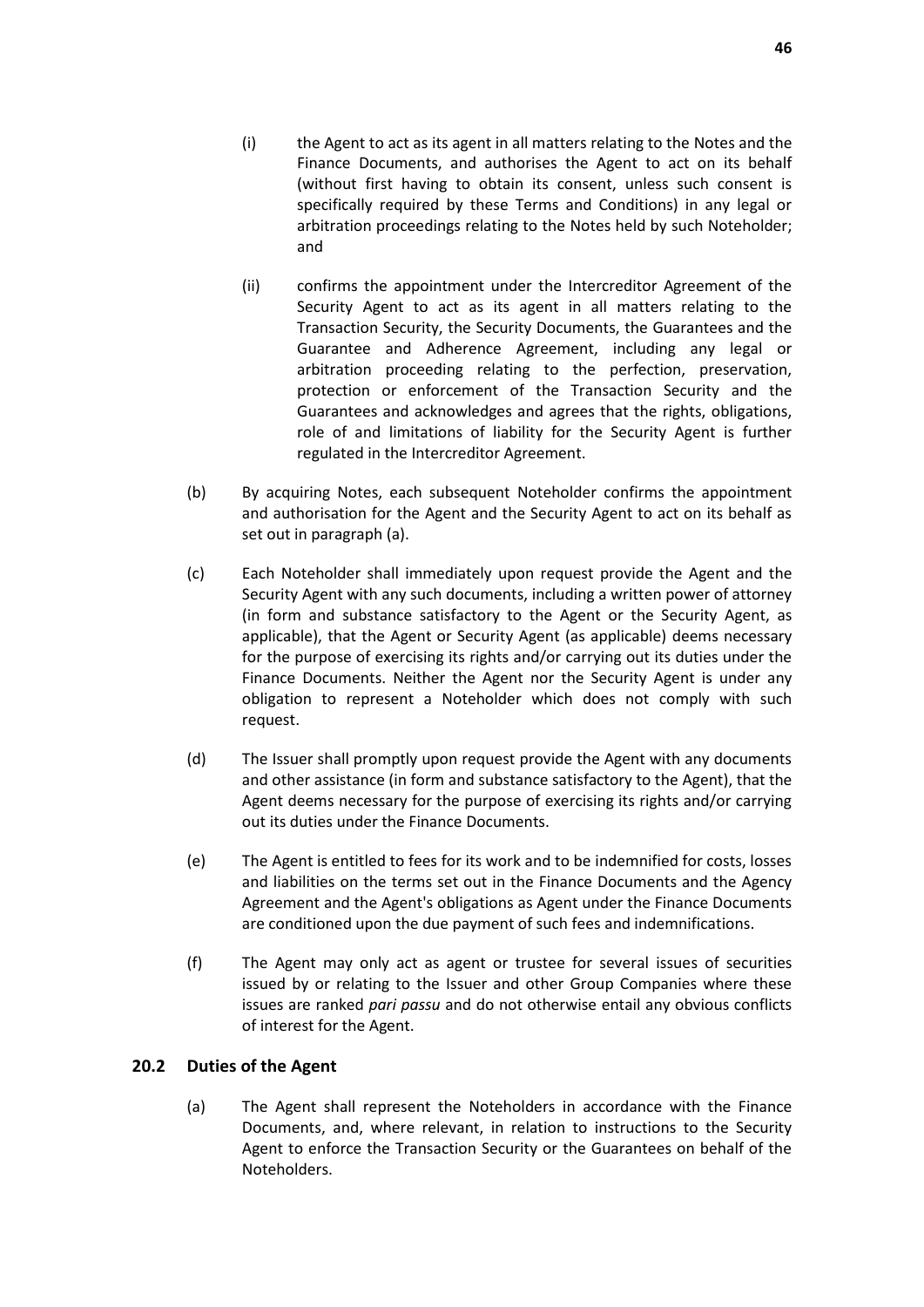(i) the Agent to act as its agent in all matters relating to the Notes and the Finance Documents, and authorises the Agent to act on its behalf (without first having to obtain its consent, unless such consent is specifically required by these Terms and Conditions) in any legal or arbitration proceedings relating to the Notes held by such Noteholder; and

(ii) confirms the appointment under the Intercreditor Agreement of the Security Agent to act as its agent in all matters relating to the Transaction Security, the Security Documents, the Guarantees and the Guarantee and Adherence Agreement, including any legal or arbitration proceeding relating to the perfection, preservation, protection or enforcement of the Transaction Security and the Guarantees and acknowledges and agrees that the rights, obligations, role of and limitations of liability for the Security Agent is further regulated in the Intercreditor Agreement.

(b) By acquiring Notes, each subsequent Noteholder confirms the appointment and authorisation for the Agent and the Security Agent to act on its behalf as set out in paragraph (a).

(c) Each Noteholder shall immediately upon request provide the Agent and the Security Agent with any such documents, including a written power of attorney (in form and substance satisfactory to the Agent or the Security Agent, as applicable), that the Agent or Security Agent (as applicable) deems necessary for the purpose of exercising its rights and/or carrying out its duties under the Finance Documents. Neither the Agent nor the Security Agent is under any obligation to represent a Noteholder which does not comply with such request.

(d) The Issuer shall promptly upon request provide the Agent with any documents and other assistance (in form and substance satisfactory to the Agent), that the Agent deems necessary for the purpose of exercising its rights and/or carrying out its duties under the Finance Documents.

(e) The Agent is entitled to fees for its work and to be indemnified for costs, losses and liabilities on the terms set out in the Finance Documents and the Agency Agreement and the Agent's obligations as Agent under the Finance Documents are conditioned upon the due payment of such fees and indemnifications.

(f) The Agent may only act as agent or trustee for several issues of securities issued by or relating to the Issuer and other Group Companies where these issues are ranked *pari passu* and do not otherwise entail any obvious conflicts of interest for the Agent.

### 20.2 Duties of the Agent

(a) The Agent shall represent the Noteholders in accordance with the Finance Documents, and, where relevant, in relation to instructions to the Security Agent to enforce the Transaction Security or the Guarantees on behalf of the Noteholders.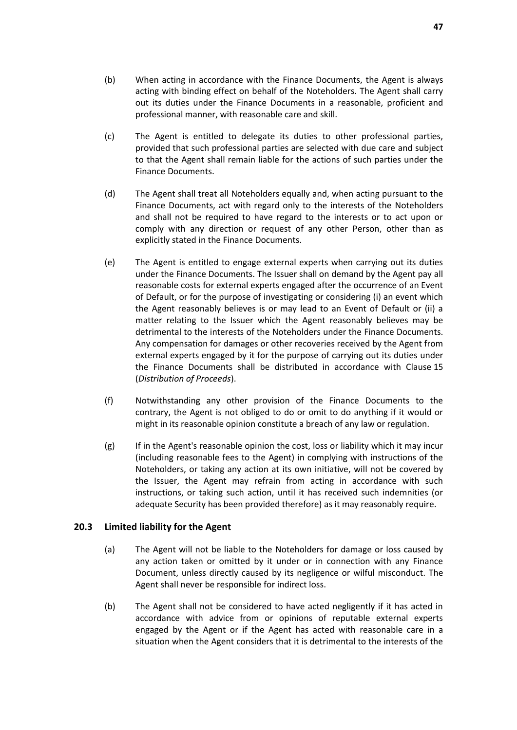(b) When acting in accordance with the Finance Documents, the Agent is always acting with binding effect on behalf of the Noteholders. The Agent shall carry out its duties under the Finance Documents in a reasonable, proficient and professional manner, with reasonable care and skill.

(c) The Agent is entitled to delegate its duties to other professional parties, provided that such professional parties are selected with due care and subject to that the Agent shall remain liable for the actions of such parties under the Finance Documents.

(d) The Agent shall treat all Noteholders equally and, when acting pursuant to the Finance Documents, act with regard only to the interests of the Noteholders and shall not be required to have regard to the interests or to act upon or comply with any direction or request of any other Person, other than as explicitly stated in the Finance Documents.

(e) The Agent is entitled to engage external experts when carrying out its duties under the Finance Documents. The Issuer shall on demand by the Agent pay all reasonable costs for external experts engaged after the occurrence of an Event of Default, or for the purpose of investigating or considering (i) an event which the Agent reasonably believes is or may lead to an Event of Default or (ii) a matter relating to the Issuer which the Agent reasonably believes may be detrimental to the interests of the Noteholders under the Finance Documents. Any compensation for damages or other recoveries received by the Agent from external experts engaged by it for the purpose of carrying out its duties under the Finance Documents shall be distributed in accordance with Clause 15 (*Distribution of Proceeds*).

(f) Notwithstanding any other provision of the Finance Documents to the contrary, the Agent is not obliged to do or omit to do anything if it would or might in its reasonable opinion constitute a breach of any law or regulation.

(g) If in the Agent's reasonable opinion the cost, loss or liability which it may incur (including reasonable fees to the Agent) in complying with instructions of the Noteholders, or taking any action at its own initiative, will not be covered by the Issuer, the Agent may refrain from acting in accordance with such instructions, or taking such action, until it has received such indemnities (or adequate Security has been provided therefore) as it may reasonably require.

## 20.3 Limited liability for the Agent

(a) The Agent will not be liable to the Noteholders for damage or loss caused by any action taken or omitted by it under or in connection with any Finance Document, unless directly caused by its negligence or wilful misconduct. The Agent shall never be responsible for indirect loss.

(b) The Agent shall not be considered to have acted negligently if it has acted in accordance with advice from or opinions of reputable external experts engaged by the Agent or if the Agent has acted with reasonable care in a situation when the Agent considers that it is detrimental to the interests of the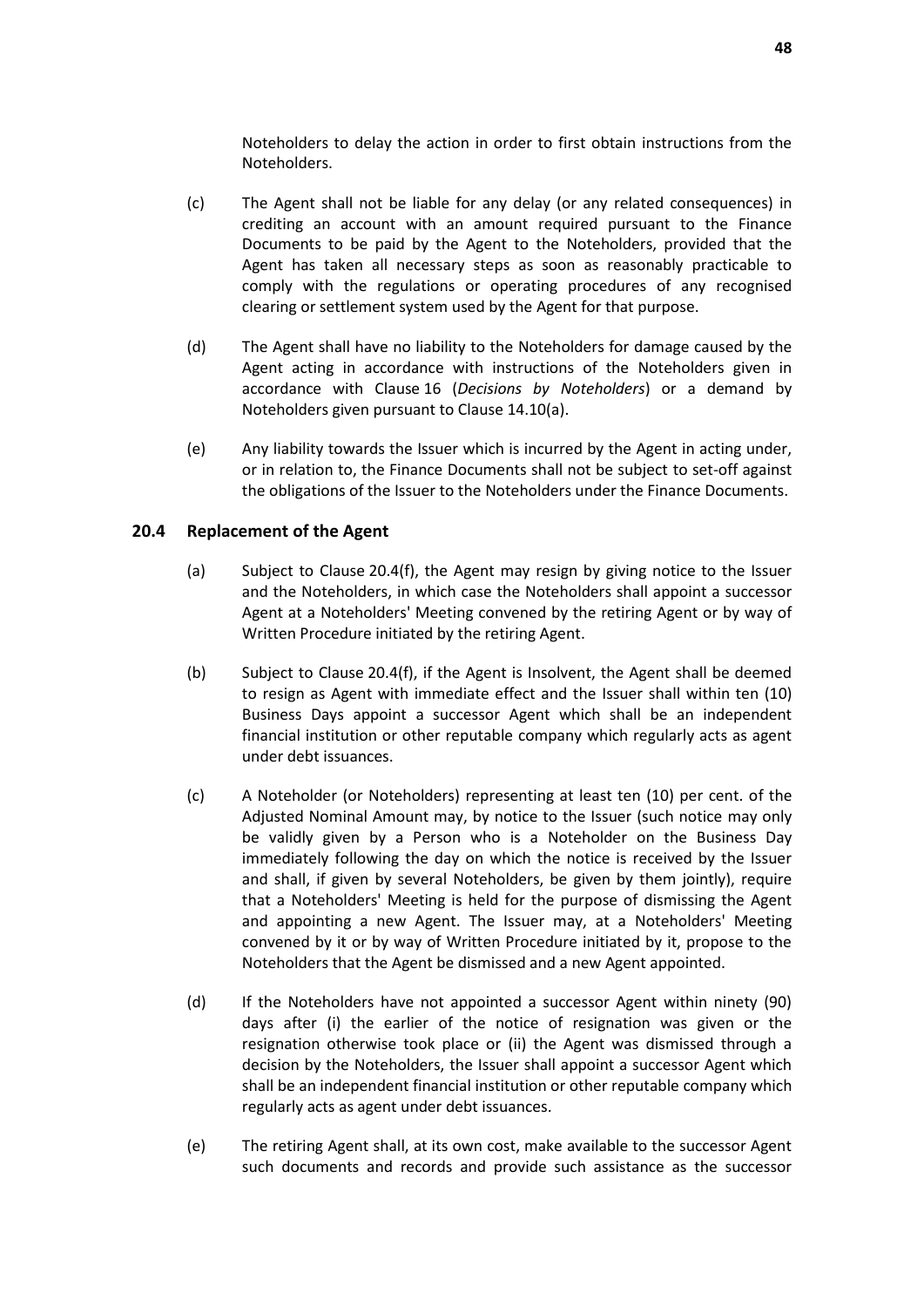Noteholders to delay the action in order to first obtain instructions from the Noteholders.

(c) The Agent shall not be liable for any delay (or any related consequences) in crediting an account with an amount required pursuant to the Finance Documents to be paid by the Agent to the Noteholders, provided that the Agent has taken all necessary steps as soon as reasonably practicable to comply with the regulations or operating procedures of any recognised clearing or settlement system used by the Agent for that purpose.

(d) The Agent shall have no liability to the Noteholders for damage caused by the Agent acting in accordance with instructions of the Noteholders given in accordance with Clause 16 (*Decisions by Noteholders*) or a demand by Noteholders given pursuant to Clause 14.10(a).

(e) Any liability towards the Issuer which is incurred by the Agent in acting under, or in relation to, the Finance Documents shall not be subject to set-off against the obligations of the Issuer to the Noteholders under the Finance Documents.

### 20.4 Replacement of the Agent

(a) Subject to Clause 20.4(f), the Agent may resign by giving notice to the Issuer and the Noteholders, in which case the Noteholders shall appoint a successor Agent at a Noteholders' Meeting convened by the retiring Agent or by way of Written Procedure initiated by the retiring Agent.

(b) Subject to Clause 20.4(f), if the Agent is Insolvent, the Agent shall be deemed to resign as Agent with immediate effect and the Issuer shall within ten (10) Business Days appoint a successor Agent which shall be an independent financial institution or other reputable company which regularly acts as agent under debt issuances.

(c) A Noteholder (or Noteholders) representing at least ten (10) per cent. of the Adjusted Nominal Amount may, by notice to the Issuer (such notice may only be validly given by a Person who is a Noteholder on the Business Day immediately following the day on which the notice is received by the Issuer and shall, if given by several Noteholders, be given by them jointly), require that a Noteholders' Meeting is held for the purpose of dismissing the Agent and appointing a new Agent. The Issuer may, at a Noteholders' Meeting convened by it or by way of Written Procedure initiated by it, propose to the Noteholders that the Agent be dismissed and a new Agent appointed.

(d) If the Noteholders have not appointed a successor Agent within ninety (90) days after (i) the earlier of the notice of resignation was given or the resignation otherwise took place or (ii) the Agent was dismissed through a decision by the Noteholders, the Issuer shall appoint a successor Agent which shall be an independent financial institution or other reputable company which regularly acts as agent under debt issuances.

(e) The retiring Agent shall, at its own cost, make available to the successor Agent such documents and records and provide such assistance as the successor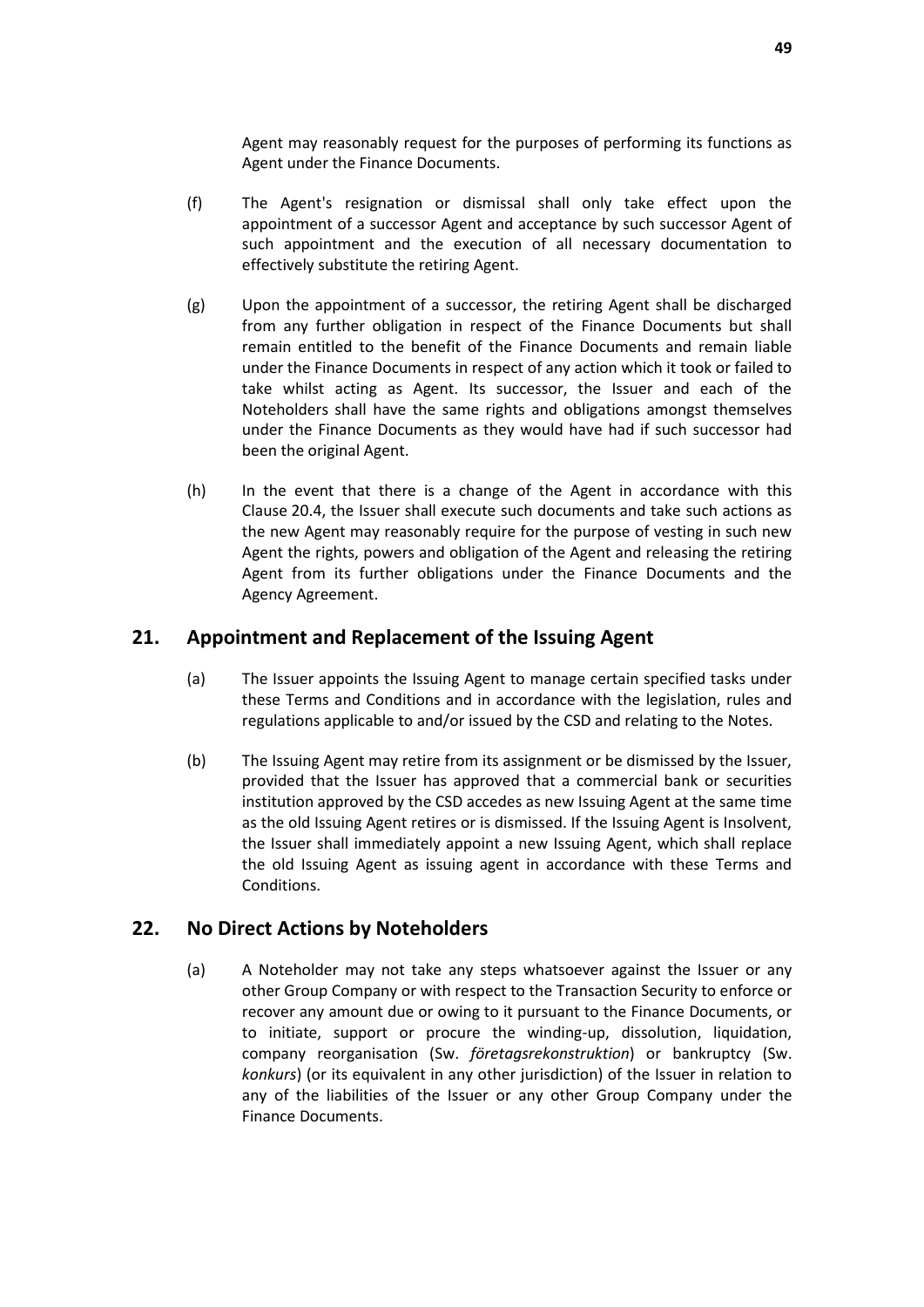Agent may reasonably request for the purposes of performing its functions as Agent under the Finance Documents.

(f) The Agent's resignation or dismissal shall only take effect upon the appointment of a successor Agent and acceptance by such successor Agent of such appointment and the execution of all necessary documentation to effectively substitute the retiring Agent.

(g) Upon the appointment of a successor, the retiring Agent shall be discharged from any further obligation in respect of the Finance Documents but shall remain entitled to the benefit of the Finance Documents and remain liable under the Finance Documents in respect of any action which it took or failed to take whilst acting as Agent. Its successor, the Issuer and each of the Noteholders shall have the same rights and obligations amongst themselves under the Finance Documents as they would have had if such successor had been the original Agent.

(h) In the event that there is a change of the Agent in accordance with this Clause 20.4, the Issuer shall execute such documents and take such actions as the new Agent may reasonably require for the purpose of vesting in such new Agent the rights, powers and obligation of the Agent and releasing the retiring Agent from its further obligations under the Finance Documents and the Agency Agreement.

## 21. Appointment and Replacement of the Issuing Agent

(a) The Issuer appoints the Issuing Agent to manage certain specified tasks under these Terms and Conditions and in accordance with the legislation, rules and regulations applicable to and/or issued by the CSD and relating to the Notes.

(b) The Issuing Agent may retire from its assignment or be dismissed by the Issuer, provided that the Issuer has approved that a commercial bank or securities institution approved by the CSD accedes as new Issuing Agent at the same time as the old Issuing Agent retires or is dismissed. If the Issuing Agent is Insolvent, the Issuer shall immediately appoint a new Issuing Agent, which shall replace the old Issuing Agent as issuing agent in accordance with these Terms and Conditions.

## 22. No Direct Actions by Noteholders

(a) A Noteholder may not take any steps whatsoever against the Issuer or any other Group Company or with respect to the Transaction Security to enforce or recover any amount due or owing to it pursuant to the Finance Documents, or to initiate, support or procure the winding-up, dissolution, liquidation, company reorganisation (Sw. *företagsrekonstruktion*) or bankruptcy (Sw. *konkurs*) (or its equivalent in any other jurisdiction) of the Issuer in relation to any of the liabilities of the Issuer or any other Group Company under the Finance Documents.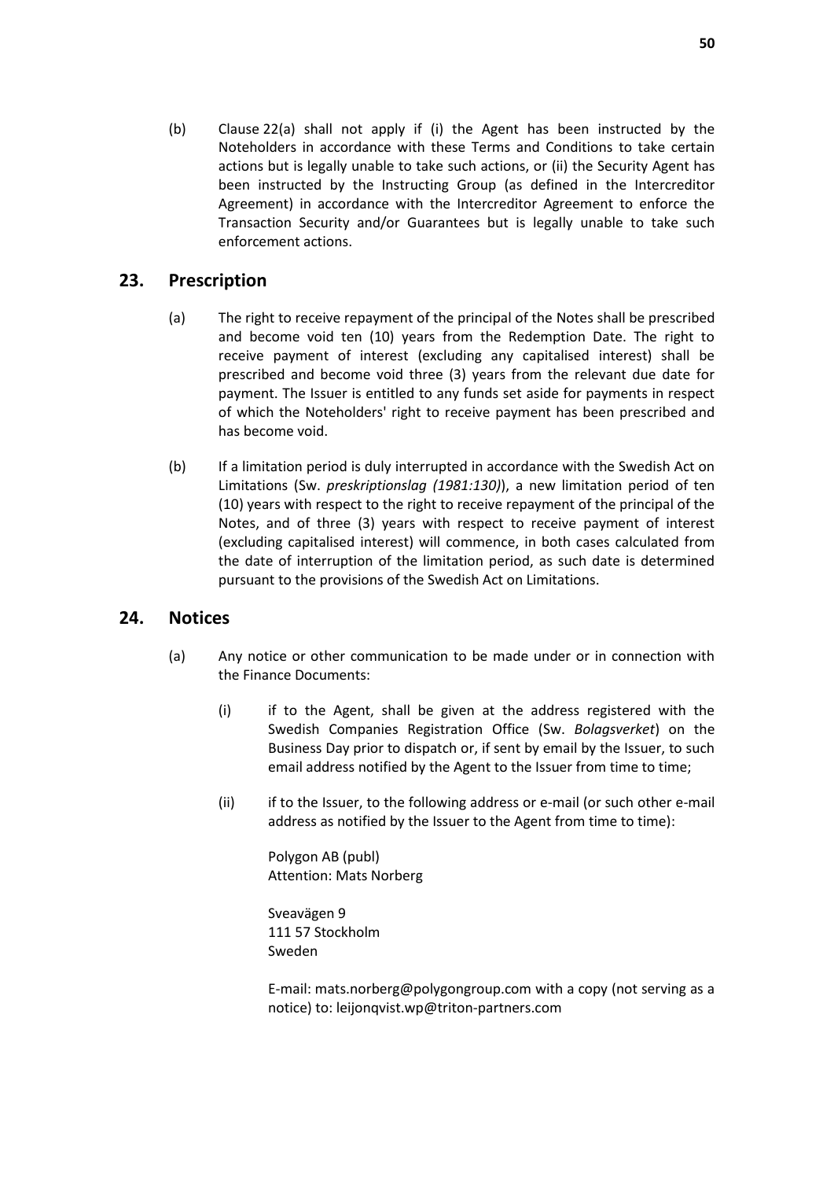(b) Clause 22(a) shall not apply if (i) the Agent has been instructed by the Noteholders in accordance with these Terms and Conditions to take certain actions but is legally unable to take such actions, or (ii) the Security Agent has been instructed by the Instructing Group (as defined in the Intercreditor Agreement) in accordance with the Intercreditor Agreement to enforce the Transaction Security and/or Guarantees but is legally unable to take such enforcement actions.

## 23. Prescription

(a) The right to receive repayment of the principal of the Notes shall be prescribed and become void ten (10) years from the Redemption Date. The right to receive payment of interest (excluding any capitalised interest) shall be prescribed and become void three (3) years from the relevant due date for payment. The Issuer is entitled to any funds set aside for payments in respect of which the Noteholders' right to receive payment has been prescribed and has become void.

(b) If a limitation period is duly interrupted in accordance with the Swedish Act on Limitations (Sw. *preskriptionslag (1981:130)*), a new limitation period of ten (10) years with respect to the right to receive repayment of the principal of the Notes, and of three (3) years with respect to receive payment of interest (excluding capitalised interest) will commence, in both cases calculated from the date of interruption of the limitation period, as such date is determined pursuant to the provisions of the Swedish Act on Limitations.

## 24. Notices

(a) Any notice or other communication to be made under or in connection with the Finance Documents:

(i) if to the Agent, shall be given at the address registered with the Swedish Companies Registration Office (Sw. *Bolagsverket*) on the Business Day prior to dispatch or, if sent by email by the Issuer, to such email address notified by the Agent to the Issuer from time to time;

(ii) if to the Issuer, to the following address or e-mail (or such other e-mail address as notified by the Issuer to the Agent from time to time):

Polygon AB (publ)
Attention: Mats Norberg

Sveavägen 9
111 57 Stockholm
Sweden

E-mail: mats.norberg@polygongroup.com with a copy (not serving as a notice) to: leijonqvist.wp@triton-partners.com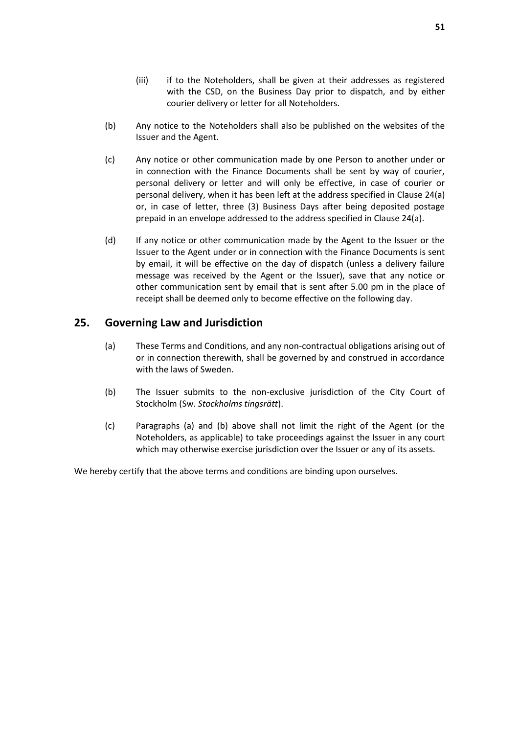(iii) if to the Noteholders, shall be given at their addresses as registered with the CSD, on the Business Day prior to dispatch, and by either courier delivery or letter for all Noteholders.

(b) Any notice to the Noteholders shall also be published on the websites of the Issuer and the Agent.

(c) Any notice or other communication made by one Person to another under or in connection with the Finance Documents shall be sent by way of courier, personal delivery or letter and will only be effective, in case of courier or personal delivery, when it has been left at the address specified in Clause 24(a) or, in case of letter, three (3) Business Days after being deposited postage prepaid in an envelope addressed to the address specified in Clause 24(a).

(d) If any notice or other communication made by the Agent to the Issuer or the Issuer to the Agent under or in connection with the Finance Documents is sent by email, it will be effective on the day of dispatch (unless a delivery failure message was received by the Agent or the Issuer), save that any notice or other communication sent by email that is sent after 5.00 pm in the place of receipt shall be deemed only to become effective on the following day.

## 25. Governing Law and Jurisdiction

(a) These Terms and Conditions, and any non-contractual obligations arising out of or in connection therewith, shall be governed by and construed in accordance with the laws of Sweden.

(b) The Issuer submits to the non-exclusive jurisdiction of the City Court of Stockholm (Sw. *Stockholms tingsrätt*).

(c) Paragraphs (a) and (b) above shall not limit the right of the Agent (or the Noteholders, as applicable) to take proceedings against the Issuer in any court which may otherwise exercise jurisdiction over the Issuer or any of its assets.

We hereby certify that the above terms and conditions are binding upon ourselves.